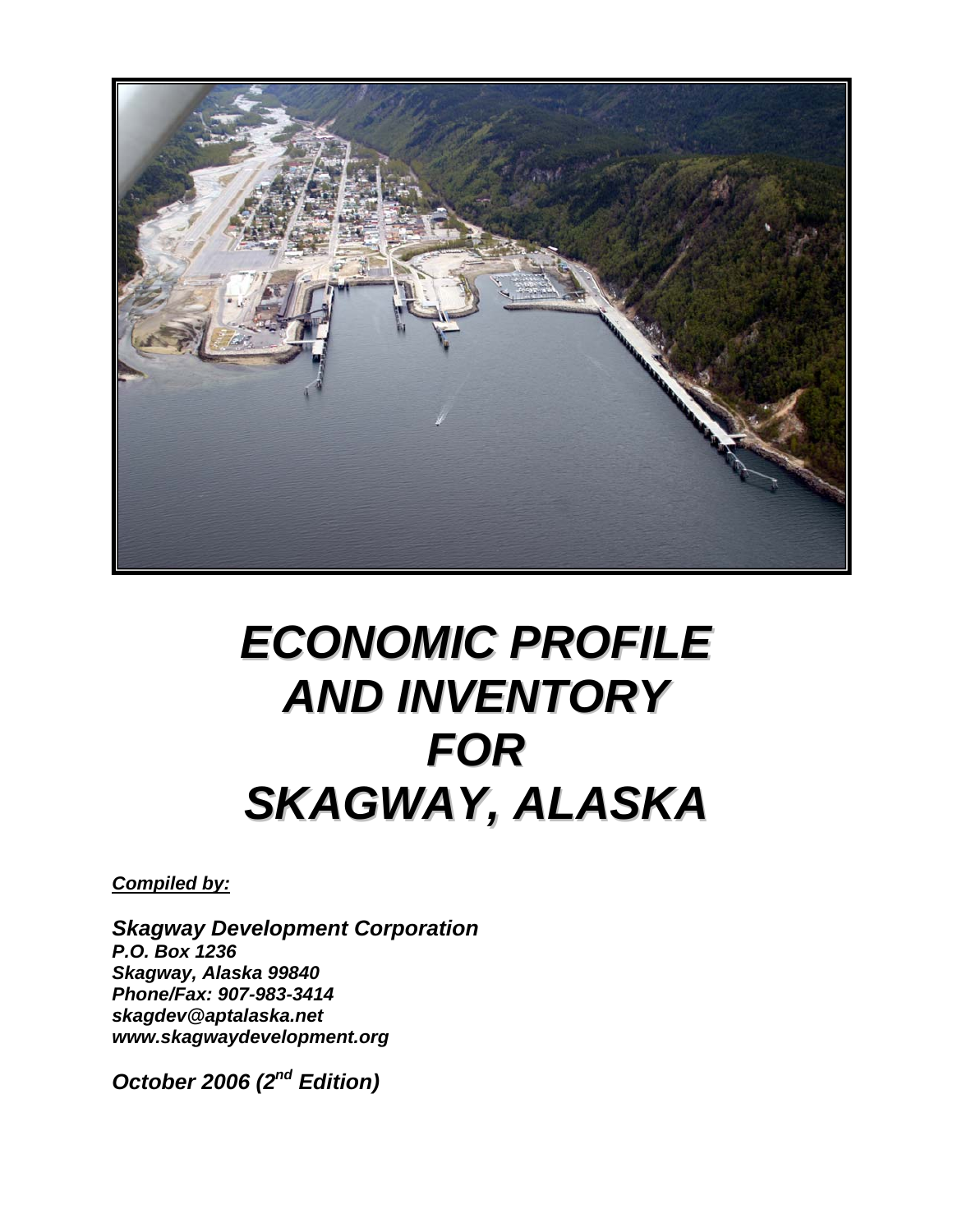# *ECONOMIC PROFILE AND INVENTORY FOR SKAGWAY, ALASKA*

***Compiled by:***

***Skagway Development Corporation***
***P.O. Box 1236***
***Skagway, Alaska 99840***
***Phone/Fax: 907-983-3414***
***skagdev@aptalaska.net***
***www.skagwaydevelopment.org***

***October 2006 (2nd Edition)***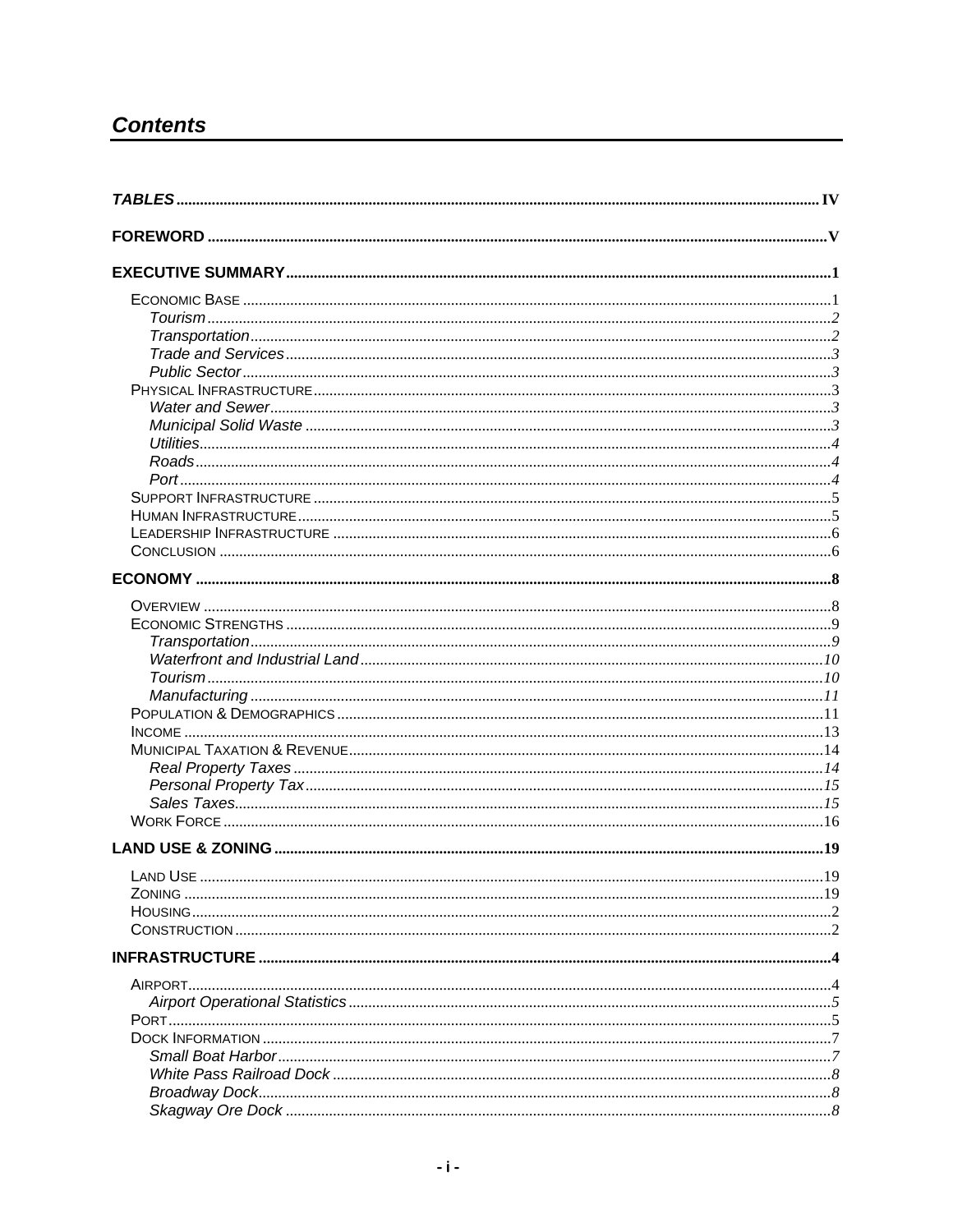# Contents

**TABLES** .... IV

**FOREWORD** .... V

**EXECUTIVE SUMMARY** .... 1

- Economic Base .... 1
  - *Tourism* .... 2
  - *Transportation* .... 2
  - *Trade and Services* .... 3
  - *Public Sector* .... 3
- Physical Infrastructure .... 3
  - *Water and Sewer* .... 3
  - *Municipal Solid Waste* .... 3
  - *Utilities* .... 4
  - *Roads* .... 4
  - *Port* .... 4
- Support Infrastructure .... 5
- Human Infrastructure .... 5
- Leadership Infrastructure .... 6
- Conclusion .... 6

**ECONOMY** .... 8

- Overview .... 8
- Economic Strengths .... 9
  - *Transportation* .... 9
  - *Waterfront and Industrial Land* .... 10
  - *Tourism* .... 10
  - *Manufacturing* .... 11
- Population & Demographics .... 11
- Income .... 13
- Municipal Taxation & Revenue .... 14
  - *Real Property Taxes* .... 14
  - *Personal Property Tax* .... 15
  - *Sales Taxes* .... 15
- Work Force .... 16

**LAND USE & ZONING** .... 19

- Land Use .... 19
- Zoning .... 19
- Housing .... 2
- Construction .... 2

**INFRASTRUCTURE** .... 4

- Airport .... 4
  - *Airport Operational Statistics* .... 5
- Port .... 5
- Dock Information .... 7
  - *Small Boat Harbor* .... 7
  - *White Pass Railroad Dock* .... 8
  - *Broadway Dock* .... 8
  - *Skagway Ore Dock* .... 8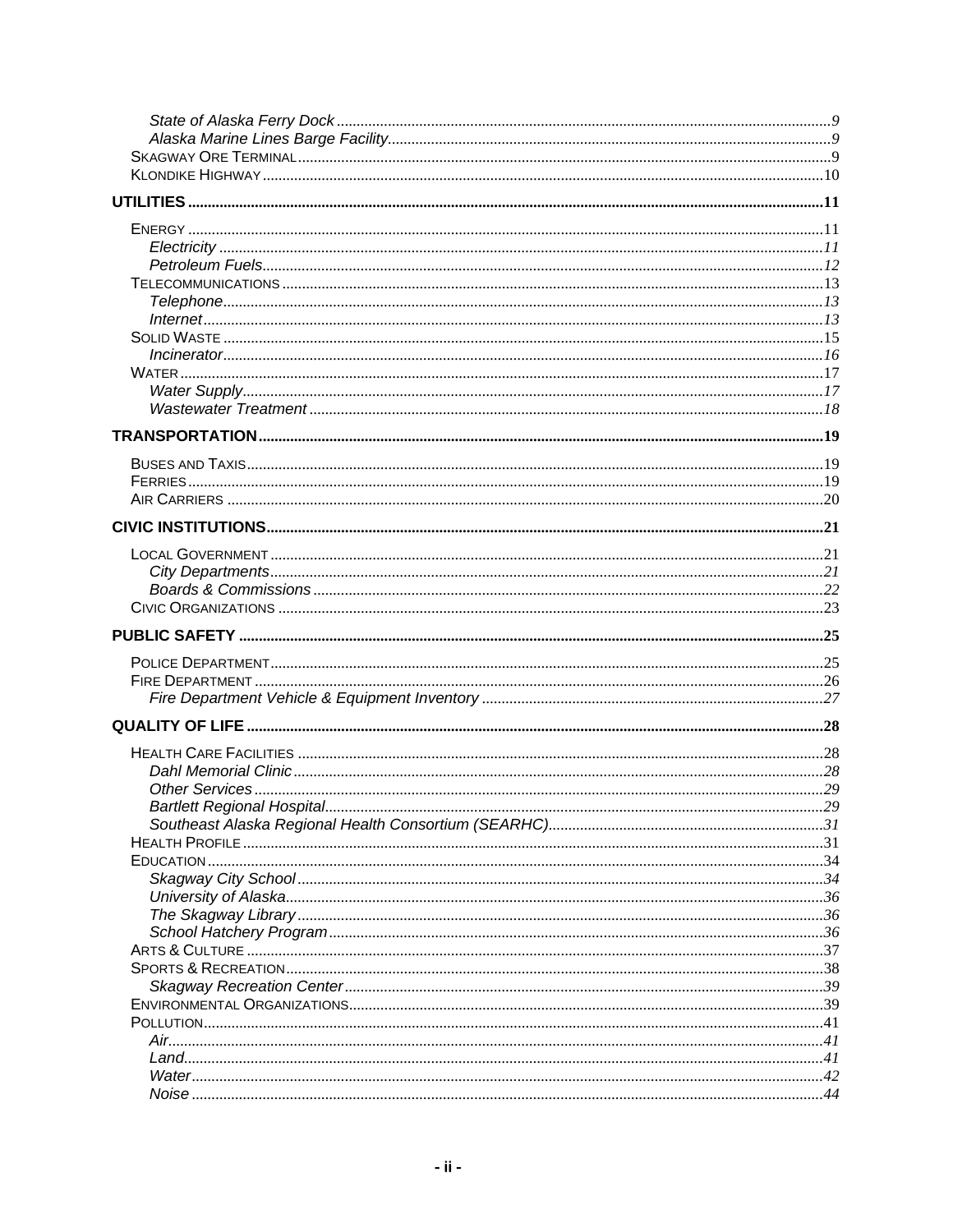*State of Alaska Ferry Dock* ... 9
*Alaska Marine Lines Barge Facility* ... 9
Skagway Ore Terminal ... 9
Klondike Highway ... 10

**UTILITIES ... 11**

Energy ... 11
*Electricity* ... 11
*Petroleum Fuels* ... 12
Telecommunications ... 13
*Telephone* ... 13
*Internet* ... 13
Solid Waste ... 15
*Incinerator* ... 16
Water ... 17
*Water Supply* ... 17
*Wastewater Treatment* ... 18

**TRANSPORTATION ... 19**

Buses and Taxis ... 19
Ferries ... 19
Air Carriers ... 20

**CIVIC INSTITUTIONS ... 21**

Local Government ... 21
*City Departments* ... 21
*Boards & Commissions* ... 22
Civic Organizations ... 23

**PUBLIC SAFETY ... 25**

Police Department ... 25
Fire Department ... 26
*Fire Department Vehicle & Equipment Inventory* ... 27

**QUALITY OF LIFE ... 28**

Health Care Facilities ... 28
*Dahl Memorial Clinic* ... 28
*Other Services* ... 29
*Bartlett Regional Hospital* ... 29
*Southeast Alaska Regional Health Consortium (SEARHC)* ... 31
Health Profile ... 31
Education ... 34
*Skagway City School* ... 34
*University of Alaska* ... 36
*The Skagway Library* ... 36
*School Hatchery Program* ... 36
Arts & Culture ... 37
Sports & Recreation ... 38
*Skagway Recreation Center* ... 39
Environmental Organizations ... 39
Pollution ... 41
*Air* ... 41
*Land* ... 41
*Water* ... 42
*Noise* ... 44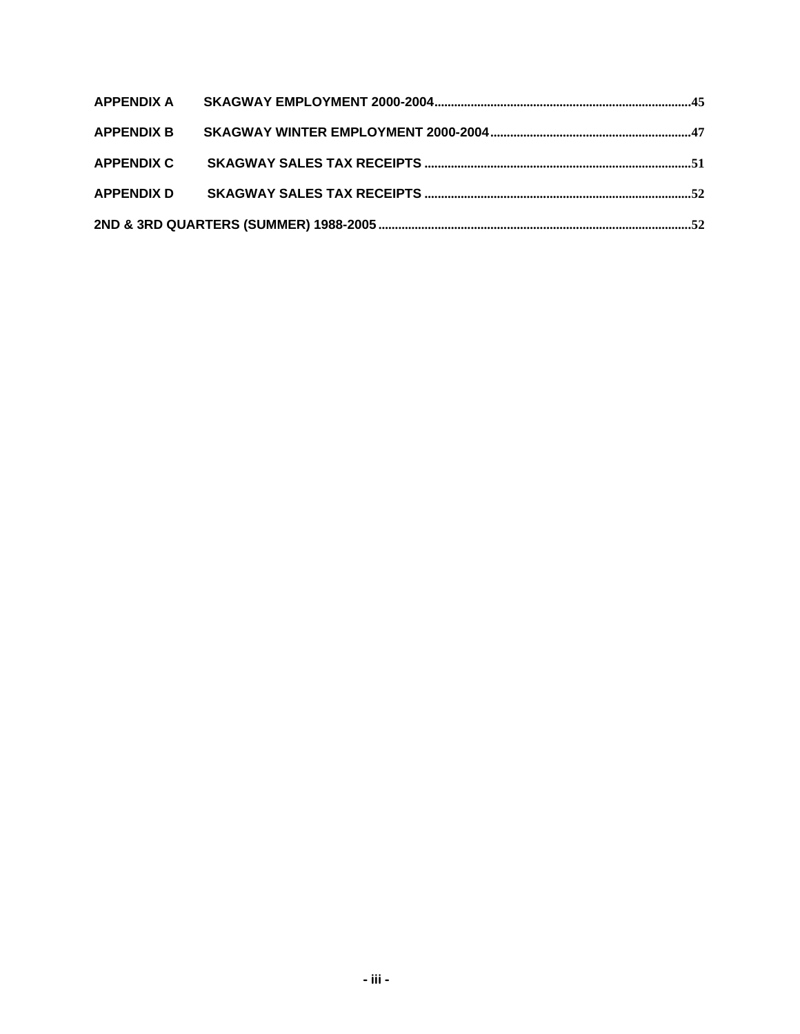APPENDIX A SKAGWAY EMPLOYMENT 2000-2004 ..... 45

APPENDIX B SKAGWAY WINTER EMPLOYMENT 2000-2004 ..... 47

APPENDIX C SKAGWAY SALES TAX RECEIPTS ..... 51

APPENDIX D SKAGWAY SALES TAX RECEIPTS ..... 52

2ND & 3RD QUARTERS (SUMMER) 1988-2005 ..... 52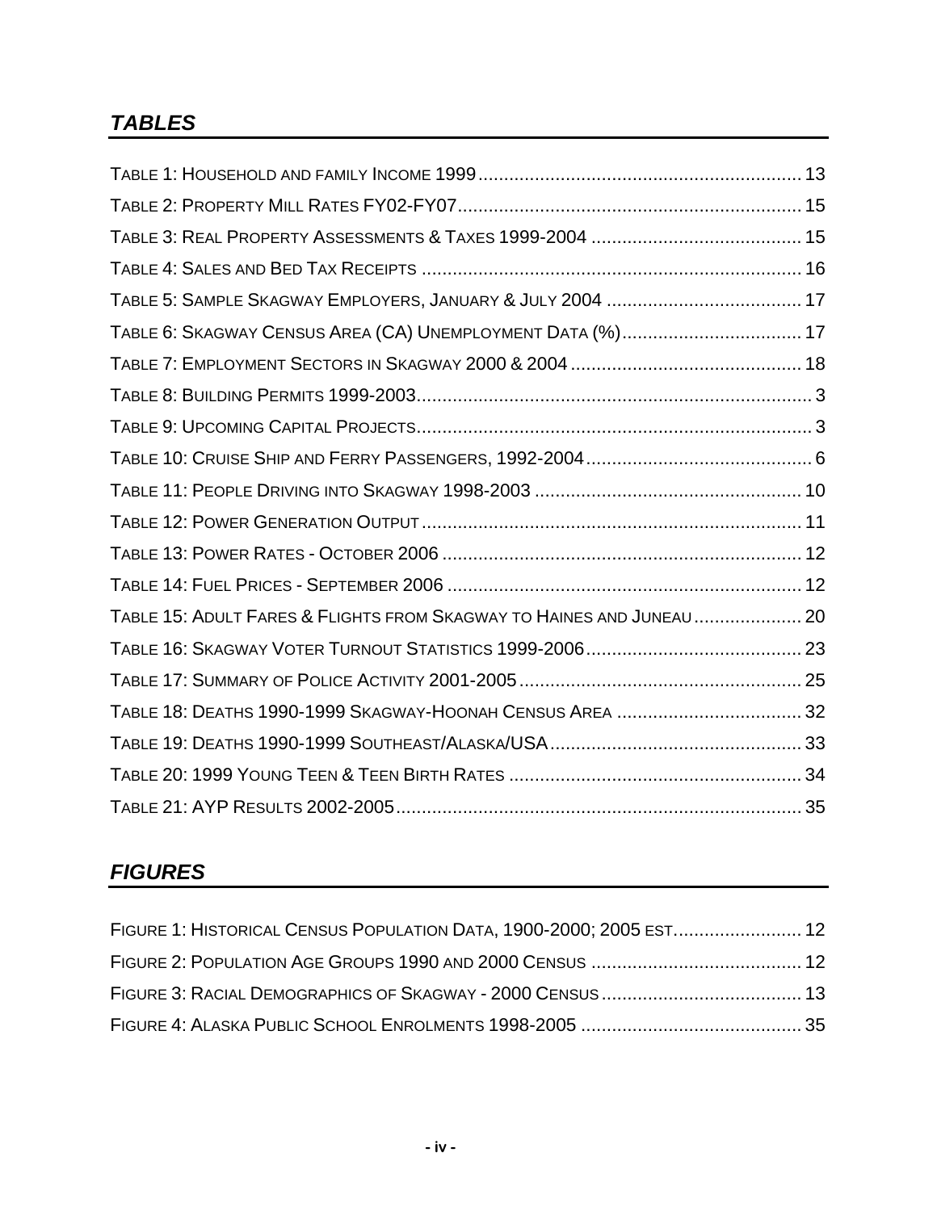## *TABLES*

Table 1: Household and family Income 1999 .......... 13
Table 2: Property Mill Rates FY02-FY07 .......... 15
Table 3: Real Property Assessments & Taxes 1999-2004 .......... 15
Table 4: Sales and Bed Tax Receipts .......... 16
Table 5: Sample Skagway Employers, January & July 2004 .......... 17
Table 6: Skagway Census Area (CA) Unemployment Data (%) .......... 17
Table 7: Employment Sectors in Skagway 2000 & 2004 .......... 18
Table 8: Building Permits 1999-2003 .......... 3
Table 9: Upcoming Capital Projects .......... 3
Table 10: Cruise Ship and Ferry Passengers, 1992-2004 .......... 6
Table 11: People Driving into Skagway 1998-2003 .......... 10
Table 12: Power Generation Output .......... 11
Table 13: Power Rates - October 2006 .......... 12
Table 14: Fuel Prices - September 2006 .......... 12
Table 15: Adult Fares & Flights from Skagway to Haines and Juneau .......... 20
Table 16: Skagway Voter Turnout Statistics 1999-2006 .......... 23
Table 17: Summary of Police Activity 2001-2005 .......... 25
Table 18: Deaths 1990-1999 Skagway-Hoonah Census Area .......... 32
Table 19: Deaths 1990-1999 Southeast/Alaska/USA .......... 33
Table 20: 1999 Young Teen & Teen Birth Rates .......... 34
Table 21: AYP Results 2002-2005 .......... 35

## *FIGURES*

Figure 1: Historical Census Population Data, 1900-2000; 2005 est .......... 12
Figure 2: Population Age Groups 1990 and 2000 Census .......... 12
Figure 3: Racial Demographics of Skagway - 2000 Census .......... 13
Figure 4: Alaska Public School Enrolments 1998-2005 .......... 35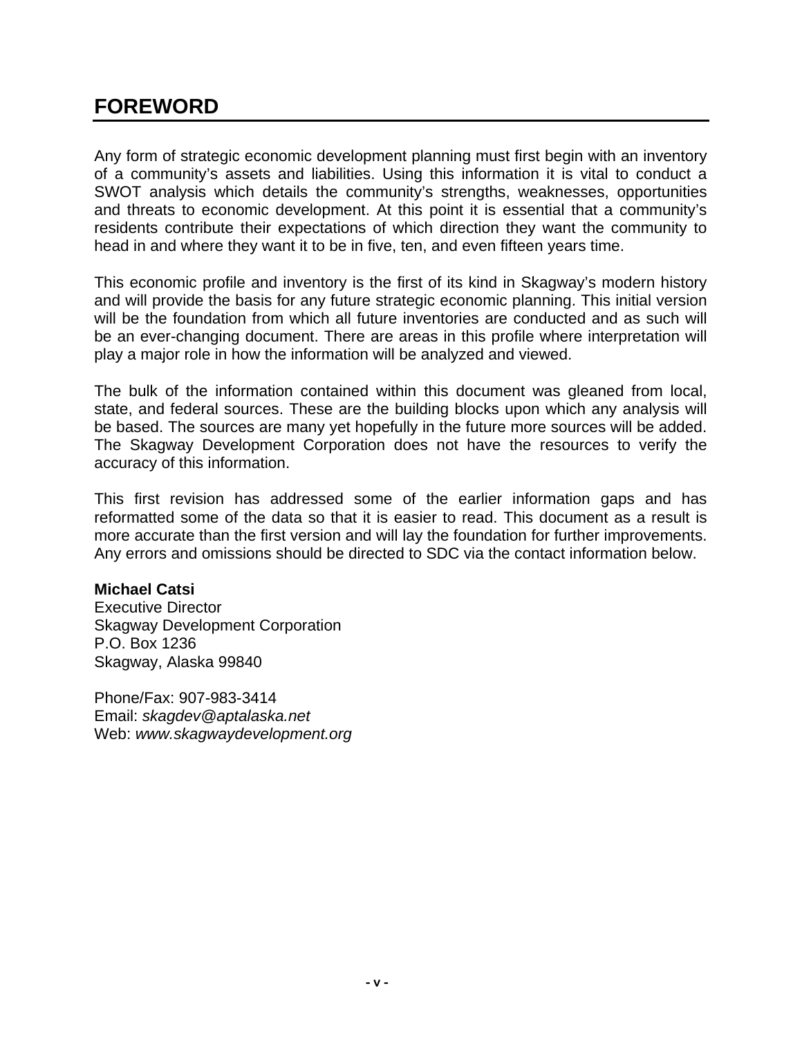# FOREWORD

Any form of strategic economic development planning must first begin with an inventory of a community's assets and liabilities. Using this information it is vital to conduct a SWOT analysis which details the community's strengths, weaknesses, opportunities and threats to economic development. At this point it is essential that a community's residents contribute their expectations of which direction they want the community to head in and where they want it to be in five, ten, and even fifteen years time.

This economic profile and inventory is the first of its kind in Skagway's modern history and will provide the basis for any future strategic economic planning. This initial version will be the foundation from which all future inventories are conducted and as such will be an ever-changing document. There are areas in this profile where interpretation will play a major role in how the information will be analyzed and viewed.

The bulk of the information contained within this document was gleaned from local, state, and federal sources. These are the building blocks upon which any analysis will be based. The sources are many yet hopefully in the future more sources will be added. The Skagway Development Corporation does not have the resources to verify the accuracy of this information.

This first revision has addressed some of the earlier information gaps and has reformatted some of the data so that it is easier to read. This document as a result is more accurate than the first version and will lay the foundation for further improvements. Any errors and omissions should be directed to SDC via the contact information below.

**Michael Catsi**
Executive Director
Skagway Development Corporation
P.O. Box 1236
Skagway, Alaska 99840

Phone/Fax: 907-983-3414
Email: *skagdev@aptalaska.net*
Web: *www.skagwaydevelopment.org*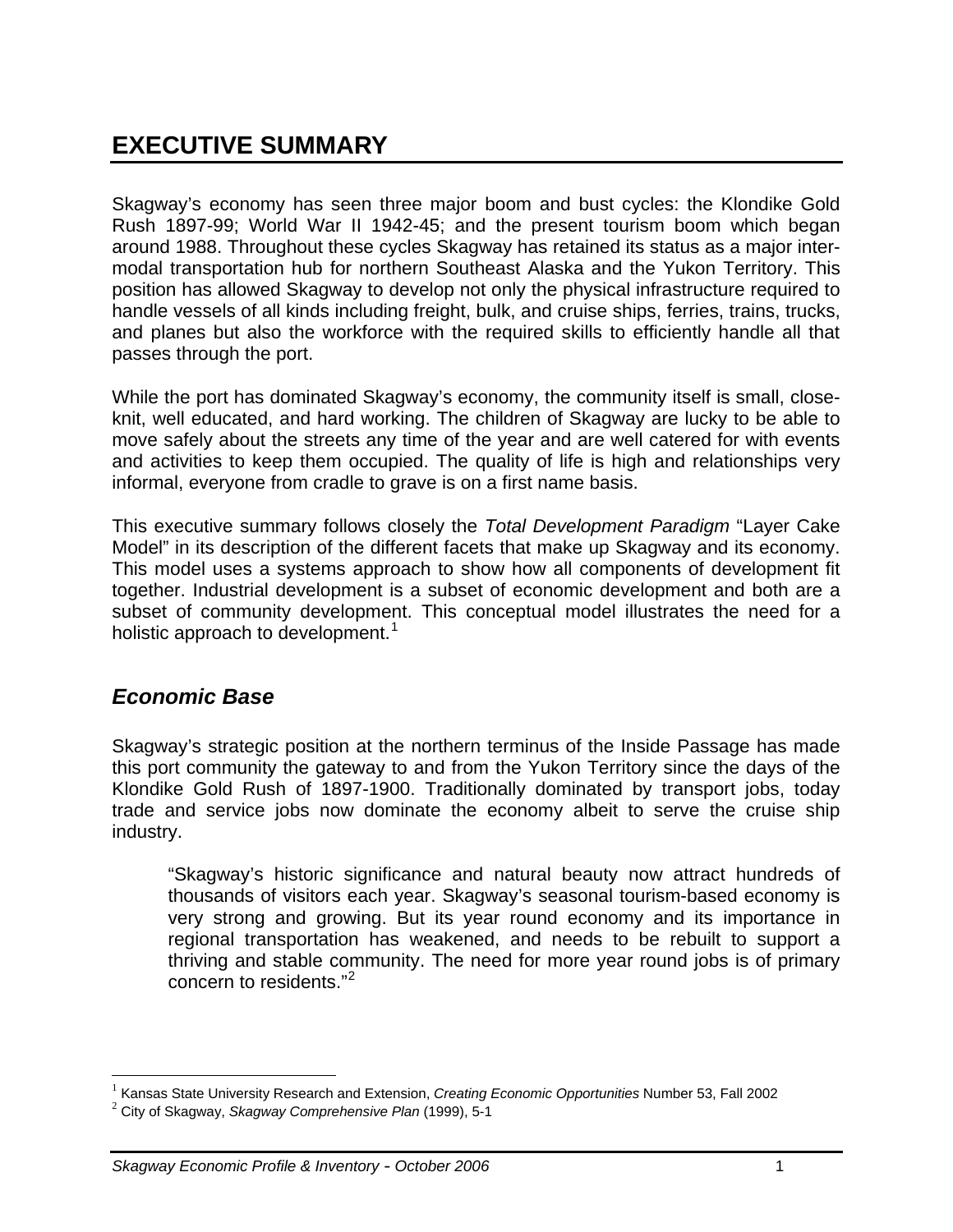# EXECUTIVE SUMMARY

Skagway's economy has seen three major boom and bust cycles: the Klondike Gold Rush 1897-99; World War II 1942-45; and the present tourism boom which began around 1988. Throughout these cycles Skagway has retained its status as a major inter-modal transportation hub for northern Southeast Alaska and the Yukon Territory. This position has allowed Skagway to develop not only the physical infrastructure required to handle vessels of all kinds including freight, bulk, and cruise ships, ferries, trains, trucks, and planes but also the workforce with the required skills to efficiently handle all that passes through the port.

While the port has dominated Skagway's economy, the community itself is small, close-knit, well educated, and hard working. The children of Skagway are lucky to be able to move safely about the streets any time of the year and are well catered for with events and activities to keep them occupied. The quality of life is high and relationships very informal, everyone from cradle to grave is on a first name basis.

This executive summary follows closely the *Total Development Paradigm* "Layer Cake Model" in its description of the different facets that make up Skagway and its economy. This model uses a systems approach to show how all components of development fit together. Industrial development is a subset of economic development and both are a subset of community development. This conceptual model illustrates the need for a holistic approach to development.[1]

## *Economic Base*

Skagway's strategic position at the northern terminus of the Inside Passage has made this port community the gateway to and from the Yukon Territory since the days of the Klondike Gold Rush of 1897-1900. Traditionally dominated by transport jobs, today trade and service jobs now dominate the economy albeit to serve the cruise ship industry.

> "Skagway's historic significance and natural beauty now attract hundreds of thousands of visitors each year. Skagway's seasonal tourism-based economy is very strong and growing. But its year round economy and its importance in regional transportation has weakened, and needs to be rebuilt to support a thriving and stable community. The need for more year round jobs is of primary concern to residents."[2]

---

[1] Kansas State University Research and Extension, *Creating Economic Opportunities* Number 53, Fall 2002

[2] City of Skagway, *Skagway Comprehensive Plan* (1999), 5-1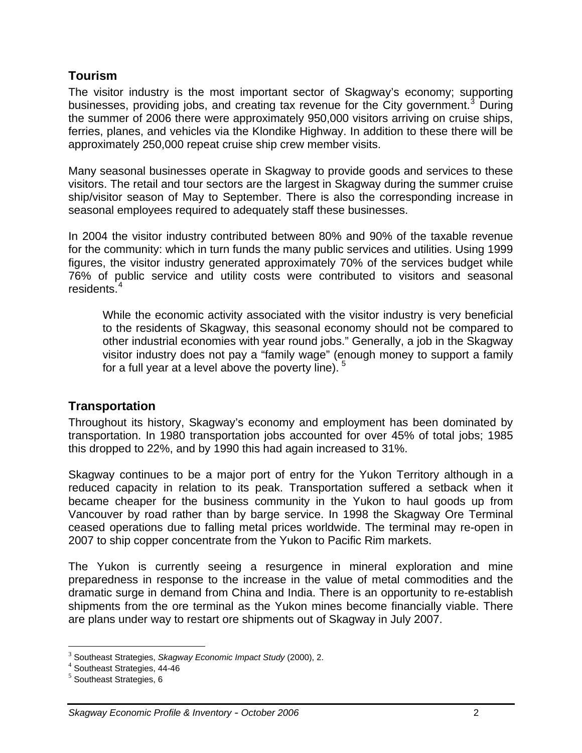## Tourism

The visitor industry is the most important sector of Skagway's economy; supporting businesses, providing jobs, and creating tax revenue for the City government.[3] During the summer of 2006 there were approximately 950,000 visitors arriving on cruise ships, ferries, planes, and vehicles via the Klondike Highway. In addition to these there will be approximately 250,000 repeat cruise ship crew member visits.

Many seasonal businesses operate in Skagway to provide goods and services to these visitors. The retail and tour sectors are the largest in Skagway during the summer cruise ship/visitor season of May to September. There is also the corresponding increase in seasonal employees required to adequately staff these businesses.

In 2004 the visitor industry contributed between 80% and 90% of the taxable revenue for the community: which in turn funds the many public services and utilities. Using 1999 figures, the visitor industry generated approximately 70% of the services budget while 76% of public service and utility costs were contributed to visitors and seasonal residents.[4]

> While the economic activity associated with the visitor industry is very beneficial to the residents of Skagway, this seasonal economy should not be compared to other industrial economies with year round jobs." Generally, a job in the Skagway visitor industry does not pay a "family wage" (enough money to support a family for a full year at a level above the poverty line).[5]

## Transportation

Throughout its history, Skagway's economy and employment has been dominated by transportation. In 1980 transportation jobs accounted for over 45% of total jobs; 1985 this dropped to 22%, and by 1990 this had again increased to 31%.

Skagway continues to be a major port of entry for the Yukon Territory although in a reduced capacity in relation to its peak. Transportation suffered a setback when it became cheaper for the business community in the Yukon to haul goods up from Vancouver by road rather than by barge service. In 1998 the Skagway Ore Terminal ceased operations due to falling metal prices worldwide. The terminal may re-open in 2007 to ship copper concentrate from the Yukon to Pacific Rim markets.

The Yukon is currently seeing a resurgence in mineral exploration and mine preparedness in response to the increase in the value of metal commodities and the dramatic surge in demand from China and India. There is an opportunity to re-establish shipments from the ore terminal as the Yukon mines become financially viable. There are plans under way to restart ore shipments out of Skagway in July 2007.

---

[3] Southeast Strategies, *Skagway Economic Impact Study* (2000), 2.
[4] Southeast Strategies, 44-46
[5] Southeast Strategies, 6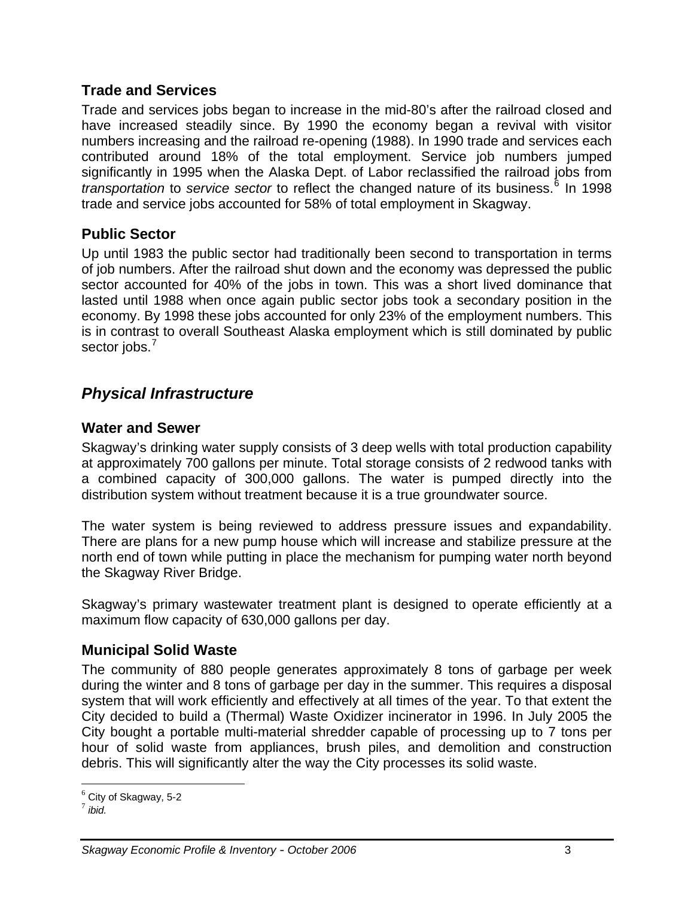### Trade and Services

Trade and services jobs began to increase in the mid-80's after the railroad closed and have increased steadily since. By 1990 the economy began a revival with visitor numbers increasing and the railroad re-opening (1988). In 1990 trade and services each contributed around 18% of the total employment. Service job numbers jumped significantly in 1995 when the Alaska Dept. of Labor reclassified the railroad jobs from *transportation* to *service sector* to reflect the changed nature of its business.[6] In 1998 trade and service jobs accounted for 58% of total employment in Skagway.

### Public Sector

Up until 1983 the public sector had traditionally been second to transportation in terms of job numbers. After the railroad shut down and the economy was depressed the public sector accounted for 40% of the jobs in town. This was a short lived dominance that lasted until 1988 when once again public sector jobs took a secondary position in the economy. By 1998 these jobs accounted for only 23% of the employment numbers. This is in contrast to overall Southeast Alaska employment which is still dominated by public sector jobs.[7]

## *Physical Infrastructure*

### Water and Sewer

Skagway's drinking water supply consists of 3 deep wells with total production capability at approximately 700 gallons per minute. Total storage consists of 2 redwood tanks with a combined capacity of 300,000 gallons. The water is pumped directly into the distribution system without treatment because it is a true groundwater source.

The water system is being reviewed to address pressure issues and expandability. There are plans for a new pump house which will increase and stabilize pressure at the north end of town while putting in place the mechanism for pumping water north beyond the Skagway River Bridge.

Skagway's primary wastewater treatment plant is designed to operate efficiently at a maximum flow capacity of 630,000 gallons per day.

### Municipal Solid Waste

The community of 880 people generates approximately 8 tons of garbage per week during the winter and 8 tons of garbage per day in the summer. This requires a disposal system that will work efficiently and effectively at all times of the year. To that extent the City decided to build a (Thermal) Waste Oxidizer incinerator in 1996. In July 2005 the City bought a portable multi-material shredder capable of processing up to 7 tons per hour of solid waste from appliances, brush piles, and demolition and construction debris. This will significantly alter the way the City processes its solid waste.

---

[6] City of Skagway, 5-2

[7] *ibid.*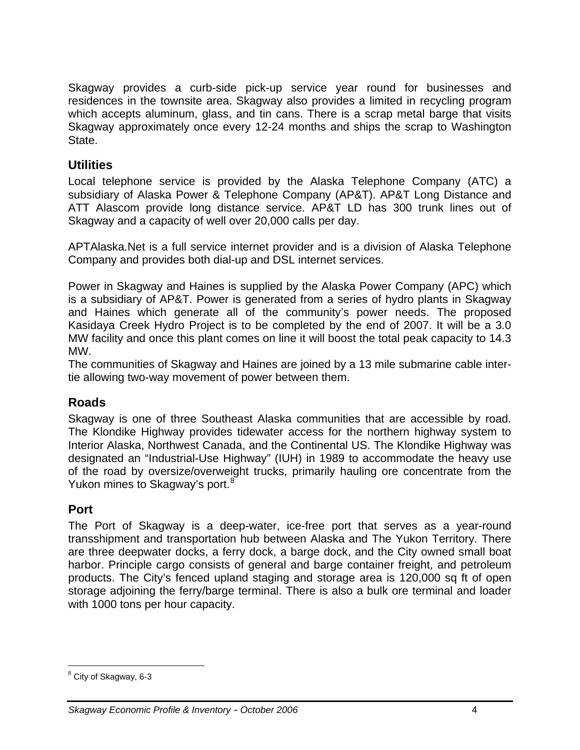Skagway provides a curb-side pick-up service year round for businesses and residences in the townsite area. Skagway also provides a limited in recycling program which accepts aluminum, glass, and tin cans. There is a scrap metal barge that visits Skagway approximately once every 12-24 months and ships the scrap to Washington State.

## Utilities

Local telephone service is provided by the Alaska Telephone Company (ATC) a subsidiary of Alaska Power & Telephone Company (AP&T). AP&T Long Distance and ATT Alascom provide long distance service. AP&T LD has 300 trunk lines out of Skagway and a capacity of well over 20,000 calls per day.

APTAlaska.Net is a full service internet provider and is a division of Alaska Telephone Company and provides both dial-up and DSL internet services.

Power in Skagway and Haines is supplied by the Alaska Power Company (APC) which is a subsidiary of AP&T. Power is generated from a series of hydro plants in Skagway and Haines which generate all of the community's power needs. The proposed Kasidaya Creek Hydro Project is to be completed by the end of 2007. It will be a 3.0 MW facility and once this plant comes on line it will boost the total peak capacity to 14.3 MW.
The communities of Skagway and Haines are joined by a 13 mile submarine cable inter-tie allowing two-way movement of power between them.

## Roads

Skagway is one of three Southeast Alaska communities that are accessible by road. The Klondike Highway provides tidewater access for the northern highway system to Interior Alaska, Northwest Canada, and the Continental US. The Klondike Highway was designated an "Industrial-Use Highway" (IUH) in 1989 to accommodate the heavy use of the road by oversize/overweight trucks, primarily hauling ore concentrate from the Yukon mines to Skagway's port.[8]

## Port

The Port of Skagway is a deep-water, ice-free port that serves as a year-round transshipment and transportation hub between Alaska and The Yukon Territory. There are three deepwater docks, a ferry dock, a barge dock, and the City owned small boat harbor. Principle cargo consists of general and barge container freight, and petroleum products. The City's fenced upland staging and storage area is 120,000 sq ft of open storage adjoining the ferry/barge terminal. There is also a bulk ore terminal and loader with 1000 tons per hour capacity.

[8] City of Skagway, 6-3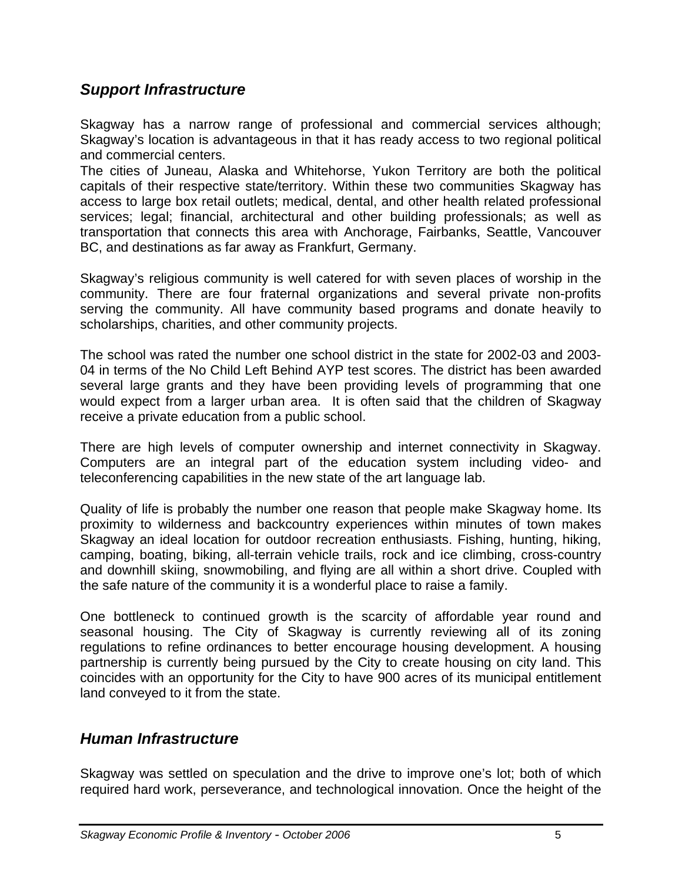## *Support Infrastructure*

Skagway has a narrow range of professional and commercial services although; Skagway's location is advantageous in that it has ready access to two regional political and commercial centers.

The cities of Juneau, Alaska and Whitehorse, Yukon Territory are both the political capitals of their respective state/territory. Within these two communities Skagway has access to large box retail outlets; medical, dental, and other health related professional services; legal; financial, architectural and other building professionals; as well as transportation that connects this area with Anchorage, Fairbanks, Seattle, Vancouver BC, and destinations as far away as Frankfurt, Germany.

Skagway's religious community is well catered for with seven places of worship in the community. There are four fraternal organizations and several private non-profits serving the community. All have community based programs and donate heavily to scholarships, charities, and other community projects.

The school was rated the number one school district in the state for 2002-03 and 2003-04 in terms of the No Child Left Behind AYP test scores. The district has been awarded several large grants and they have been providing levels of programming that one would expect from a larger urban area. It is often said that the children of Skagway receive a private education from a public school.

There are high levels of computer ownership and internet connectivity in Skagway. Computers are an integral part of the education system including video- and teleconferencing capabilities in the new state of the art language lab.

Quality of life is probably the number one reason that people make Skagway home. Its proximity to wilderness and backcountry experiences within minutes of town makes Skagway an ideal location for outdoor recreation enthusiasts. Fishing, hunting, hiking, camping, boating, biking, all-terrain vehicle trails, rock and ice climbing, cross-country and downhill skiing, snowmobiling, and flying are all within a short drive. Coupled with the safe nature of the community it is a wonderful place to raise a family.

One bottleneck to continued growth is the scarcity of affordable year round and seasonal housing. The City of Skagway is currently reviewing all of its zoning regulations to refine ordinances to better encourage housing development. A housing partnership is currently being pursued by the City to create housing on city land. This coincides with an opportunity for the City to have 900 acres of its municipal entitlement land conveyed to it from the state.

## *Human Infrastructure*

Skagway was settled on speculation and the drive to improve one's lot; both of which required hard work, perseverance, and technological innovation. Once the height of the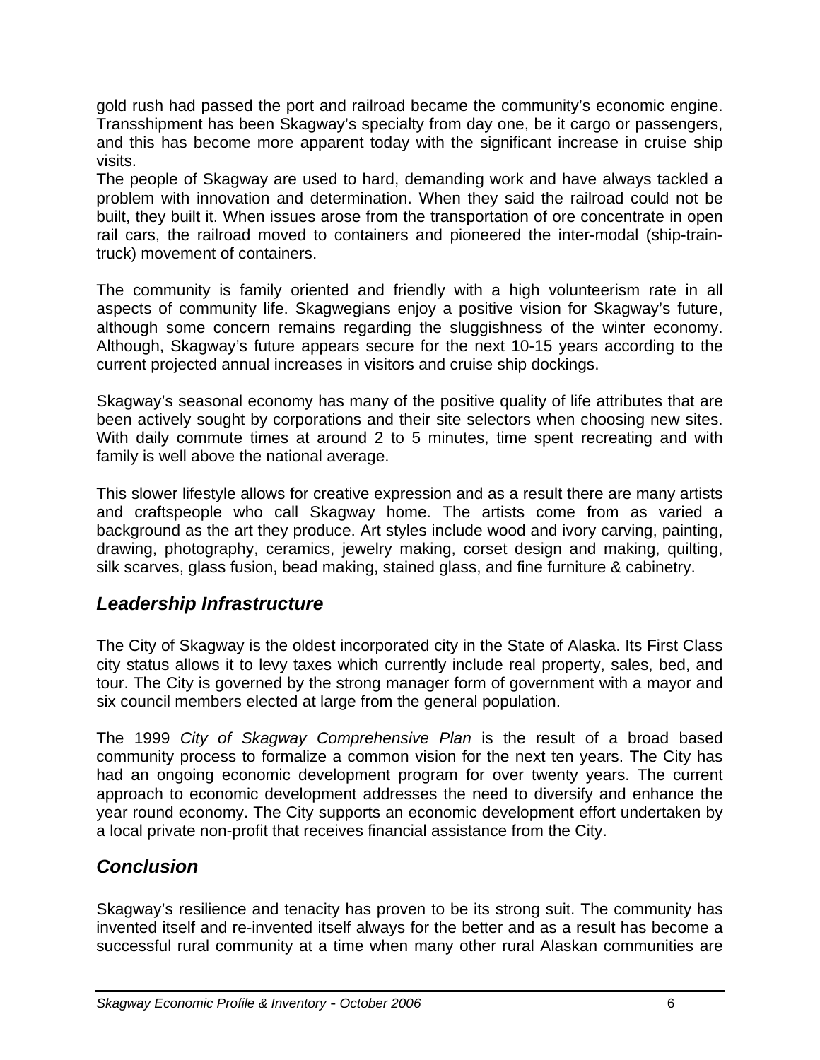gold rush had passed the port and railroad became the community's economic engine. Transshipment has been Skagway's specialty from day one, be it cargo or passengers, and this has become more apparent today with the significant increase in cruise ship visits.
The people of Skagway are used to hard, demanding work and have always tackled a problem with innovation and determination. When they said the railroad could not be built, they built it. When issues arose from the transportation of ore concentrate in open rail cars, the railroad moved to containers and pioneered the inter-modal (ship-train-truck) movement of containers.

The community is family oriented and friendly with a high volunteerism rate in all aspects of community life. Skagwegians enjoy a positive vision for Skagway's future, although some concern remains regarding the sluggishness of the winter economy. Although, Skagway's future appears secure for the next 10-15 years according to the current projected annual increases in visitors and cruise ship dockings.

Skagway's seasonal economy has many of the positive quality of life attributes that are been actively sought by corporations and their site selectors when choosing new sites. With daily commute times at around 2 to 5 minutes, time spent recreating and with family is well above the national average.

This slower lifestyle allows for creative expression and as a result there are many artists and craftspeople who call Skagway home. The artists come from as varied a background as the art they produce. Art styles include wood and ivory carving, painting, drawing, photography, ceramics, jewelry making, corset design and making, quilting, silk scarves, glass fusion, bead making, stained glass, and fine furniture & cabinetry.

## *Leadership Infrastructure*

The City of Skagway is the oldest incorporated city in the State of Alaska. Its First Class city status allows it to levy taxes which currently include real property, sales, bed, and tour. The City is governed by the strong manager form of government with a mayor and six council members elected at large from the general population.

The 1999 *City of Skagway Comprehensive Plan* is the result of a broad based community process to formalize a common vision for the next ten years. The City has had an ongoing economic development program for over twenty years. The current approach to economic development addresses the need to diversify and enhance the year round economy. The City supports an economic development effort undertaken by a local private non-profit that receives financial assistance from the City.

## *Conclusion*

Skagway's resilience and tenacity has proven to be its strong suit. The community has invented itself and re-invented itself always for the better and as a result has become a successful rural community at a time when many other rural Alaskan communities are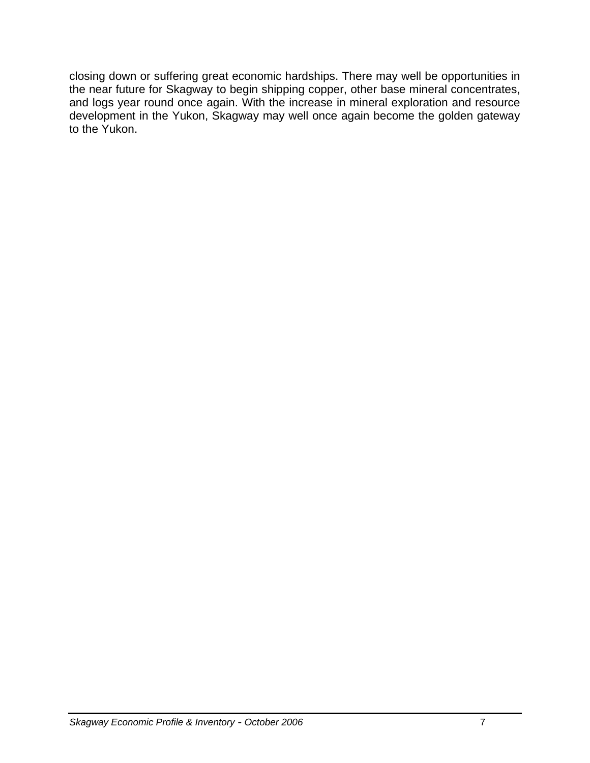closing down or suffering great economic hardships. There may well be opportunities in the near future for Skagway to begin shipping copper, other base mineral concentrates, and logs year round once again. With the increase in mineral exploration and resource development in the Yukon, Skagway may well once again become the golden gateway to the Yukon.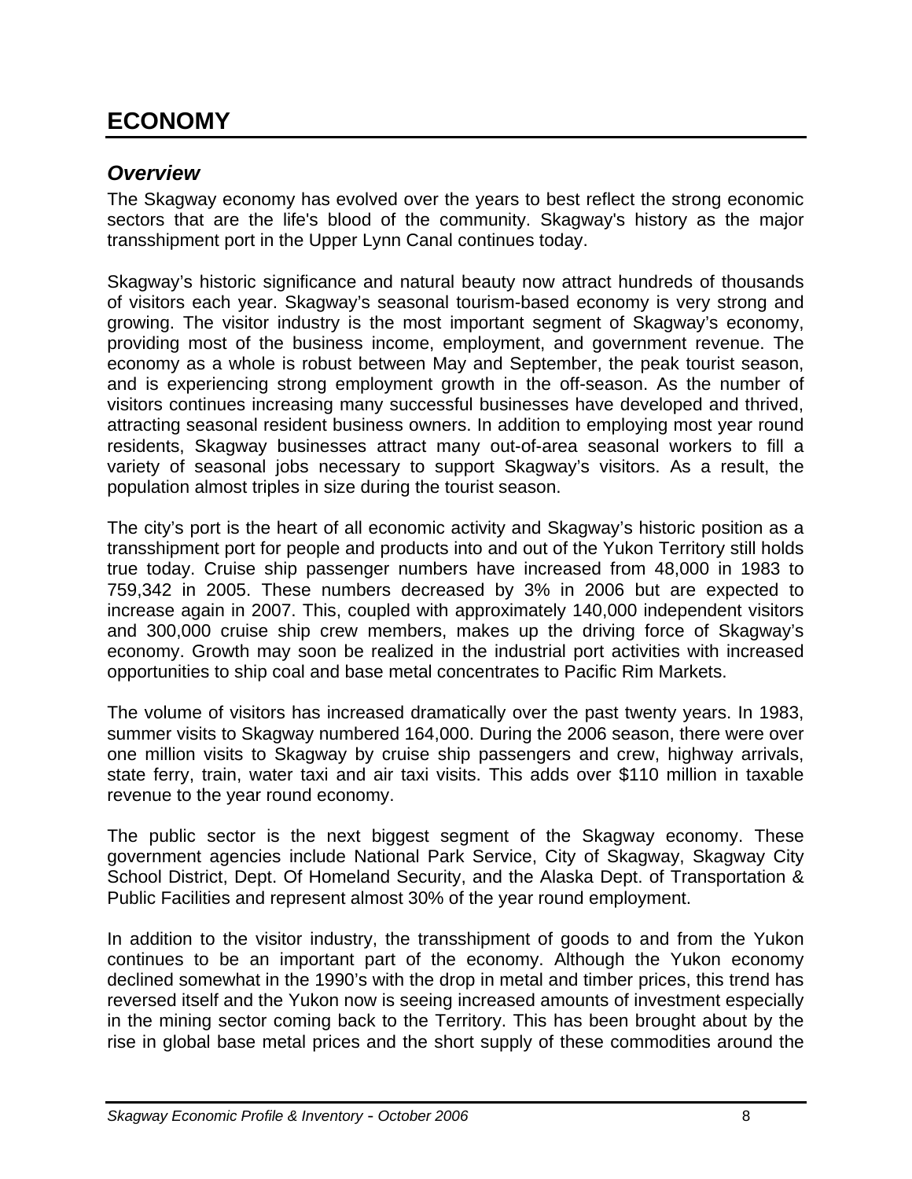# ECONOMY

## *Overview*

The Skagway economy has evolved over the years to best reflect the strong economic sectors that are the life's blood of the community. Skagway's history as the major transshipment port in the Upper Lynn Canal continues today.

Skagway's historic significance and natural beauty now attract hundreds of thousands of visitors each year. Skagway's seasonal tourism-based economy is very strong and growing. The visitor industry is the most important segment of Skagway's economy, providing most of the business income, employment, and government revenue. The economy as a whole is robust between May and September, the peak tourist season, and is experiencing strong employment growth in the off-season. As the number of visitors continues increasing many successful businesses have developed and thrived, attracting seasonal resident business owners. In addition to employing most year round residents, Skagway businesses attract many out-of-area seasonal workers to fill a variety of seasonal jobs necessary to support Skagway's visitors. As a result, the population almost triples in size during the tourist season.

The city's port is the heart of all economic activity and Skagway's historic position as a transshipment port for people and products into and out of the Yukon Territory still holds true today. Cruise ship passenger numbers have increased from 48,000 in 1983 to 759,342 in 2005. These numbers decreased by 3% in 2006 but are expected to increase again in 2007. This, coupled with approximately 140,000 independent visitors and 300,000 cruise ship crew members, makes up the driving force of Skagway's economy. Growth may soon be realized in the industrial port activities with increased opportunities to ship coal and base metal concentrates to Pacific Rim Markets.

The volume of visitors has increased dramatically over the past twenty years. In 1983, summer visits to Skagway numbered 164,000. During the 2006 season, there were over one million visits to Skagway by cruise ship passengers and crew, highway arrivals, state ferry, train, water taxi and air taxi visits. This adds over $110 million in taxable revenue to the year round economy.

The public sector is the next biggest segment of the Skagway economy. These government agencies include National Park Service, City of Skagway, Skagway City School District, Dept. Of Homeland Security, and the Alaska Dept. of Transportation & Public Facilities and represent almost 30% of the year round employment.

In addition to the visitor industry, the transshipment of goods to and from the Yukon continues to be an important part of the economy. Although the Yukon economy declined somewhat in the 1990's with the drop in metal and timber prices, this trend has reversed itself and the Yukon now is seeing increased amounts of investment especially in the mining sector coming back to the Territory. This has been brought about by the rise in global base metal prices and the short supply of these commodities around the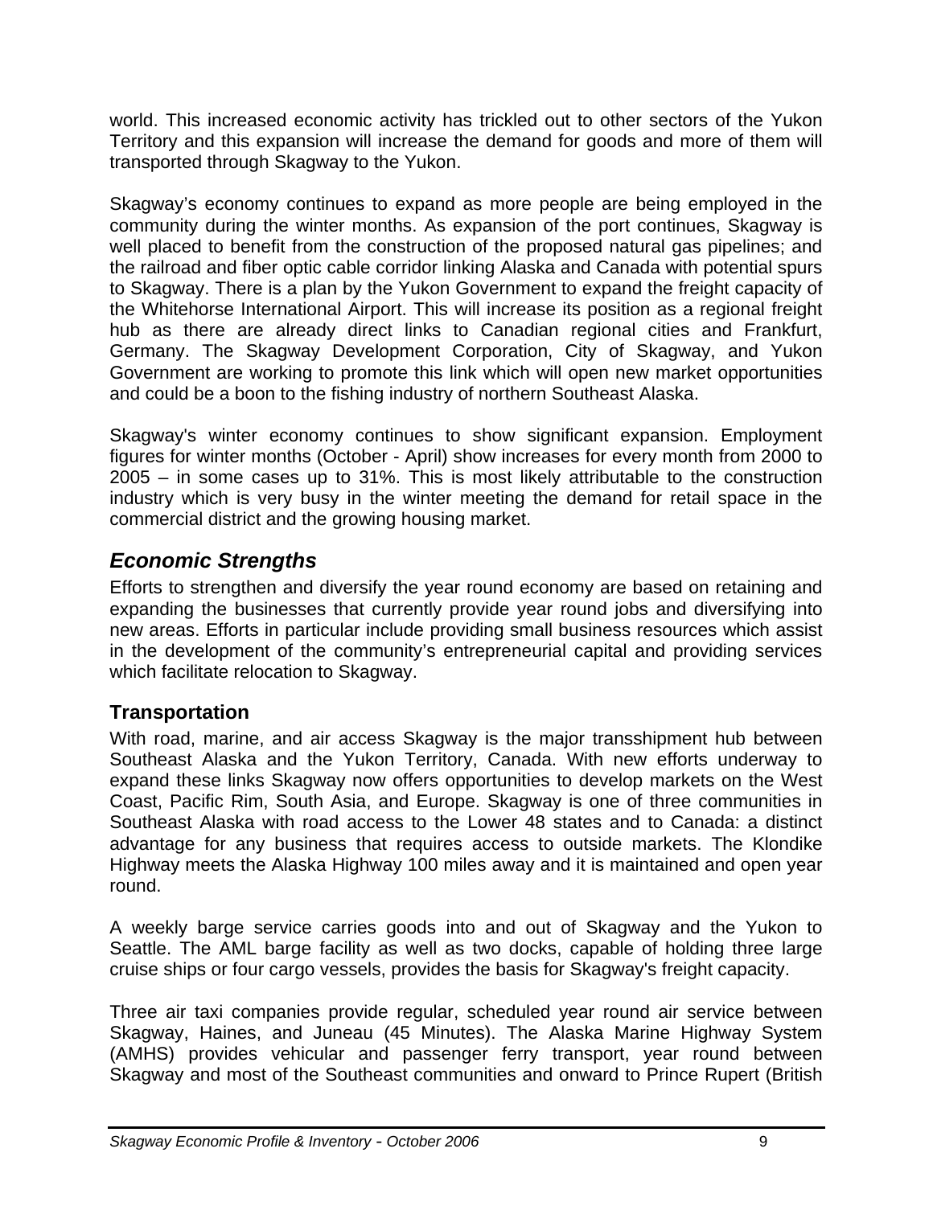world. This increased economic activity has trickled out to other sectors of the Yukon Territory and this expansion will increase the demand for goods and more of them will transported through Skagway to the Yukon.

Skagway's economy continues to expand as more people are being employed in the community during the winter months. As expansion of the port continues, Skagway is well placed to benefit from the construction of the proposed natural gas pipelines; and the railroad and fiber optic cable corridor linking Alaska and Canada with potential spurs to Skagway. There is a plan by the Yukon Government to expand the freight capacity of the Whitehorse International Airport. This will increase its position as a regional freight hub as there are already direct links to Canadian regional cities and Frankfurt, Germany. The Skagway Development Corporation, City of Skagway, and Yukon Government are working to promote this link which will open new market opportunities and could be a boon to the fishing industry of northern Southeast Alaska.

Skagway's winter economy continues to show significant expansion. Employment figures for winter months (October - April) show increases for every month from 2000 to 2005 – in some cases up to 31%. This is most likely attributable to the construction industry which is very busy in the winter meeting the demand for retail space in the commercial district and the growing housing market.

## *Economic Strengths*

Efforts to strengthen and diversify the year round economy are based on retaining and expanding the businesses that currently provide year round jobs and diversifying into new areas. Efforts in particular include providing small business resources which assist in the development of the community's entrepreneurial capital and providing services which facilitate relocation to Skagway.

### Transportation

With road, marine, and air access Skagway is the major transshipment hub between Southeast Alaska and the Yukon Territory, Canada. With new efforts underway to expand these links Skagway now offers opportunities to develop markets on the West Coast, Pacific Rim, South Asia, and Europe. Skagway is one of three communities in Southeast Alaska with road access to the Lower 48 states and to Canada: a distinct advantage for any business that requires access to outside markets. The Klondike Highway meets the Alaska Highway 100 miles away and it is maintained and open year round.

A weekly barge service carries goods into and out of Skagway and the Yukon to Seattle. The AML barge facility as well as two docks, capable of holding three large cruise ships or four cargo vessels, provides the basis for Skagway's freight capacity.

Three air taxi companies provide regular, scheduled year round air service between Skagway, Haines, and Juneau (45 Minutes). The Alaska Marine Highway System (AMHS) provides vehicular and passenger ferry transport, year round between Skagway and most of the Southeast communities and onward to Prince Rupert (British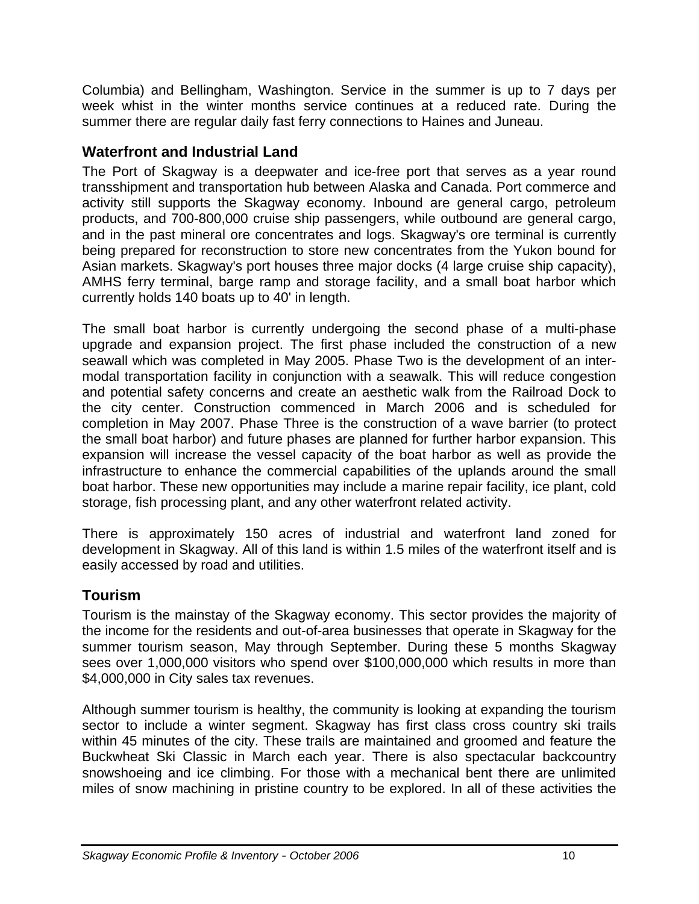Columbia) and Bellingham, Washington. Service in the summer is up to 7 days per week whist in the winter months service continues at a reduced rate. During the summer there are regular daily fast ferry connections to Haines and Juneau.

## Waterfront and Industrial Land

The Port of Skagway is a deepwater and ice-free port that serves as a year round transshipment and transportation hub between Alaska and Canada. Port commerce and activity still supports the Skagway economy. Inbound are general cargo, petroleum products, and 700-800,000 cruise ship passengers, while outbound are general cargo, and in the past mineral ore concentrates and logs. Skagway's ore terminal is currently being prepared for reconstruction to store new concentrates from the Yukon bound for Asian markets. Skagway's port houses three major docks (4 large cruise ship capacity), AMHS ferry terminal, barge ramp and storage facility, and a small boat harbor which currently holds 140 boats up to 40' in length.

The small boat harbor is currently undergoing the second phase of a multi-phase upgrade and expansion project. The first phase included the construction of a new seawall which was completed in May 2005. Phase Two is the development of an inter-modal transportation facility in conjunction with a seawalk. This will reduce congestion and potential safety concerns and create an aesthetic walk from the Railroad Dock to the city center. Construction commenced in March 2006 and is scheduled for completion in May 2007. Phase Three is the construction of a wave barrier (to protect the small boat harbor) and future phases are planned for further harbor expansion. This expansion will increase the vessel capacity of the boat harbor as well as provide the infrastructure to enhance the commercial capabilities of the uplands around the small boat harbor. These new opportunities may include a marine repair facility, ice plant, cold storage, fish processing plant, and any other waterfront related activity.

There is approximately 150 acres of industrial and waterfront land zoned for development in Skagway. All of this land is within 1.5 miles of the waterfront itself and is easily accessed by road and utilities.

## Tourism

Tourism is the mainstay of the Skagway economy. This sector provides the majority of the income for the residents and out-of-area businesses that operate in Skagway for the summer tourism season, May through September. During these 5 months Skagway sees over 1,000,000 visitors who spend over $100,000,000 which results in more than $4,000,000 in City sales tax revenues.

Although summer tourism is healthy, the community is looking at expanding the tourism sector to include a winter segment. Skagway has first class cross country ski trails within 45 minutes of the city. These trails are maintained and groomed and feature the Buckwheat Ski Classic in March each year. There is also spectacular backcountry snowshoeing and ice climbing. For those with a mechanical bent there are unlimited miles of snow machining in pristine country to be explored. In all of these activities the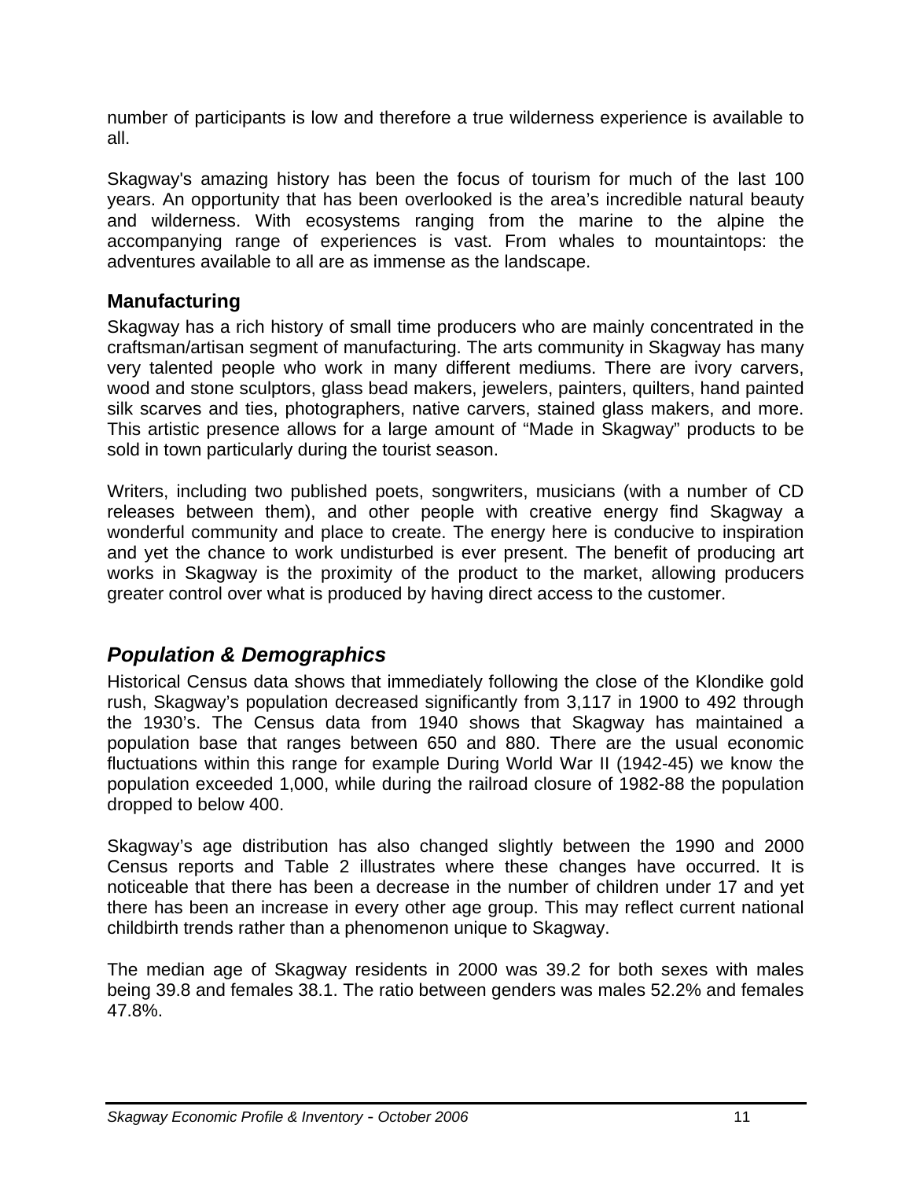number of participants is low and therefore a true wilderness experience is available to all.

Skagway's amazing history has been the focus of tourism for much of the last 100 years. An opportunity that has been overlooked is the area's incredible natural beauty and wilderness. With ecosystems ranging from the marine to the alpine the accompanying range of experiences is vast. From whales to mountaintops: the adventures available to all are as immense as the landscape.

### Manufacturing

Skagway has a rich history of small time producers who are mainly concentrated in the craftsman/artisan segment of manufacturing. The arts community in Skagway has many very talented people who work in many different mediums. There are ivory carvers, wood and stone sculptors, glass bead makers, jewelers, painters, quilters, hand painted silk scarves and ties, photographers, native carvers, stained glass makers, and more. This artistic presence allows for a large amount of "Made in Skagway" products to be sold in town particularly during the tourist season.

Writers, including two published poets, songwriters, musicians (with a number of CD releases between them), and other people with creative energy find Skagway a wonderful community and place to create. The energy here is conducive to inspiration and yet the chance to work undisturbed is ever present. The benefit of producing art works in Skagway is the proximity of the product to the market, allowing producers greater control over what is produced by having direct access to the customer.

## *Population & Demographics*

Historical Census data shows that immediately following the close of the Klondike gold rush, Skagway's population decreased significantly from 3,117 in 1900 to 492 through the 1930's. The Census data from 1940 shows that Skagway has maintained a population base that ranges between 650 and 880. There are the usual economic fluctuations within this range for example During World War II (1942-45) we know the population exceeded 1,000, while during the railroad closure of 1982-88 the population dropped to below 400.

Skagway's age distribution has also changed slightly between the 1990 and 2000 Census reports and Table 2 illustrates where these changes have occurred. It is noticeable that there has been a decrease in the number of children under 17 and yet there has been an increase in every other age group. This may reflect current national childbirth trends rather than a phenomenon unique to Skagway.

The median age of Skagway residents in 2000 was 39.2 for both sexes with males being 39.8 and females 38.1. The ratio between genders was males 52.2% and females 47.8%.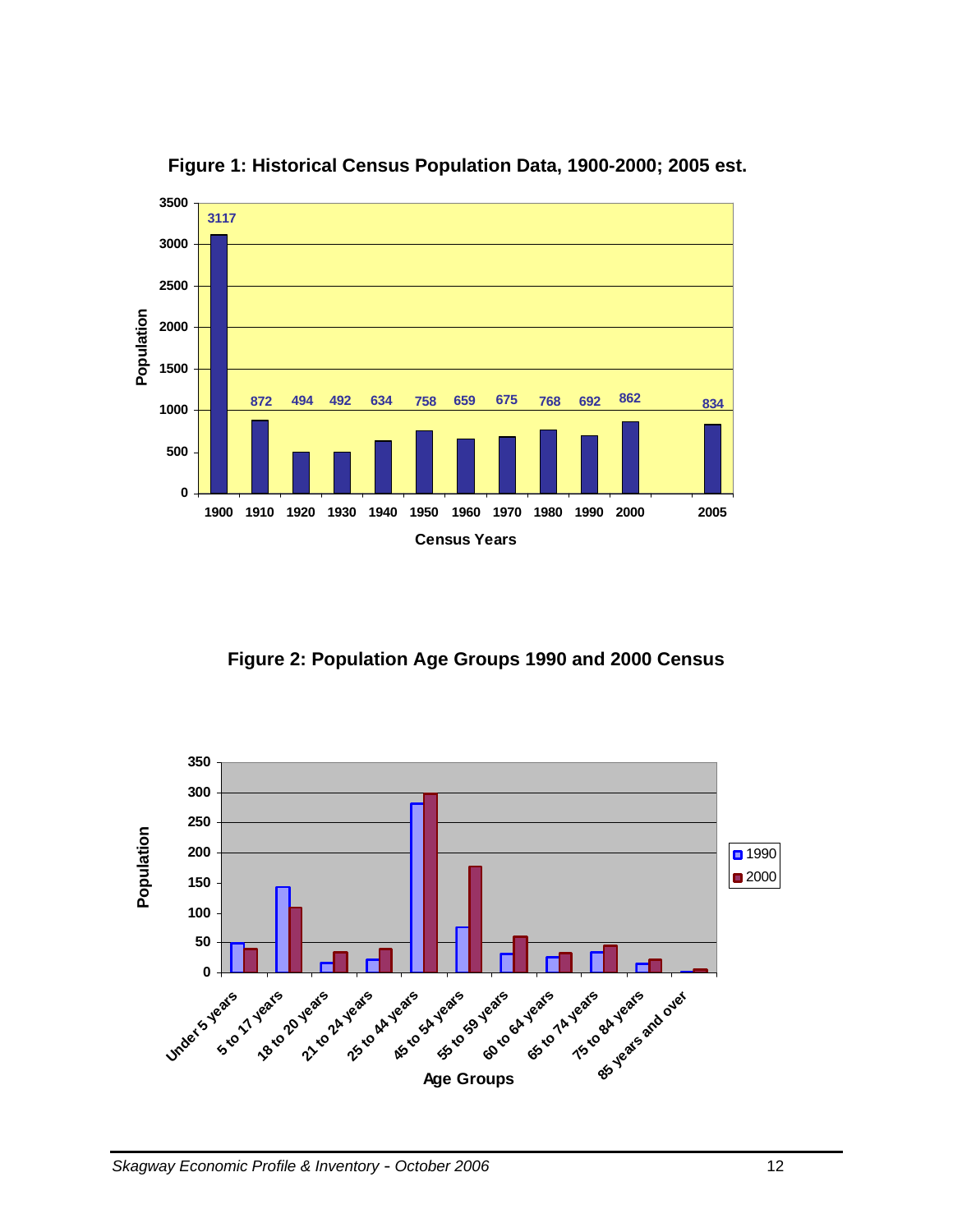**Figure 1: Historical Census Population Data, 1900-2000; 2005 est.**

Population

3500
3000
2500
2000
1500
1000
500
0

3117
872
494
492
634
758
659
675
768
692
862
834

1900 1910 1920 1930 1940 1950 1960 1970 1980 1990 2000 2005

Census Years

**Figure 2: Population Age Groups 1990 and 2000 Census**

Population

350
300
250
200
150
100
50
0

1990
2000

Under 5 years
5 to 17 years
18 to 20 years
21 to 24 years
25 to 44 years
45 to 54 years
55 to 59 years
60 to 64 years
65 to 74 years
75 to 84 years
85 years and over

Age Groups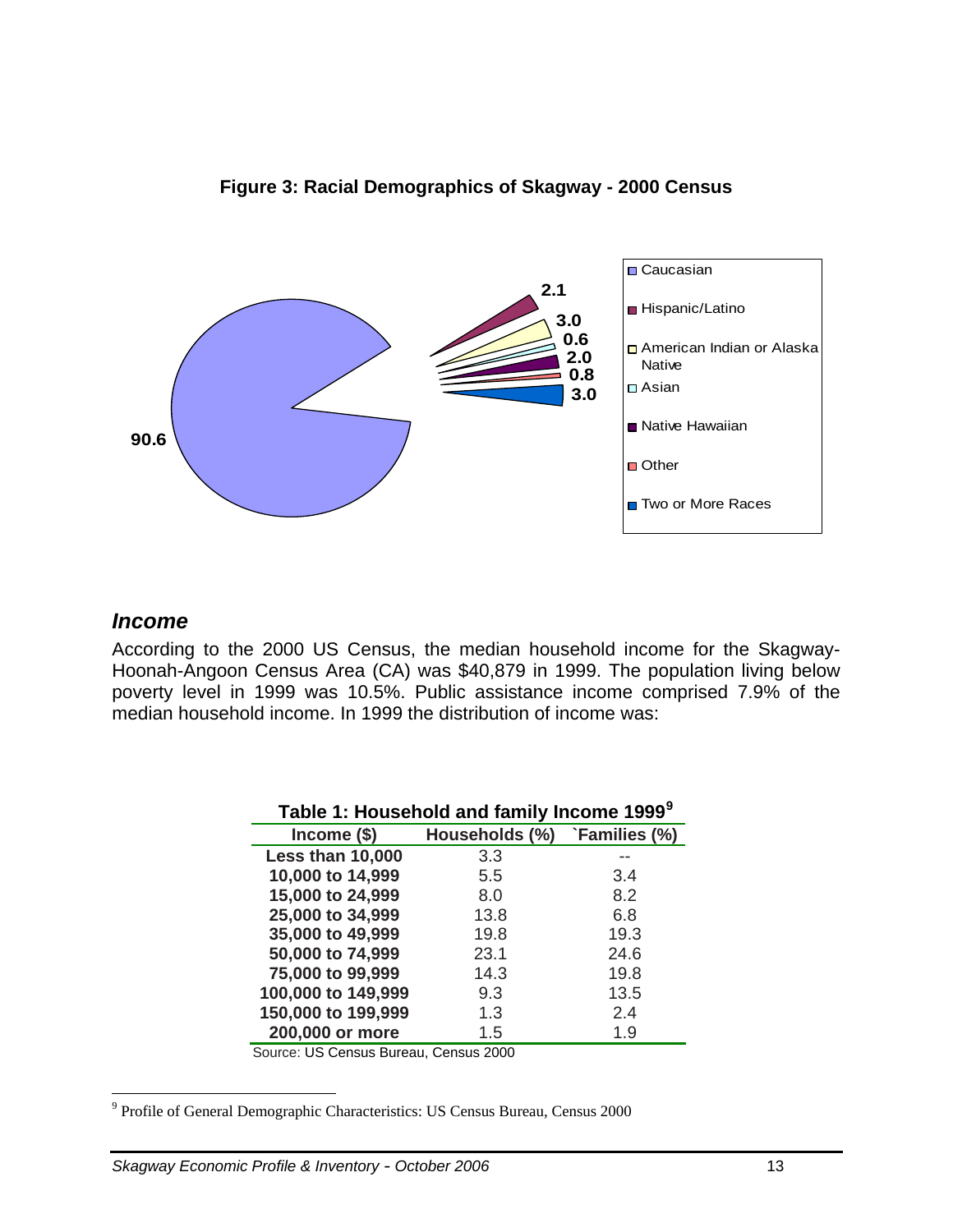**Figure 3: Racial Demographics of Skagway - 2000 Census**

90.6

2.1

3.0

0.6

2.0

0.8

3.0

Caucasian

Hispanic/Latino

American Indian or Alaska Native

Asian

Native Hawaiian

Other

Two or More Races

### *Income*

According to the 2000 US Census, the median household income for the Skagway-Hoonah-Angoon Census Area (CA) was $40,879 in 1999. The population living below poverty level in 1999 was 10.5%. Public assistance income comprised 7.9% of the median household income. In 1999 the distribution of income was:

**Table 1: Household and family Income 1999**[9]

| Income ($) | Households (%) | `Families (%) |
|---|---|---|
| **Less than 10,000** | 3.3 | -- |
| **10,000 to 14,999** | 5.5 | 3.4 |
| **15,000 to 24,999** | 8.0 | 8.2 |
| **25,000 to 34,999** | 13.8 | 6.8 |
| **35,000 to 49,999** | 19.8 | 19.3 |
| **50,000 to 74,999** | 23.1 | 24.6 |
| **75,000 to 99,999** | 14.3 | 19.8 |
| **100,000 to 149,999** | 9.3 | 13.5 |
| **150,000 to 199,999** | 1.3 | 2.4 |
| **200,000 or more** | 1.5 | 1.9 |

Source: US Census Bureau, Census 2000

[9] Profile of General Demographic Characteristics: US Census Bureau, Census 2000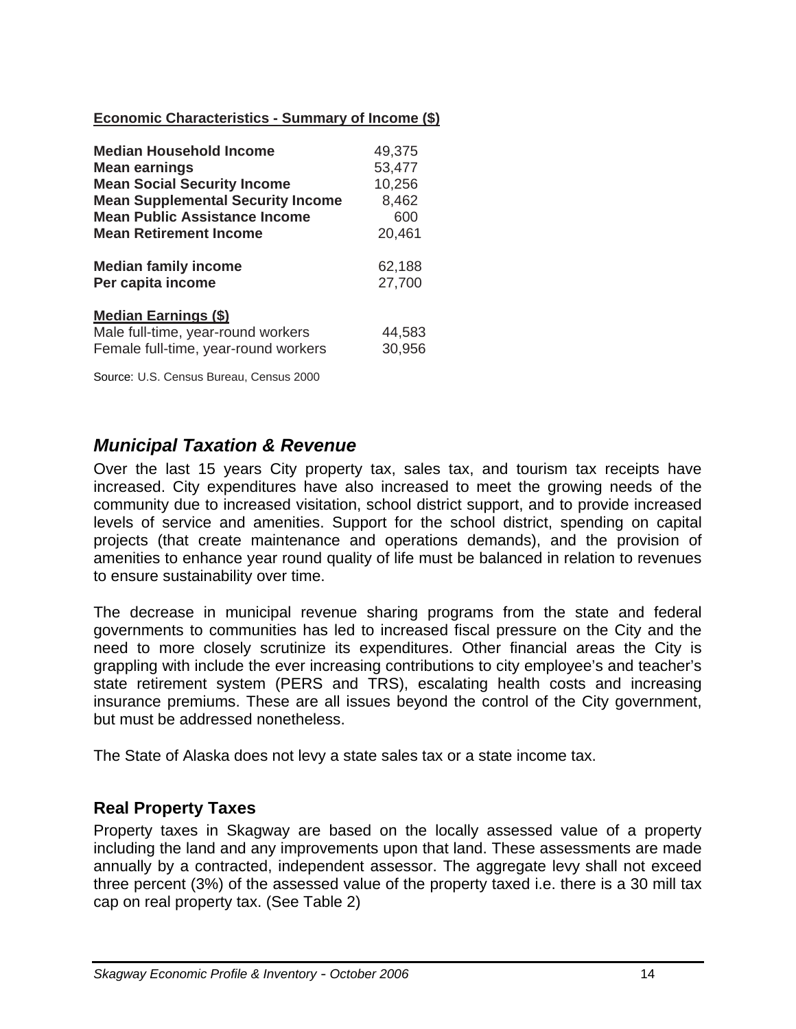**Economic Characteristics - Summary of Income ($)**

| | |
|---|---|
| **Median Household Income** | 49,375 |
| **Mean earnings** | 53,477 |
| **Mean Social Security Income** | 10,256 |
| **Mean Supplemental Security Income** | 8,462 |
| **Mean Public Assistance Income** | 600 |
| **Mean Retirement Income** | 20,461 |
| **Median family income** | 62,188 |
| **Per capita income** | 27,700 |
| **Median Earnings ($)** | |
| Male full-time, year-round workers | 44,583 |
| Female full-time, year-round workers | 30,956 |

Source: U.S. Census Bureau, Census 2000

## *Municipal Taxation & Revenue*

Over the last 15 years City property tax, sales tax, and tourism tax receipts have increased. City expenditures have also increased to meet the growing needs of the community due to increased visitation, school district support, and to provide increased levels of service and amenities. Support for the school district, spending on capital projects (that create maintenance and operations demands), and the provision of amenities to enhance year round quality of life must be balanced in relation to revenues to ensure sustainability over time.

The decrease in municipal revenue sharing programs from the state and federal governments to communities has led to increased fiscal pressure on the City and the need to more closely scrutinize its expenditures. Other financial areas the City is grappling with include the ever increasing contributions to city employee's and teacher's state retirement system (PERS and TRS), escalating health costs and increasing insurance premiums. These are all issues beyond the control of the City government, but must be addressed nonetheless.

The State of Alaska does not levy a state sales tax or a state income tax.

### Real Property Taxes

Property taxes in Skagway are based on the locally assessed value of a property including the land and any improvements upon that land. These assessments are made annually by a contracted, independent assessor. The aggregate levy shall not exceed three percent (3%) of the assessed value of the property taxed i.e. there is a 30 mill tax cap on real property tax. (See Table 2)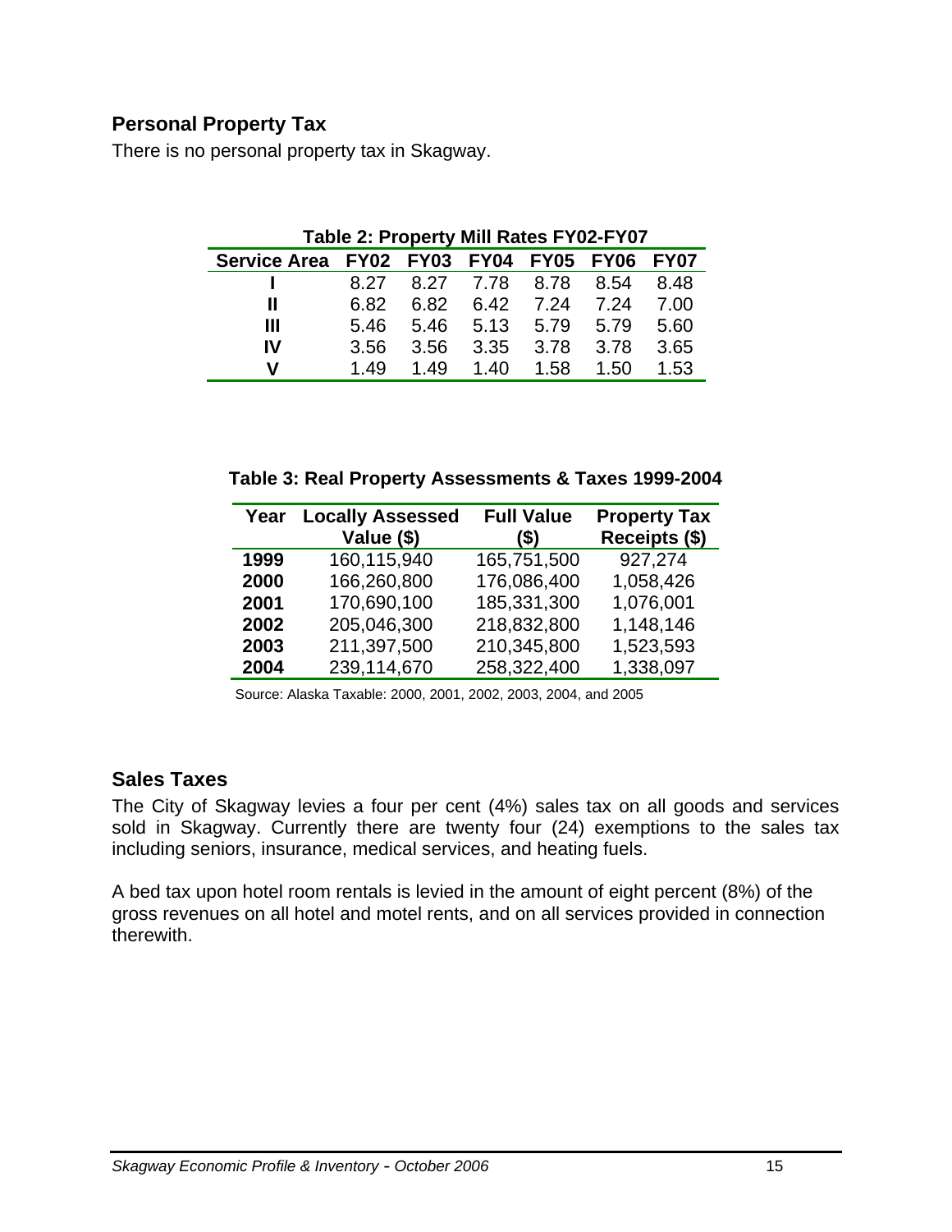## Personal Property Tax

There is no personal property tax in Skagway.

**Table 2: Property Mill Rates FY02-FY07**

| Service Area | FY02 | FY03 | FY04 | FY05 | FY06 | FY07 |
|---|---|---|---|---|---|---|
| I | 8.27 | 8.27 | 7.78 | 8.78 | 8.54 | 8.48 |
| II | 6.82 | 6.82 | 6.42 | 7.24 | 7.24 | 7.00 |
| III | 5.46 | 5.46 | 5.13 | 5.79 | 5.79 | 5.60 |
| IV | 3.56 | 3.56 | 3.35 | 3.78 | 3.78 | 3.65 |
| V | 1.49 | 1.49 | 1.40 | 1.58 | 1.50 | 1.53 |

**Table 3: Real Property Assessments & Taxes 1999-2004**

| Year | Locally Assessed Value ($) | Full Value ($) | Property Tax Receipts ($) |
|---|---|---|---|
| 1999 | 160,115,940 | 165,751,500 | 927,274 |
| 2000 | 166,260,800 | 176,086,400 | 1,058,426 |
| 2001 | 170,690,100 | 185,331,300 | 1,076,001 |
| 2002 | 205,046,300 | 218,832,800 | 1,148,146 |
| 2003 | 211,397,500 | 210,345,800 | 1,523,593 |
| 2004 | 239,114,670 | 258,322,400 | 1,338,097 |

Source: Alaska Taxable: 2000, 2001, 2002, 2003, 2004, and 2005

## Sales Taxes

The City of Skagway levies a four per cent (4%) sales tax on all goods and services sold in Skagway. Currently there are twenty four (24) exemptions to the sales tax including seniors, insurance, medical services, and heating fuels.

A bed tax upon hotel room rentals is levied in the amount of eight percent (8%) of the gross revenues on all hotel and motel rents, and on all services provided in connection therewith.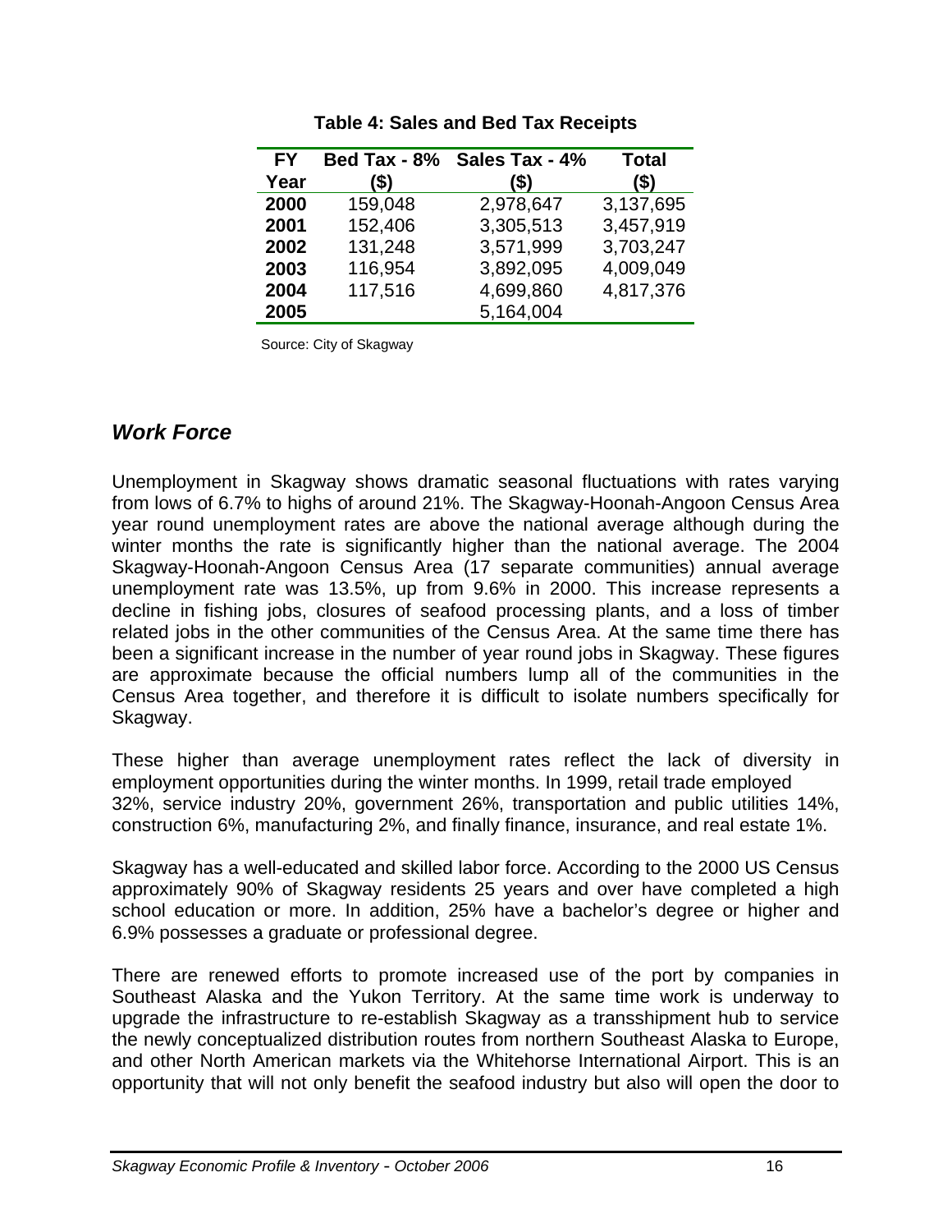**Table 4: Sales and Bed Tax Receipts**

| FY Year | Bed Tax - 8% ($) | Sales Tax - 4% ($) | Total ($) |
|---|---|---|---|
| **2000** | 159,048 | 2,978,647 | 3,137,695 |
| **2001** | 152,406 | 3,305,513 | 3,457,919 |
| **2002** | 131,248 | 3,571,999 | 3,703,247 |
| **2003** | 116,954 | 3,892,095 | 4,009,049 |
| **2004** | 117,516 | 4,699,860 | 4,817,376 |
| **2005** | | 5,164,004 | |

Source: City of Skagway

## *Work Force*

Unemployment in Skagway shows dramatic seasonal fluctuations with rates varying from lows of 6.7% to highs of around 21%. The Skagway-Hoonah-Angoon Census Area year round unemployment rates are above the national average although during the winter months the rate is significantly higher than the national average. The 2004 Skagway-Hoonah-Angoon Census Area (17 separate communities) annual average unemployment rate was 13.5%, up from 9.6% in 2000. This increase represents a decline in fishing jobs, closures of seafood processing plants, and a loss of timber related jobs in the other communities of the Census Area. At the same time there has been a significant increase in the number of year round jobs in Skagway. These figures are approximate because the official numbers lump all of the communities in the Census Area together, and therefore it is difficult to isolate numbers specifically for Skagway.

These higher than average unemployment rates reflect the lack of diversity in employment opportunities during the winter months. In 1999, retail trade employed 32%, service industry 20%, government 26%, transportation and public utilities 14%, construction 6%, manufacturing 2%, and finally finance, insurance, and real estate 1%.

Skagway has a well-educated and skilled labor force. According to the 2000 US Census approximately 90% of Skagway residents 25 years and over have completed a high school education or more. In addition, 25% have a bachelor's degree or higher and 6.9% possesses a graduate or professional degree.

There are renewed efforts to promote increased use of the port by companies in Southeast Alaska and the Yukon Territory. At the same time work is underway to upgrade the infrastructure to re-establish Skagway as a transshipment hub to service the newly conceptualized distribution routes from northern Southeast Alaska to Europe, and other North American markets via the Whitehorse International Airport. This is an opportunity that will not only benefit the seafood industry but also will open the door to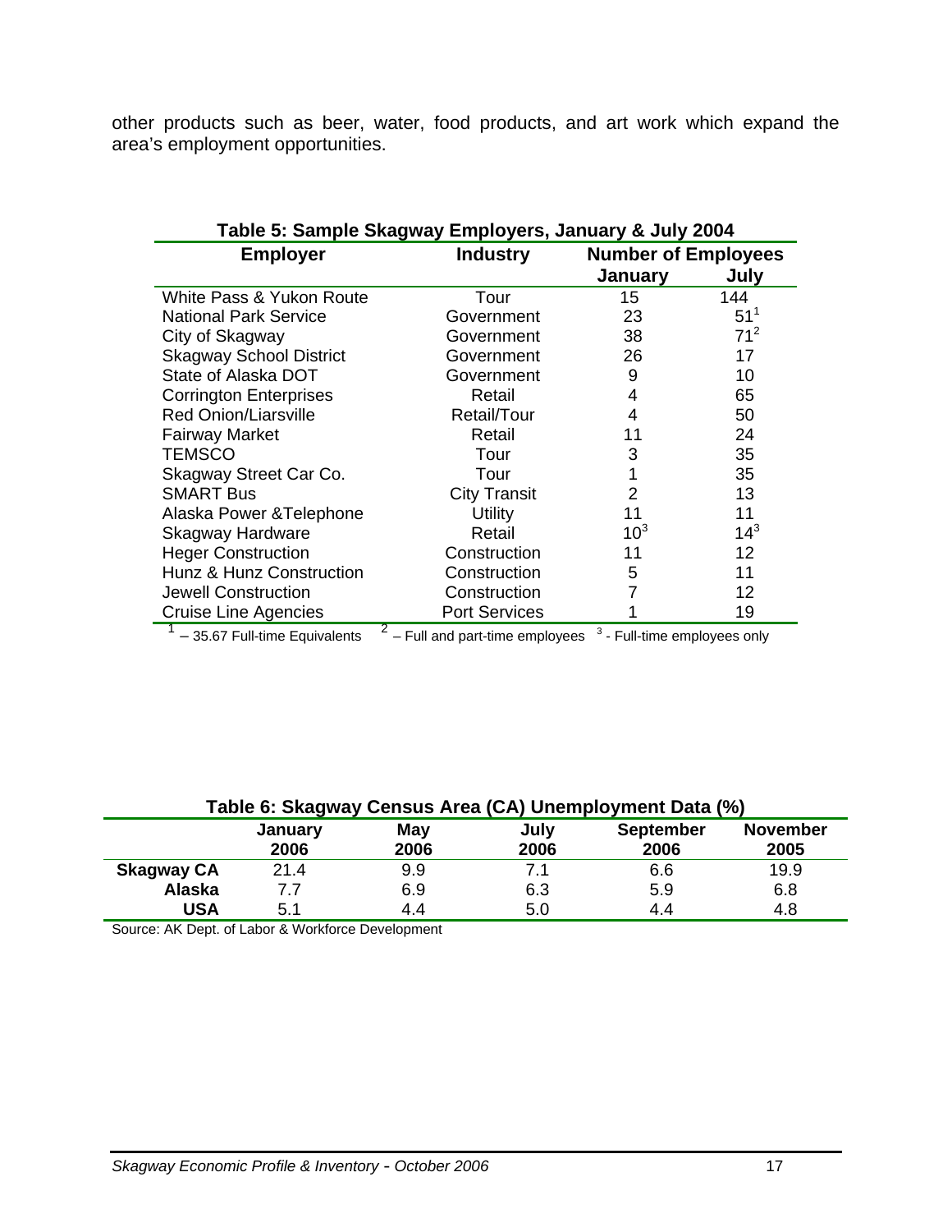other products such as beer, water, food products, and art work which expand the area's employment opportunities.

**Table 5: Sample Skagway Employers, January & July 2004**

| Employer | Industry | Number of Employees | |
|---|---|---|---|
| | | January | July |
| White Pass & Yukon Route | Tour | 15 | 144 |
| National Park Service | Government | 23 | 51[1] |
| City of Skagway | Government | 38 | 71[2] |
| Skagway School District | Government | 26 | 17 |
| State of Alaska DOT | Government | 9 | 10 |
| Corrington Enterprises | Retail | 4 | 65 |
| Red Onion/Liarsville | Retail/Tour | 4 | 50 |
| Fairway Market | Retail | 11 | 24 |
| TEMSCO | Tour | 3 | 35 |
| Skagway Street Car Co. | Tour | 1 | 35 |
| SMART Bus | City Transit | 2 | 13 |
| Alaska Power &Telephone | Utility | 11 | 11 |
| Skagway Hardware | Retail | 10[3] | 14[3] |
| Heger Construction | Construction | 11 | 12 |
| Hunz & Hunz Construction | Construction | 5 | 11 |
| Jewell Construction | Construction | 7 | 12 |
| Cruise Line Agencies | Port Services | 1 | 19 |

[1] – 35.67 Full-time Equivalents [2] – Full and part-time employees [3] - Full-time employees only

**Table 6: Skagway Census Area (CA) Unemployment Data (%)**

| | January 2006 | May 2006 | July 2006 | September 2006 | November 2005 |
|---|---|---|---|---|---|
| **Skagway CA** | 21.4 | 9.9 | 7.1 | 6.6 | 19.9 |
| **Alaska** | 7.7 | 6.9 | 6.3 | 5.9 | 6.8 |
| **USA** | 5.1 | 4.4 | 5.0 | 4.4 | 4.8 |

Source: AK Dept. of Labor & Workforce Development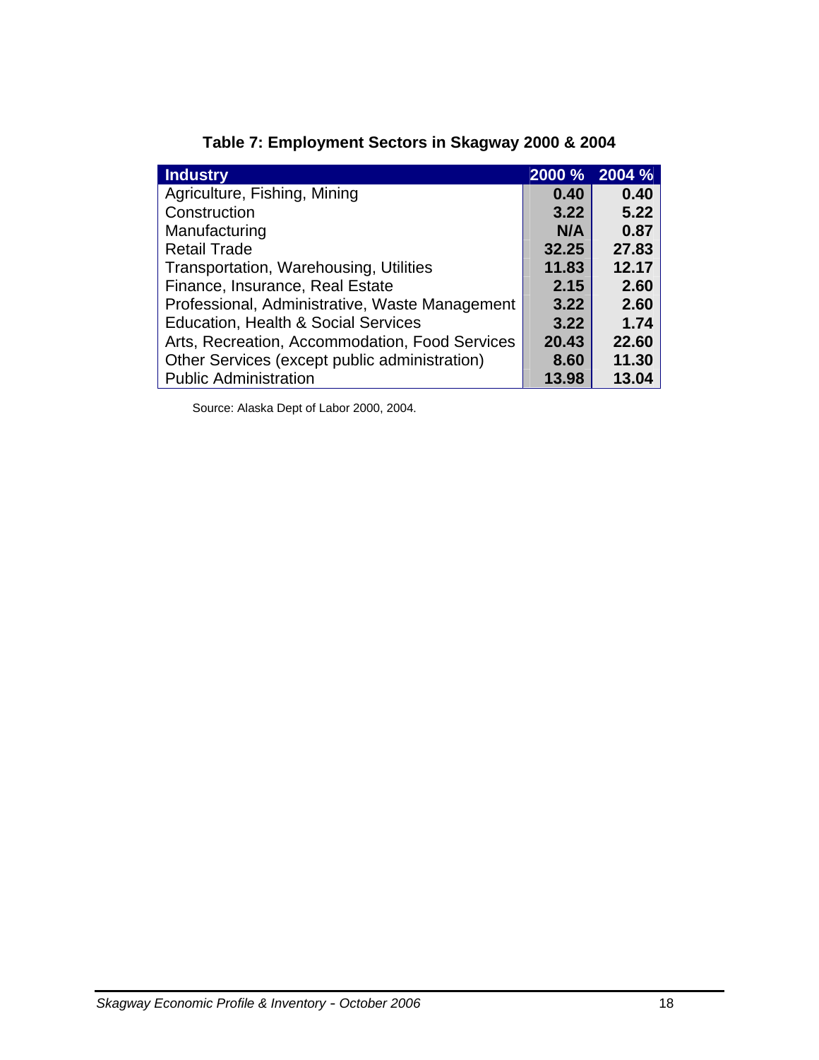**Table 7: Employment Sectors in Skagway 2000 & 2004**

| Industry | 2000 % | 2004 % |
|---|---|---|
| Agriculture, Fishing, Mining | 0.40 | 0.40 |
| Construction | 3.22 | 5.22 |
| Manufacturing | N/A | 0.87 |
| Retail Trade | 32.25 | 27.83 |
| Transportation, Warehousing, Utilities | 11.83 | 12.17 |
| Finance, Insurance, Real Estate | 2.15 | 2.60 |
| Professional, Administrative, Waste Management | 3.22 | 2.60 |
| Education, Health & Social Services | 3.22 | 1.74 |
| Arts, Recreation, Accommodation, Food Services | 20.43 | 22.60 |
| Other Services (except public administration) | 8.60 | 11.30 |
| Public Administration | 13.98 | 13.04 |

Source: Alaska Dept of Labor 2000, 2004.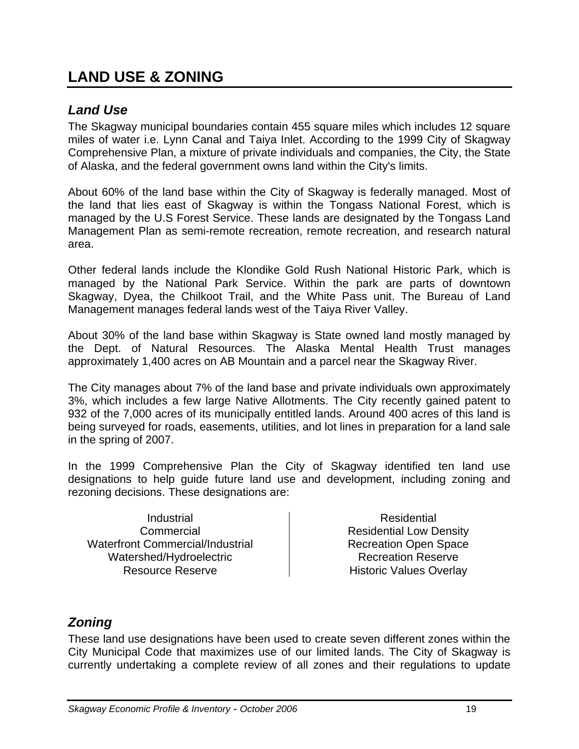# LAND USE & ZONING

## *Land Use*

The Skagway municipal boundaries contain 455 square miles which includes 12 square miles of water i.e. Lynn Canal and Taiya Inlet. According to the 1999 City of Skagway Comprehensive Plan, a mixture of private individuals and companies, the City, the State of Alaska, and the federal government owns land within the City's limits.

About 60% of the land base within the City of Skagway is federally managed. Most of the land that lies east of Skagway is within the Tongass National Forest, which is managed by the U.S Forest Service. These lands are designated by the Tongass Land Management Plan as semi-remote recreation, remote recreation, and research natural area.

Other federal lands include the Klondike Gold Rush National Historic Park, which is managed by the National Park Service. Within the park are parts of downtown Skagway, Dyea, the Chilkoot Trail, and the White Pass unit. The Bureau of Land Management manages federal lands west of the Taiya River Valley.

About 30% of the land base within Skagway is State owned land mostly managed by the Dept. of Natural Resources. The Alaska Mental Health Trust manages approximately 1,400 acres on AB Mountain and a parcel near the Skagway River.

The City manages about 7% of the land base and private individuals own approximately 3%, which includes a few large Native Allotments. The City recently gained patent to 932 of the 7,000 acres of its municipally entitled lands. Around 400 acres of this land is being surveyed for roads, easements, utilities, and lot lines in preparation for a land sale in the spring of 2007.

In the 1999 Comprehensive Plan the City of Skagway identified ten land use designations to help guide future land use and development, including zoning and rezoning decisions. These designations are:

| | |
|---|---|
| Industrial | Residential |
| Commercial | Residential Low Density |
| Waterfront Commercial/Industrial | Recreation Open Space |
| Watershed/Hydroelectric | Recreation Reserve |
| Resource Reserve | Historic Values Overlay |

## *Zoning*

These land use designations have been used to create seven different zones within the City Municipal Code that maximizes use of our limited lands. The City of Skagway is currently undertaking a complete review of all zones and their regulations to update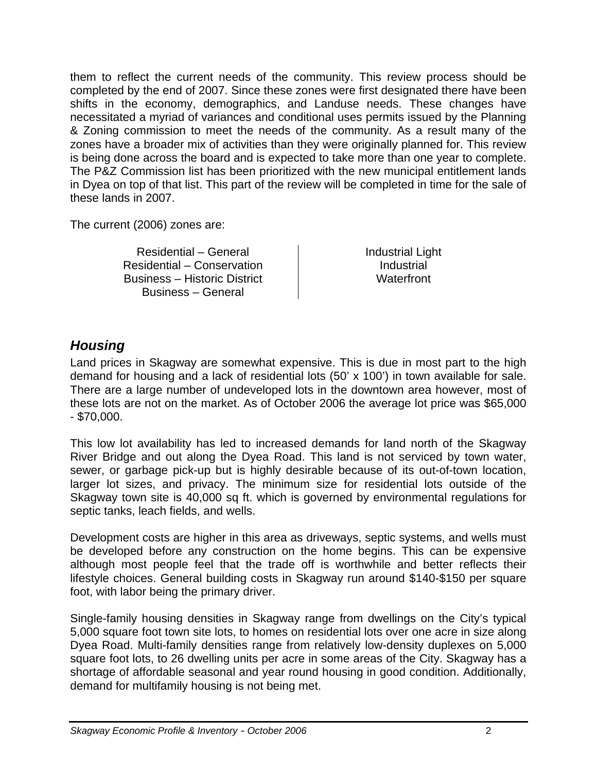them to reflect the current needs of the community. This review process should be completed by the end of 2007. Since these zones were first designated there have been shifts in the economy, demographics, and Landuse needs. These changes have necessitated a myriad of variances and conditional uses permits issued by the Planning & Zoning commission to meet the needs of the community. As a result many of the zones have a broader mix of activities than they were originally planned for. This review is being done across the board and is expected to take more than one year to complete. The P&Z Commission list has been prioritized with the new municipal entitlement lands in Dyea on top of that list. This part of the review will be completed in time for the sale of these lands in 2007.

The current (2006) zones are:

| | |
|---|---|
| Residential – General | Industrial Light |
| Residential – Conservation | Industrial |
| Business – Historic District | Waterfront |
| Business – General | |

## *Housing*

Land prices in Skagway are somewhat expensive. This is due in most part to the high demand for housing and a lack of residential lots (50' x 100') in town available for sale. There are a large number of undeveloped lots in the downtown area however, most of these lots are not on the market. As of October 2006 the average lot price was $65,000 - $70,000.

This low lot availability has led to increased demands for land north of the Skagway River Bridge and out along the Dyea Road. This land is not serviced by town water, sewer, or garbage pick-up but is highly desirable because of its out-of-town location, larger lot sizes, and privacy. The minimum size for residential lots outside of the Skagway town site is 40,000 sq ft. which is governed by environmental regulations for septic tanks, leach fields, and wells.

Development costs are higher in this area as driveways, septic systems, and wells must be developed before any construction on the home begins. This can be expensive although most people feel that the trade off is worthwhile and better reflects their lifestyle choices. General building costs in Skagway run around $140-$150 per square foot, with labor being the primary driver.

Single-family housing densities in Skagway range from dwellings on the City's typical 5,000 square foot town site lots, to homes on residential lots over one acre in size along Dyea Road. Multi-family densities range from relatively low-density duplexes on 5,000 square foot lots, to 26 dwelling units per acre in some areas of the City. Skagway has a shortage of affordable seasonal and year round housing in good condition. Additionally, demand for multifamily housing is not being met.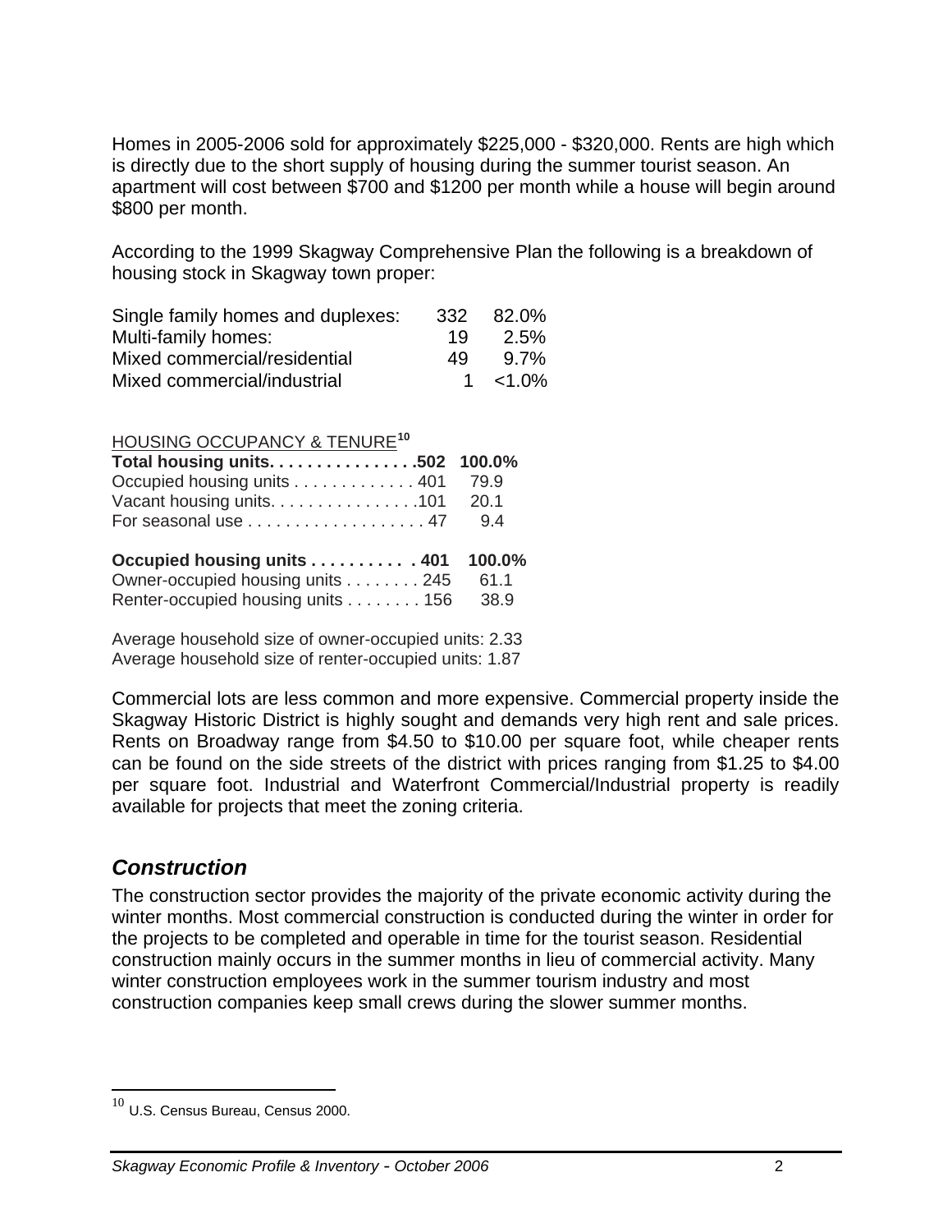Homes in 2005-2006 sold for approximately $225,000 - $320,000. Rents are high which is directly due to the short supply of housing during the summer tourist season. An apartment will cost between $700 and $1200 per month while a house will begin around $800 per month.

According to the 1999 Skagway Comprehensive Plan the following is a breakdown of housing stock in Skagway town proper:

| | | |
|---|---|---|
| Single family homes and duplexes: | 332 | 82.0% |
| Multi-family homes: | 19 | 2.5% |
| Mixed commercial/residential | 49 | 9.7% |
| Mixed commercial/industrial | 1 | <1.0% |

HOUSING OCCUPANCY & TENURE[10]

| | | |
|---|---|---|
| **Total housing units** | **502** | **100.0%** |
| Occupied housing units | 401 | 79.9 |
| Vacant housing units | 101 | 20.1 |
| For seasonal use | 47 | 9.4 |
| **Occupied housing units** | **401** | **100.0%** |
| Owner-occupied housing units | 245 | 61.1 |
| Renter-occupied housing units | 156 | 38.9 |

Average household size of owner-occupied units: 2.33
Average household size of renter-occupied units: 1.87

Commercial lots are less common and more expensive. Commercial property inside the Skagway Historic District is highly sought and demands very high rent and sale prices. Rents on Broadway range from $4.50 to $10.00 per square foot, while cheaper rents can be found on the side streets of the district with prices ranging from $1.25 to $4.00 per square foot. Industrial and Waterfront Commercial/Industrial property is readily available for projects that meet the zoning criteria.

## *Construction*

The construction sector provides the majority of the private economic activity during the winter months. Most commercial construction is conducted during the winter in order for the projects to be completed and operable in time for the tourist season. Residential construction mainly occurs in the summer months in lieu of commercial activity. Many winter construction employees work in the summer tourism industry and most construction companies keep small crews during the slower summer months.

[10] U.S. Census Bureau, Census 2000.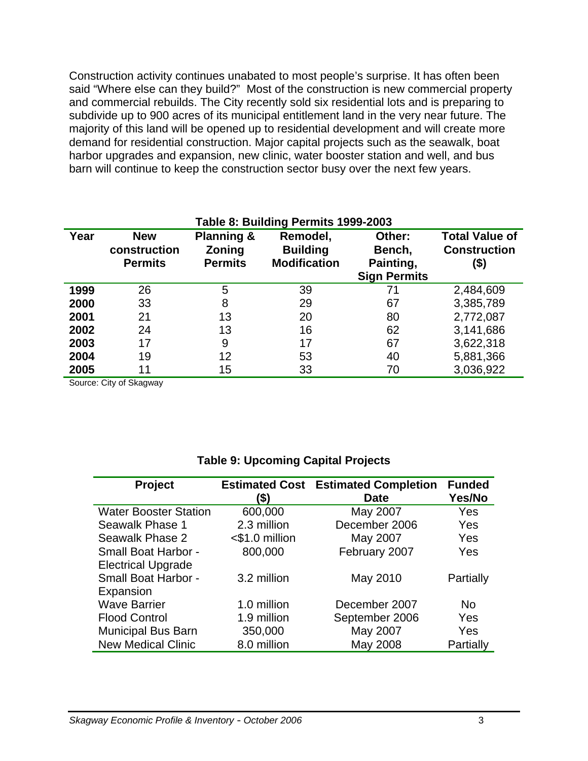Construction activity continues unabated to most people's surprise. It has often been said "Where else can they build?" Most of the construction is new commercial property and commercial rebuilds. The City recently sold six residential lots and is preparing to subdivide up to 900 acres of its municipal entitlement land in the very near future. The majority of this land will be opened up to residential development and will create more demand for residential construction. Major capital projects such as the seawalk, boat harbor upgrades and expansion, new clinic, water booster station and well, and bus barn will continue to keep the construction sector busy over the next few years.

**Table 8: Building Permits 1999-2003**

| Year | New construction Permits | Planning & Zoning Permits | Remodel, Building Modification | Other: Bench, Painting, Sign Permits | Total Value of Construction ($) |
|---|---|---|---|---|---|
| **1999** | 26 | 5 | 39 | 71 | 2,484,609 |
| **2000** | 33 | 8 | 29 | 67 | 3,385,789 |
| **2001** | 21 | 13 | 20 | 80 | 2,772,087 |
| **2002** | 24 | 13 | 16 | 62 | 3,141,686 |
| **2003** | 17 | 9 | 17 | 67 | 3,622,318 |
| **2004** | 19 | 12 | 53 | 40 | 5,881,366 |
| **2005** | 11 | 15 | 33 | 70 | 3,036,922 |

Source: City of Skagway

**Table 9: Upcoming Capital Projects**

| Project | Estimated Cost ($) | Estimated Completion Date | Funded Yes/No |
|---|---|---|---|
| Water Booster Station | 600,000 | May 2007 | Yes |
| Seawalk Phase 1 | 2.3 million | December 2006 | Yes |
| Seawalk Phase 2 | <$1.0 million | May 2007 | Yes |
| Small Boat Harbor - Electrical Upgrade | 800,000 | February 2007 | Yes |
| Small Boat Harbor - Expansion | 3.2 million | May 2010 | Partially |
| Wave Barrier | 1.0 million | December 2007 | No |
| Flood Control | 1.9 million | September 2006 | Yes |
| Municipal Bus Barn | 350,000 | May 2007 | Yes |
| New Medical Clinic | 8.0 million | May 2008 | Partially |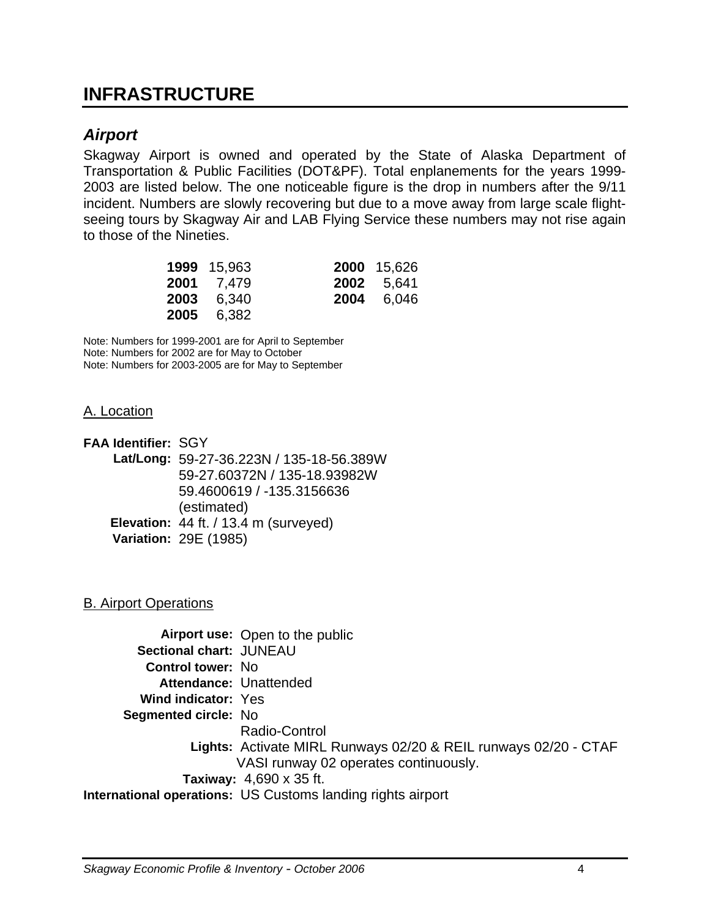# INFRASTRUCTURE

## *Airport*

Skagway Airport is owned and operated by the State of Alaska Department of Transportation & Public Facilities (DOT&PF). Total enplanements for the years 1999-2003 are listed below. The one noticeable figure is the drop in numbers after the 9/11 incident. Numbers are slowly recovering but due to a move away from large scale flight-seeing tours by Skagway Air and LAB Flying Service these numbers may not rise again to those of the Nineties.

| | | | |
|---|---|---|---|
| **1999** | 15,963 | **2000** | 15,626 |
| **2001** | 7,479 | **2002** | 5,641 |
| **2003** | 6,340 | **2004** | 6,046 |
| **2005** | 6,382 | | |

Note: Numbers for 1999-2001 are for April to September
Note: Numbers for 2002 are for May to October
Note: Numbers for 2003-2005 are for May to September

A. Location

**FAA Identifier:** SGY
**Lat/Long:** 59-27-36.223N / 135-18-56.389W
59-27.60372N / 135-18.93982W
59.4600619 / -135.3156636
(estimated)
**Elevation:** 44 ft. / 13.4 m (surveyed)
**Variation:** 29E (1985)

B. Airport Operations

**Airport use:** Open to the public
**Sectional chart:** JUNEAU
**Control tower:** No
**Attendance:** Unattended
**Wind indicator:** Yes
**Segmented circle:** No
**Lights:** Radio-Control Activate MIRL Runways 02/20 & REIL runways 02/20 - CTAF VASI runway 02 operates continuously.
**Taxiway:** 4,690 x 35 ft.
**International operations:** US Customs landing rights airport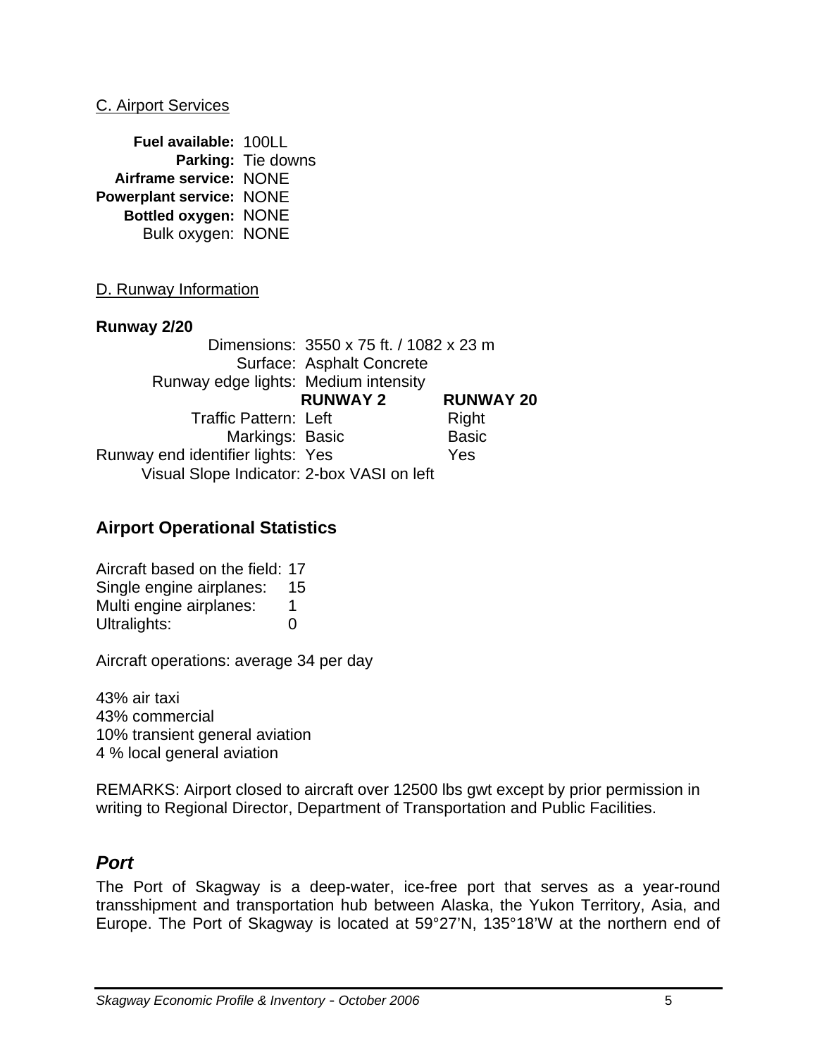C. Airport Services

| | |
|---|---|
| **Fuel available:** | 100LL |
| **Parking:** | Tie downs |
| **Airframe service:** | NONE |
| **Powerplant service:** | NONE |
| **Bottled oxygen:** | NONE |
| Bulk oxygen: | NONE |

D. Runway Information

**Runway 2/20**

| | | |
|---|---|---|
| Dimensions: | 3550 x 75 ft. / 1082 x 23 m | |
| Surface: | Asphalt Concrete | |
| Runway edge lights: | Medium intensity | |
| | **RUNWAY 2** | **RUNWAY 20** |
| Traffic Pattern: | Left | Right |
| Markings: | Basic | Basic |
| Runway end identifier lights: | Yes | Yes |
| Visual Slope Indicator: | 2-box VASI on left | |

## Airport Operational Statistics

Aircraft based on the field: 17
Single engine airplanes: 15
Multi engine airplanes: 1
Ultralights: 0

Aircraft operations: average 34 per day

43% air taxi
43% commercial
10% transient general aviation
4 % local general aviation

REMARKS: Airport closed to aircraft over 12500 lbs gwt except by prior permission in writing to Regional Director, Department of Transportation and Public Facilities.

## *Port*

The Port of Skagway is a deep-water, ice-free port that serves as a year-round transshipment and transportation hub between Alaska, the Yukon Territory, Asia, and Europe. The Port of Skagway is located at 59°27'N, 135°18'W at the northern end of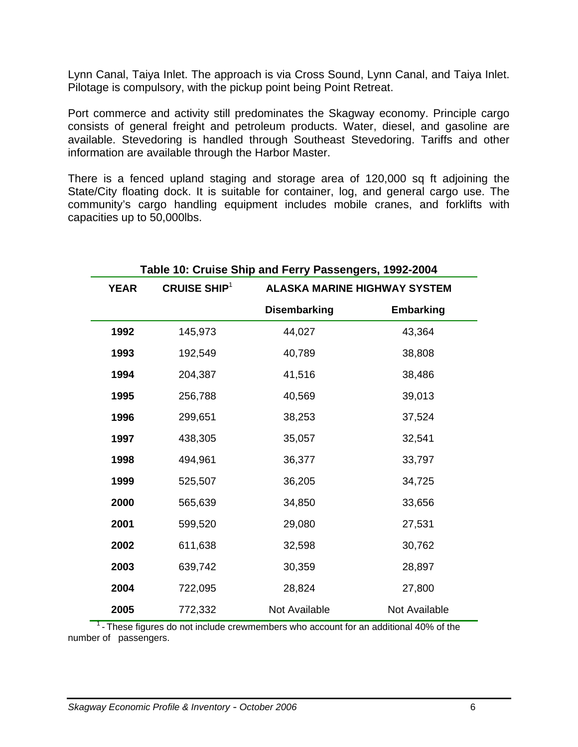Lynn Canal, Taiya Inlet. The approach is via Cross Sound, Lynn Canal, and Taiya Inlet. Pilotage is compulsory, with the pickup point being Point Retreat.

Port commerce and activity still predominates the Skagway economy. Principle cargo consists of general freight and petroleum products. Water, diesel, and gasoline are available. Stevedoring is handled through Southeast Stevedoring. Tariffs and other information are available through the Harbor Master.

There is a fenced upland staging and storage area of 120,000 sq ft adjoining the State/City floating dock. It is suitable for container, log, and general cargo use. The community's cargo handling equipment includes mobile cranes, and forklifts with capacities up to 50,000lbs.

**Table 10: Cruise Ship and Ferry Passengers, 1992-2004**

| YEAR | CRUISE SHIP[1] | ALASKA MARINE HIGHWAY SYSTEM | |
|---|---|---|---|
| | | Disembarking | Embarking |
| 1992 | 145,973 | 44,027 | 43,364 |
| 1993 | 192,549 | 40,789 | 38,808 |
| 1994 | 204,387 | 41,516 | 38,486 |
| 1995 | 256,788 | 40,569 | 39,013 |
| 1996 | 299,651 | 38,253 | 37,524 |
| 1997 | 438,305 | 35,057 | 32,541 |
| 1998 | 494,961 | 36,377 | 33,797 |
| 1999 | 525,507 | 36,205 | 34,725 |
| 2000 | 565,639 | 34,850 | 33,656 |
| 2001 | 599,520 | 29,080 | 27,531 |
| 2002 | 611,638 | 32,598 | 30,762 |
| 2003 | 639,742 | 30,359 | 28,897 |
| 2004 | 722,095 | 28,824 | 27,800 |
| 2005 | 772,332 | Not Available | Not Available |

[1] - These figures do not include crewmembers who account for an additional 40% of the number of passengers.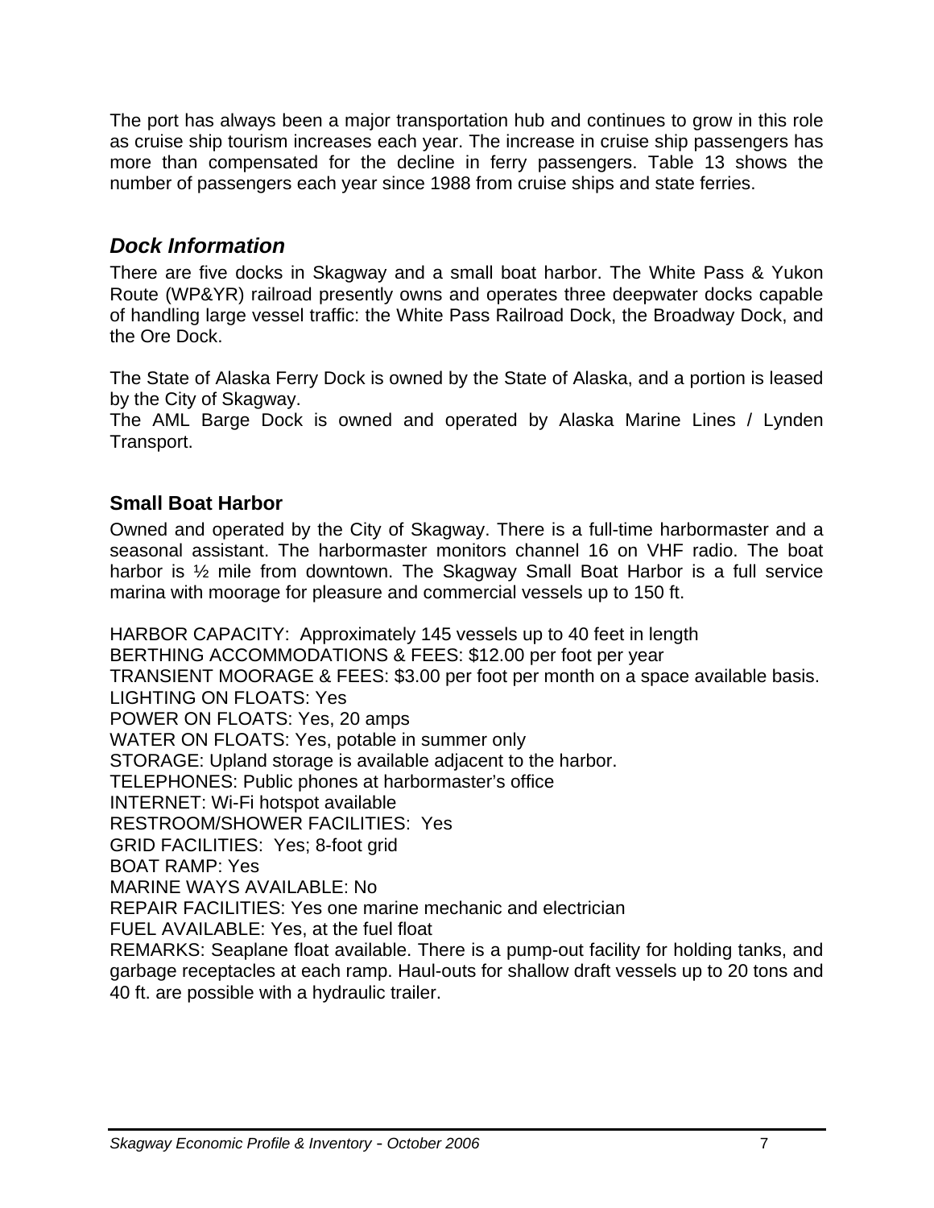The port has always been a major transportation hub and continues to grow in this role as cruise ship tourism increases each year. The increase in cruise ship passengers has more than compensated for the decline in ferry passengers. Table 13 shows the number of passengers each year since 1988 from cruise ships and state ferries.

## *Dock Information*

There are five docks in Skagway and a small boat harbor. The White Pass & Yukon Route (WP&YR) railroad presently owns and operates three deepwater docks capable of handling large vessel traffic: the White Pass Railroad Dock, the Broadway Dock, and the Ore Dock.

The State of Alaska Ferry Dock is owned by the State of Alaska, and a portion is leased by the City of Skagway.
The AML Barge Dock is owned and operated by Alaska Marine Lines / Lynden Transport.

### Small Boat Harbor

Owned and operated by the City of Skagway. There is a full-time harbormaster and a seasonal assistant. The harbormaster monitors channel 16 on VHF radio. The boat harbor is ½ mile from downtown. The Skagway Small Boat Harbor is a full service marina with moorage for pleasure and commercial vessels up to 150 ft.

HARBOR CAPACITY: Approximately 145 vessels up to 40 feet in length
BERTHING ACCOMMODATIONS & FEES: $12.00 per foot per year
TRANSIENT MOORAGE & FEES: $3.00 per foot per month on a space available basis.
LIGHTING ON FLOATS: Yes
POWER ON FLOATS: Yes, 20 amps
WATER ON FLOATS: Yes, potable in summer only
STORAGE: Upland storage is available adjacent to the harbor.
TELEPHONES: Public phones at harbormaster's office
INTERNET: Wi-Fi hotspot available
RESTROOM/SHOWER FACILITIES: Yes
GRID FACILITIES: Yes; 8-foot grid
BOAT RAMP: Yes
MARINE WAYS AVAILABLE: No
REPAIR FACILITIES: Yes one marine mechanic and electrician
FUEL AVAILABLE: Yes, at the fuel float
REMARKS: Seaplane float available. There is a pump-out facility for holding tanks, and garbage receptacles at each ramp. Haul-outs for shallow draft vessels up to 20 tons and 40 ft. are possible with a hydraulic trailer.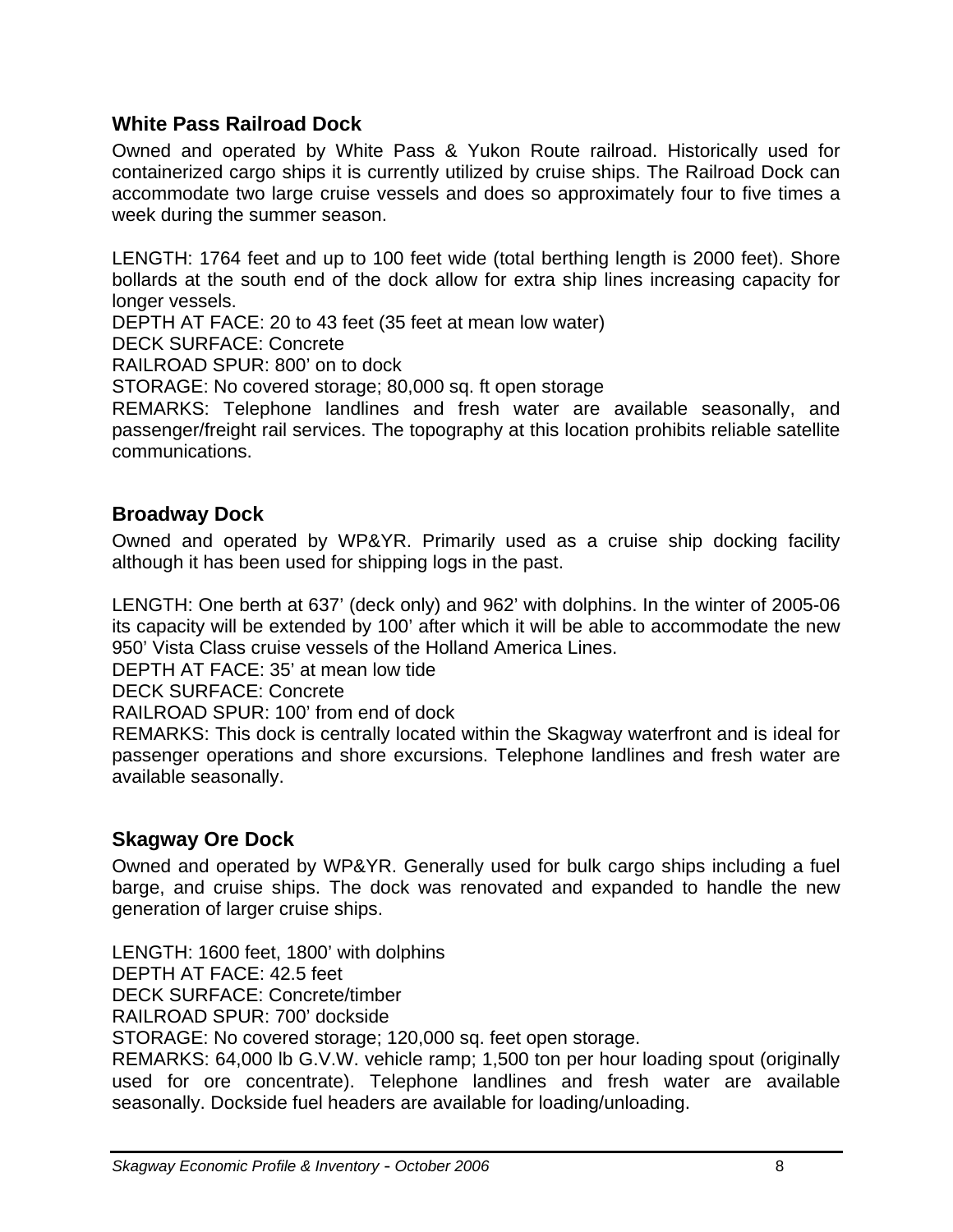### White Pass Railroad Dock

Owned and operated by White Pass & Yukon Route railroad. Historically used for containerized cargo ships it is currently utilized by cruise ships. The Railroad Dock can accommodate two large cruise vessels and does so approximately four to five times a week during the summer season.

LENGTH: 1764 feet and up to 100 feet wide (total berthing length is 2000 feet). Shore bollards at the south end of the dock allow for extra ship lines increasing capacity for longer vessels.
DEPTH AT FACE: 20 to 43 feet (35 feet at mean low water)
DECK SURFACE: Concrete
RAILROAD SPUR: 800' on to dock
STORAGE: No covered storage; 80,000 sq. ft open storage
REMARKS: Telephone landlines and fresh water are available seasonally, and passenger/freight rail services. The topography at this location prohibits reliable satellite communications.

### Broadway Dock

Owned and operated by WP&YR. Primarily used as a cruise ship docking facility although it has been used for shipping logs in the past.

LENGTH: One berth at 637' (deck only) and 962' with dolphins. In the winter of 2005-06 its capacity will be extended by 100' after which it will be able to accommodate the new 950' Vista Class cruise vessels of the Holland America Lines.
DEPTH AT FACE: 35' at mean low tide
DECK SURFACE: Concrete
RAILROAD SPUR: 100' from end of dock
REMARKS: This dock is centrally located within the Skagway waterfront and is ideal for passenger operations and shore excursions. Telephone landlines and fresh water are available seasonally.

### Skagway Ore Dock

Owned and operated by WP&YR. Generally used for bulk cargo ships including a fuel barge, and cruise ships. The dock was renovated and expanded to handle the new generation of larger cruise ships.

LENGTH: 1600 feet, 1800' with dolphins
DEPTH AT FACE: 42.5 feet
DECK SURFACE: Concrete/timber
RAILROAD SPUR: 700' dockside
STORAGE: No covered storage; 120,000 sq. feet open storage.
REMARKS: 64,000 lb G.V.W. vehicle ramp; 1,500 ton per hour loading spout (originally used for ore concentrate). Telephone landlines and fresh water are available seasonally. Dockside fuel headers are available for loading/unloading.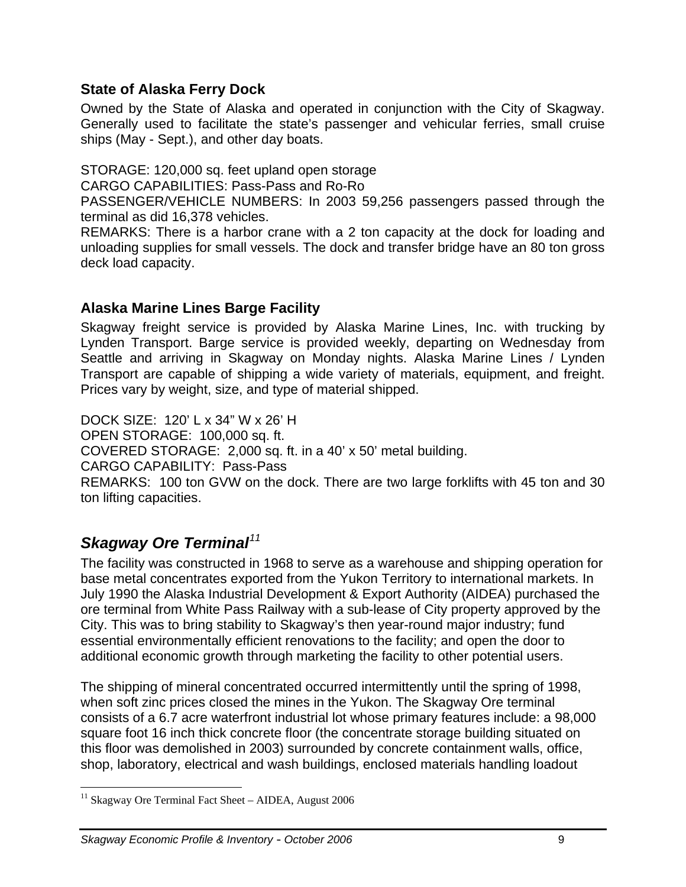### State of Alaska Ferry Dock

Owned by the State of Alaska and operated in conjunction with the City of Skagway. Generally used to facilitate the state's passenger and vehicular ferries, small cruise ships (May - Sept.), and other day boats.

STORAGE: 120,000 sq. feet upland open storage
CARGO CAPABILITIES: Pass-Pass and Ro-Ro
PASSENGER/VEHICLE NUMBERS: In 2003 59,256 passengers passed through the terminal as did 16,378 vehicles.
REMARKS: There is a harbor crane with a 2 ton capacity at the dock for loading and unloading supplies for small vessels. The dock and transfer bridge have an 80 ton gross deck load capacity.

### Alaska Marine Lines Barge Facility

Skagway freight service is provided by Alaska Marine Lines, Inc. with trucking by Lynden Transport. Barge service is provided weekly, departing on Wednesday from Seattle and arriving in Skagway on Monday nights. Alaska Marine Lines / Lynden Transport are capable of shipping a wide variety of materials, equipment, and freight. Prices vary by weight, size, and type of material shipped.

DOCK SIZE: 120' L x 34" W x 26' H
OPEN STORAGE: 100,000 sq. ft.
COVERED STORAGE: 2,000 sq. ft. in a 40' x 50' metal building.
CARGO CAPABILITY: Pass-Pass
REMARKS: 100 ton GVW on the dock. There are two large forklifts with 45 ton and 30 ton lifting capacities.

## *Skagway Ore Terminal*[11]

The facility was constructed in 1968 to serve as a warehouse and shipping operation for base metal concentrates exported from the Yukon Territory to international markets. In July 1990 the Alaska Industrial Development & Export Authority (AIDEA) purchased the ore terminal from White Pass Railway with a sub-lease of City property approved by the City. This was to bring stability to Skagway's then year-round major industry; fund essential environmentally efficient renovations to the facility; and open the door to additional economic growth through marketing the facility to other potential users.

The shipping of mineral concentrated occurred intermittently until the spring of 1998, when soft zinc prices closed the mines in the Yukon. The Skagway Ore terminal consists of a 6.7 acre waterfront industrial lot whose primary features include: a 98,000 square foot 16 inch thick concrete floor (the concentrate storage building situated on this floor was demolished in 2003) surrounded by concrete containment walls, office, shop, laboratory, electrical and wash buildings, enclosed materials handling loadout

[11] Skagway Ore Terminal Fact Sheet – AIDEA, August 2006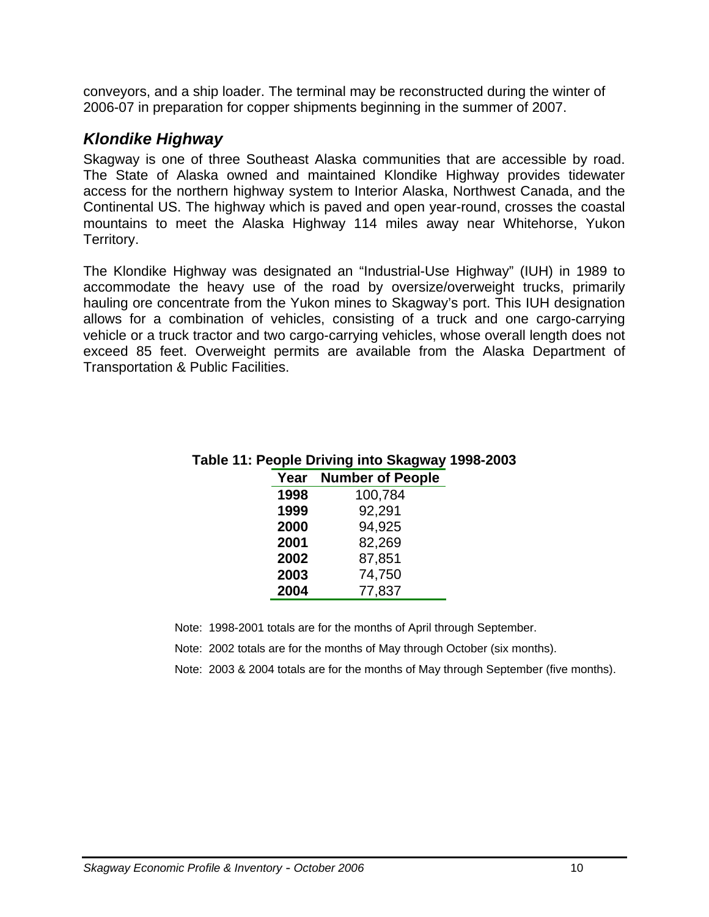conveyors, and a ship loader. The terminal may be reconstructed during the winter of 2006-07 in preparation for copper shipments beginning in the summer of 2007.

## *Klondike Highway*

Skagway is one of three Southeast Alaska communities that are accessible by road. The State of Alaska owned and maintained Klondike Highway provides tidewater access for the northern highway system to Interior Alaska, Northwest Canada, and the Continental US. The highway which is paved and open year-round, crosses the coastal mountains to meet the Alaska Highway 114 miles away near Whitehorse, Yukon Territory.

The Klondike Highway was designated an "Industrial-Use Highway" (IUH) in 1989 to accommodate the heavy use of the road by oversize/overweight trucks, primarily hauling ore concentrate from the Yukon mines to Skagway's port. This IUH designation allows for a combination of vehicles, consisting of a truck and one cargo-carrying vehicle or a truck tractor and two cargo-carrying vehicles, whose overall length does not exceed 85 feet. Overweight permits are available from the Alaska Department of Transportation & Public Facilities.

**Table 11: People Driving into Skagway 1998-2003**

| Year | Number of People |
|---|---|
| **1998** | 100,784 |
| **1999** | 92,291 |
| **2000** | 94,925 |
| **2001** | 82,269 |
| **2002** | 87,851 |
| **2003** | 74,750 |
| **2004** | 77,837 |

Note: 1998-2001 totals are for the months of April through September.

Note: 2002 totals are for the months of May through October (six months).

Note: 2003 & 2004 totals are for the months of May through September (five months).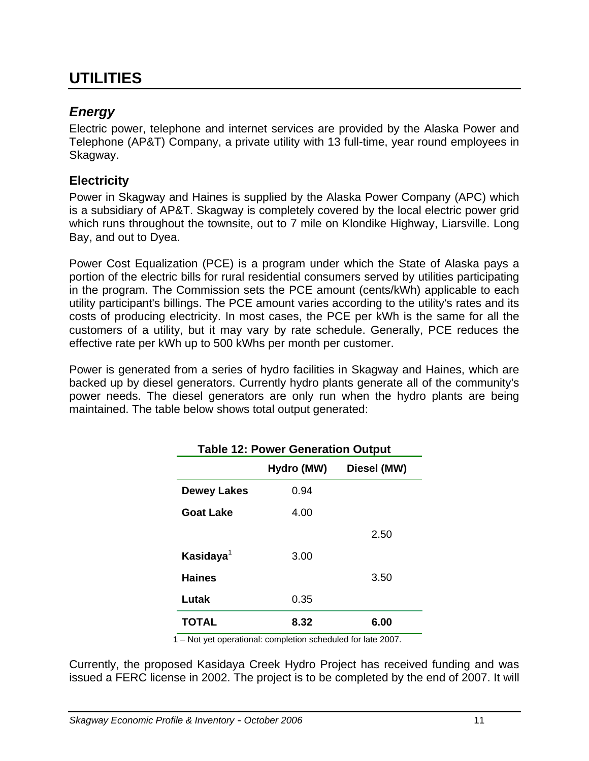# UTILITIES

## *Energy*

Electric power, telephone and internet services are provided by the Alaska Power and Telephone (AP&T) Company, a private utility with 13 full-time, year round employees in Skagway.

### Electricity

Power in Skagway and Haines is supplied by the Alaska Power Company (APC) which is a subsidiary of AP&T. Skagway is completely covered by the local electric power grid which runs throughout the townsite, out to 7 mile on Klondike Highway, Liarsville. Long Bay, and out to Dyea.

Power Cost Equalization (PCE) is a program under which the State of Alaska pays a portion of the electric bills for rural residential consumers served by utilities participating in the program. The Commission sets the PCE amount (cents/kWh) applicable to each utility participant's billings. The PCE amount varies according to the utility's rates and its costs of producing electricity. In most cases, the PCE per kWh is the same for all the customers of a utility, but it may vary by rate schedule. Generally, PCE reduces the effective rate per kWh up to 500 kWhs per month per customer.

Power is generated from a series of hydro facilities in Skagway and Haines, which are backed up by diesel generators. Currently hydro plants generate all of the community's power needs. The diesel generators are only run when the hydro plants are being maintained. The table below shows total output generated:

**Table 12: Power Generation Output**

| | Hydro (MW) | Diesel (MW) |
|---|---|---|
| **Dewey Lakes** | 0.94 | |
| **Goat Lake** | 4.00 | |
| | | 2.50 |
| **Kasidaya**[1] | 3.00 | |
| **Haines** | | 3.50 |
| **Lutak** | 0.35 | |
| **TOTAL** | **8.32** | **6.00** |

1 – Not yet operational: completion scheduled for late 2007.

Currently, the proposed Kasidaya Creek Hydro Project has received funding and was issued a FERC license in 2002. The project is to be completed by the end of 2007. It will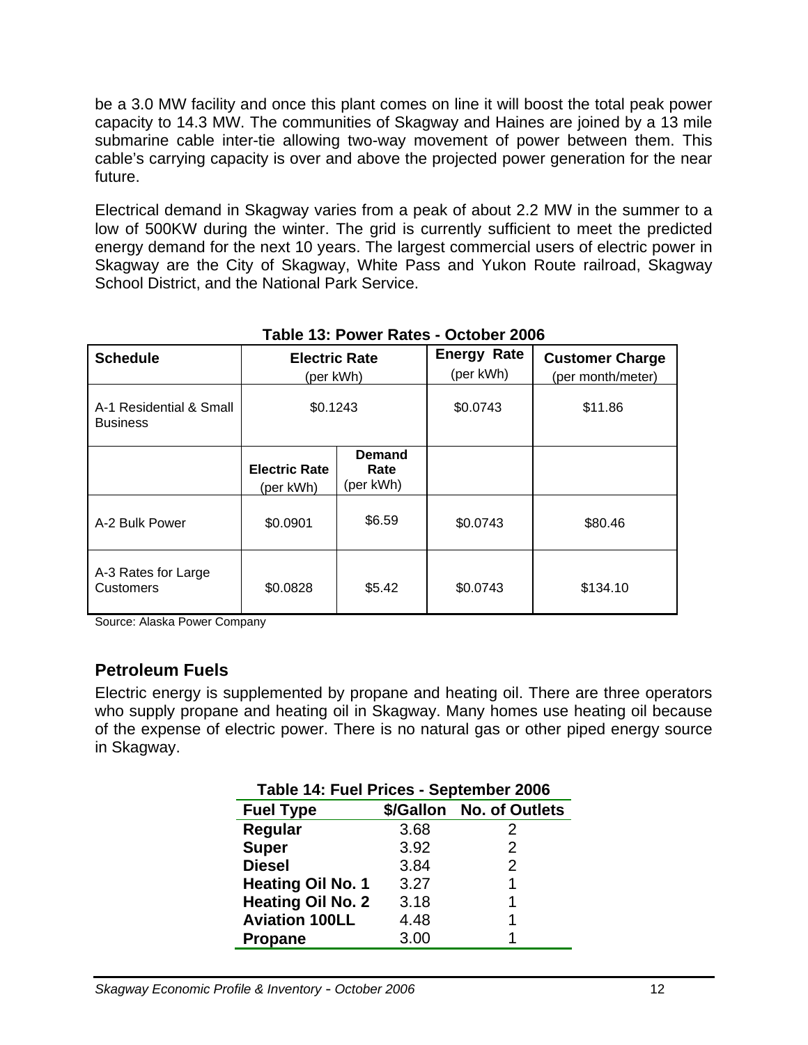be a 3.0 MW facility and once this plant comes on line it will boost the total peak power capacity to 14.3 MW. The communities of Skagway and Haines are joined by a 13 mile submarine cable inter-tie allowing two-way movement of power between them. This cable's carrying capacity is over and above the projected power generation for the near future.

Electrical demand in Skagway varies from a peak of about 2.2 MW in the summer to a low of 500KW during the winter. The grid is currently sufficient to meet the predicted energy demand for the next 10 years. The largest commercial users of electric power in Skagway are the City of Skagway, White Pass and Yukon Route railroad, Skagway School District, and the National Park Service.

**Table 13: Power Rates - October 2006**

| **Schedule** | **Electric Rate** (per kWh) | | **Energy Rate** (per kWh) | **Customer Charge** (per month/meter) |
|---|---|---|---|---|
| A-1 Residential & Small Business | $0.1243 | | $0.0743 | $11.86 |
| | **Electric Rate** (per kWh) | **Demand Rate** (per kWh) | | |
| A-2 Bulk Power | $0.0901 | $6.59 | $0.0743 | $80.46 |
| A-3 Rates for Large Customers | $0.0828 | $5.42 | $0.0743 | $134.10 |

Source: Alaska Power Company

## Petroleum Fuels

Electric energy is supplemented by propane and heating oil. There are three operators who supply propane and heating oil in Skagway. Many homes use heating oil because of the expense of electric power. There is no natural gas or other piped energy source in Skagway.

**Table 14: Fuel Prices - September 2006**

| Fuel Type | $/Gallon | No. of Outlets |
|---|---|---|
| **Regular** | 3.68 | 2 |
| **Super** | 3.92 | 2 |
| **Diesel** | 3.84 | 2 |
| **Heating Oil No. 1** | 3.27 | 1 |
| **Heating Oil No. 2** | 3.18 | 1 |
| **Aviation 100LL** | 4.48 | 1 |
| **Propane** | 3.00 | 1 |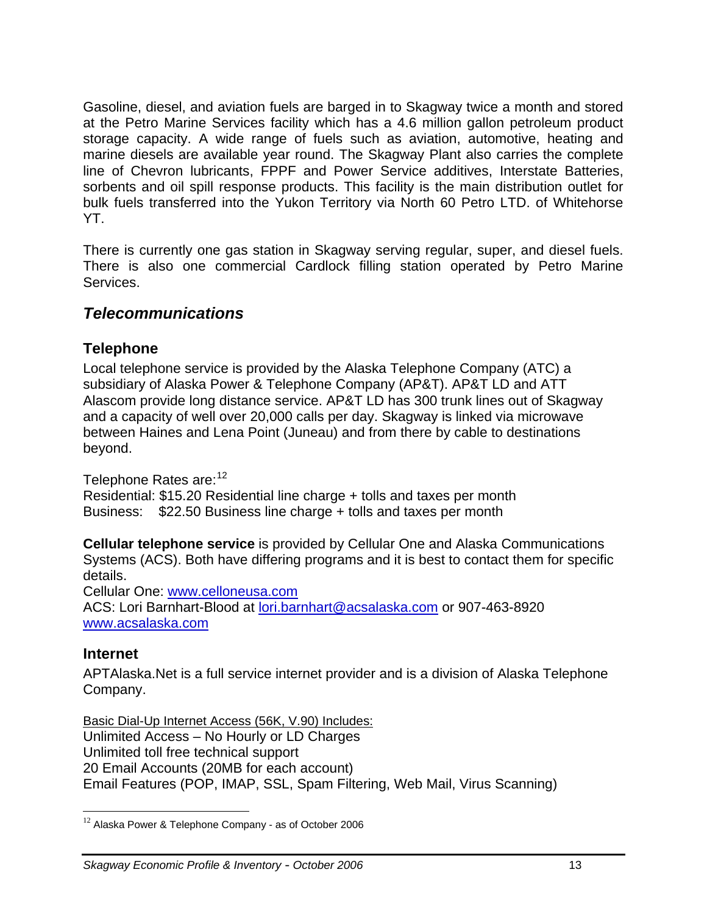Gasoline, diesel, and aviation fuels are barged in to Skagway twice a month and stored at the Petro Marine Services facility which has a 4.6 million gallon petroleum product storage capacity. A wide range of fuels such as aviation, automotive, heating and marine diesels are available year round. The Skagway Plant also carries the complete line of Chevron lubricants, FPPF and Power Service additives, Interstate Batteries, sorbents and oil spill response products. This facility is the main distribution outlet for bulk fuels transferred into the Yukon Territory via North 60 Petro LTD. of Whitehorse YT.

There is currently one gas station in Skagway serving regular, super, and diesel fuels. There is also one commercial Cardlock filling station operated by Petro Marine Services.

## *Telecommunications*

### Telephone

Local telephone service is provided by the Alaska Telephone Company (ATC) a subsidiary of Alaska Power & Telephone Company (AP&T). AP&T LD and ATT Alascom provide long distance service. AP&T LD has 300 trunk lines out of Skagway and a capacity of well over 20,000 calls per day. Skagway is linked via microwave between Haines and Lena Point (Juneau) and from there by cable to destinations beyond.

Telephone Rates are:[12]
Residential: $15.20 Residential line charge + tolls and taxes per month
Business: $22.50 Business line charge + tolls and taxes per month

**Cellular telephone service** is provided by Cellular One and Alaska Communications Systems (ACS). Both have differing programs and it is best to contact them for specific details.
Cellular One: www.celloneusa.com
ACS: Lori Barnhart-Blood at lori.barnhart@acsalaska.com or 907-463-8920
www.acsalaska.com

### Internet

APTAlaska.Net is a full service internet provider and is a division of Alaska Telephone Company.

Basic Dial-Up Internet Access (56K, V.90) Includes:
Unlimited Access – No Hourly or LD Charges
Unlimited toll free technical support
20 Email Accounts (20MB for each account)
Email Features (POP, IMAP, SSL, Spam Filtering, Web Mail, Virus Scanning)

[12] Alaska Power & Telephone Company - as of October 2006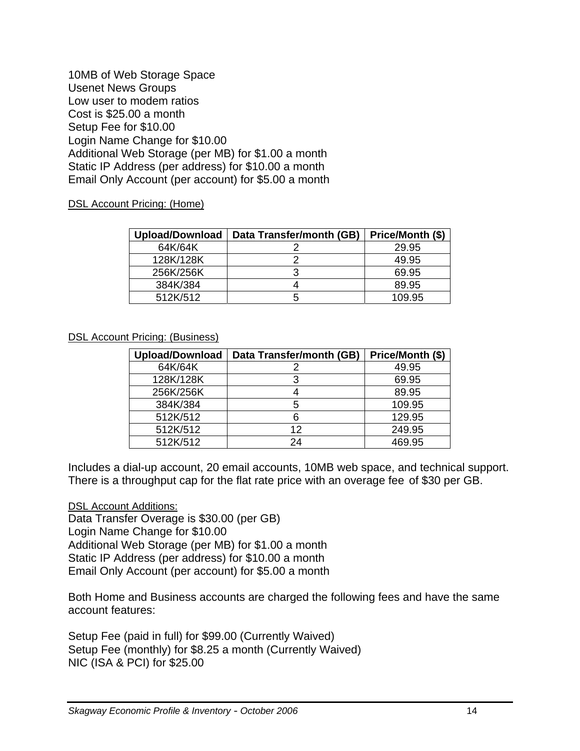10MB of Web Storage Space
Usenet News Groups
Low user to modem ratios
Cost is $25.00 a month
Setup Fee for $10.00
Login Name Change for $10.00
Additional Web Storage (per MB) for $1.00 a month
Static IP Address (per address) for $10.00 a month
Email Only Account (per account) for $5.00 a month

<u>DSL Account Pricing: (Home)</u>

| Upload/Download | Data Transfer/month (GB) | Price/Month ($) |
|---|---|---|
| 64K/64K | 2 | 29.95 |
| 128K/128K | 2 | 49.95 |
| 256K/256K | 3 | 69.95 |
| 384K/384 | 4 | 89.95 |
| 512K/512 | 5 | 109.95 |

<u>DSL Account Pricing: (Business)</u>

| Upload/Download | Data Transfer/month (GB) | Price/Month ($) |
|---|---|---|
| 64K/64K | 2 | 49.95 |
| 128K/128K | 3 | 69.95 |
| 256K/256K | 4 | 89.95 |
| 384K/384 | 5 | 109.95 |
| 512K/512 | 6 | 129.95 |
| 512K/512 | 12 | 249.95 |
| 512K/512 | 24 | 469.95 |

Includes a dial-up account, 20 email accounts, 10MB web space, and technical support. There is a throughput cap for the flat rate price with an overage fee of $30 per GB.

<u>DSL Account Additions:</u>
Data Transfer Overage is $30.00 (per GB)
Login Name Change for $10.00
Additional Web Storage (per MB) for $1.00 a month
Static IP Address (per address) for $10.00 a month
Email Only Account (per account) for $5.00 a month

Both Home and Business accounts are charged the following fees and have the same account features:

Setup Fee (paid in full) for $99.00 (Currently Waived)
Setup Fee (monthly) for $8.25 a month (Currently Waived)
NIC (ISA & PCI) for $25.00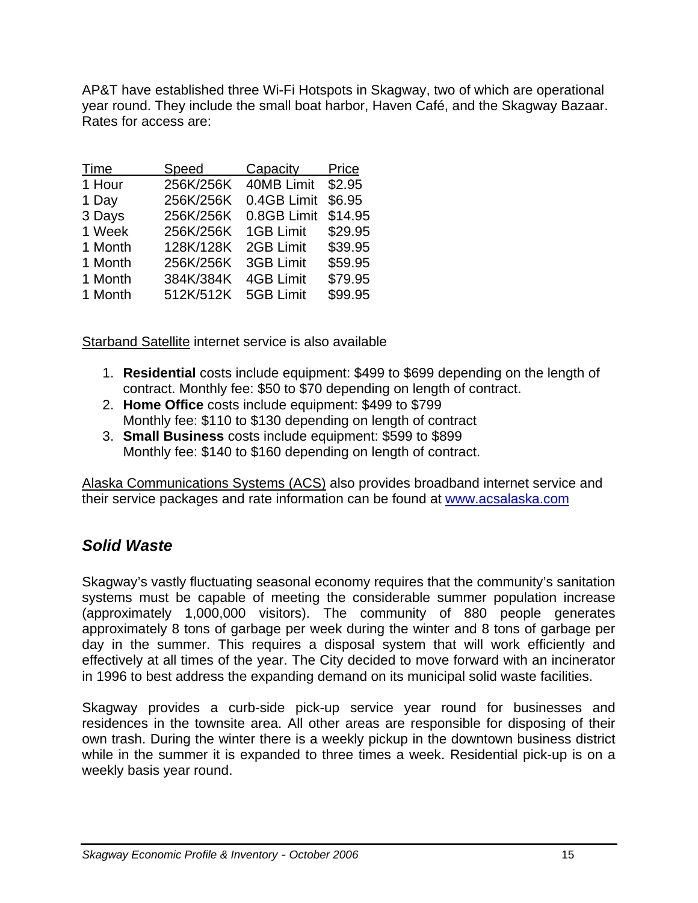AP&T have established three Wi-Fi Hotspots in Skagway, two of which are operational year round. They include the small boat harbor, Haven Café, and the Skagway Bazaar. Rates for access are:

| Time | Speed | Capacity | Price |
|---|---|---|---|
| 1 Hour | 256K/256K | 40MB Limit | $2.95 |
| 1 Day | 256K/256K | 0.4GB Limit | $6.95 |
| 3 Days | 256K/256K | 0.8GB Limit | $14.95 |
| 1 Week | 256K/256K | 1GB Limit | $29.95 |
| 1 Month | 128K/128K | 2GB Limit | $39.95 |
| 1 Month | 256K/256K | 3GB Limit | $59.95 |
| 1 Month | 384K/384K | 4GB Limit | $79.95 |
| 1 Month | 512K/512K | 5GB Limit | $99.95 |

Starband Satellite internet service is also available

1. **Residential** costs include equipment: $499 to $699 depending on the length of contract. Monthly fee: $50 to $70 depending on length of contract.
2. **Home Office** costs include equipment: $499 to $799
   Monthly fee: $110 to $130 depending on length of contract
3. **Small Business** costs include equipment: $599 to $899
   Monthly fee: $140 to $160 depending on length of contract.

Alaska Communications Systems (ACS) also provides broadband internet service and their service packages and rate information can be found at www.acsalaska.com

## *Solid Waste*

Skagway's vastly fluctuating seasonal economy requires that the community's sanitation systems must be capable of meeting the considerable summer population increase (approximately 1,000,000 visitors). The community of 880 people generates approximately 8 tons of garbage per week during the winter and 8 tons of garbage per day in the summer. This requires a disposal system that will work efficiently and effectively at all times of the year. The City decided to move forward with an incinerator in 1996 to best address the expanding demand on its municipal solid waste facilities.

Skagway provides a curb-side pick-up service year round for businesses and residences in the townsite area. All other areas are responsible for disposing of their own trash. During the winter there is a weekly pickup in the downtown business district while in the summer it is expanded to three times a week. Residential pick-up is on a weekly basis year round.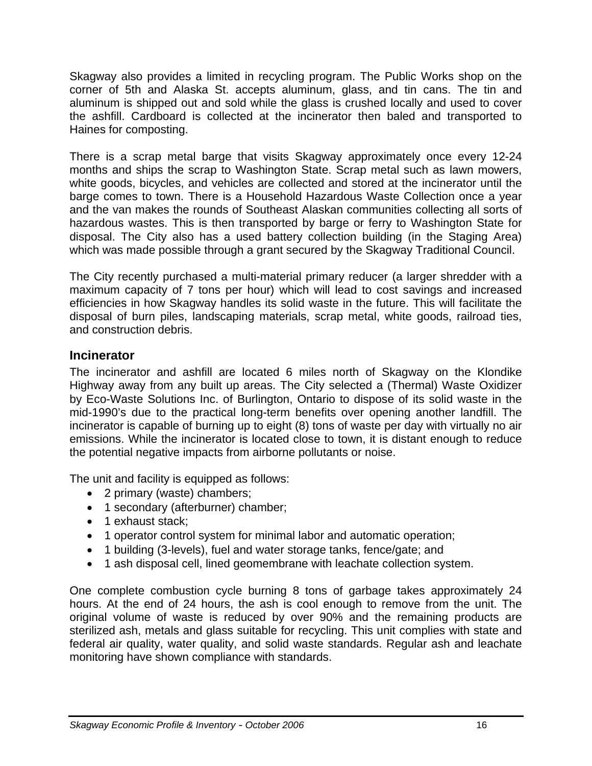Skagway also provides a limited in recycling program. The Public Works shop on the corner of 5th and Alaska St. accepts aluminum, glass, and tin cans. The tin and aluminum is shipped out and sold while the glass is crushed locally and used to cover the ashfill. Cardboard is collected at the incinerator then baled and transported to Haines for composting.

There is a scrap metal barge that visits Skagway approximately once every 12-24 months and ships the scrap to Washington State. Scrap metal such as lawn mowers, white goods, bicycles, and vehicles are collected and stored at the incinerator until the barge comes to town. There is a Household Hazardous Waste Collection once a year and the van makes the rounds of Southeast Alaskan communities collecting all sorts of hazardous wastes. This is then transported by barge or ferry to Washington State for disposal. The City also has a used battery collection building (in the Staging Area) which was made possible through a grant secured by the Skagway Traditional Council.

The City recently purchased a multi-material primary reducer (a larger shredder with a maximum capacity of 7 tons per hour) which will lead to cost savings and increased efficiencies in how Skagway handles its solid waste in the future. This will facilitate the disposal of burn piles, landscaping materials, scrap metal, white goods, railroad ties, and construction debris.

### Incinerator

The incinerator and ashfill are located 6 miles north of Skagway on the Klondike Highway away from any built up areas. The City selected a (Thermal) Waste Oxidizer by Eco-Waste Solutions Inc. of Burlington, Ontario to dispose of its solid waste in the mid-1990's due to the practical long-term benefits over opening another landfill. The incinerator is capable of burning up to eight (8) tons of waste per day with virtually no air emissions. While the incinerator is located close to town, it is distant enough to reduce the potential negative impacts from airborne pollutants or noise.

The unit and facility is equipped as follows:

- 2 primary (waste) chambers;
- 1 secondary (afterburner) chamber;
- 1 exhaust stack;
- 1 operator control system for minimal labor and automatic operation;
- 1 building (3-levels), fuel and water storage tanks, fence/gate; and
- 1 ash disposal cell, lined geomembrane with leachate collection system.

One complete combustion cycle burning 8 tons of garbage takes approximately 24 hours. At the end of 24 hours, the ash is cool enough to remove from the unit. The original volume of waste is reduced by over 90% and the remaining products are sterilized ash, metals and glass suitable for recycling. This unit complies with state and federal air quality, water quality, and solid waste standards. Regular ash and leachate monitoring have shown compliance with standards.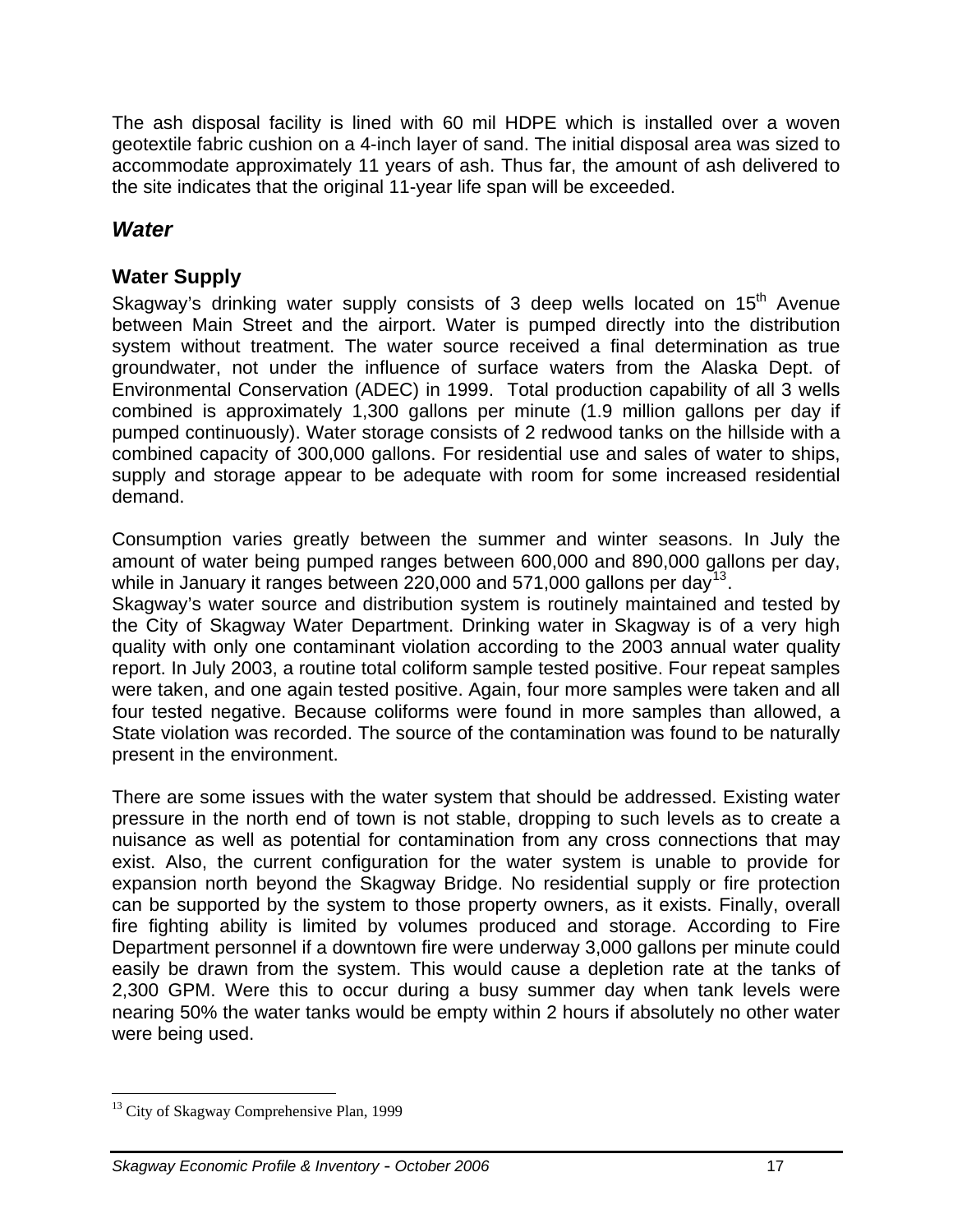The ash disposal facility is lined with 60 mil HDPE which is installed over a woven geotextile fabric cushion on a 4-inch layer of sand. The initial disposal area was sized to accommodate approximately 11 years of ash. Thus far, the amount of ash delivered to the site indicates that the original 11-year life span will be exceeded.

## *Water*

### Water Supply

Skagway's drinking water supply consists of 3 deep wells located on 15th Avenue between Main Street and the airport. Water is pumped directly into the distribution system without treatment. The water source received a final determination as true groundwater, not under the influence of surface waters from the Alaska Dept. of Environmental Conservation (ADEC) in 1999. Total production capability of all 3 wells combined is approximately 1,300 gallons per minute (1.9 million gallons per day if pumped continuously). Water storage consists of 2 redwood tanks on the hillside with a combined capacity of 300,000 gallons. For residential use and sales of water to ships, supply and storage appear to be adequate with room for some increased residential demand.

Consumption varies greatly between the summer and winter seasons. In July the amount of water being pumped ranges between 600,000 and 890,000 gallons per day, while in January it ranges between 220,000 and 571,000 gallons per day[13].

Skagway's water source and distribution system is routinely maintained and tested by the City of Skagway Water Department. Drinking water in Skagway is of a very high quality with only one contaminant violation according to the 2003 annual water quality report. In July 2003, a routine total coliform sample tested positive. Four repeat samples were taken, and one again tested positive. Again, four more samples were taken and all four tested negative. Because coliforms were found in more samples than allowed, a State violation was recorded. The source of the contamination was found to be naturally present in the environment.

There are some issues with the water system that should be addressed. Existing water pressure in the north end of town is not stable, dropping to such levels as to create a nuisance as well as potential for contamination from any cross connections that may exist. Also, the current configuration for the water system is unable to provide for expansion north beyond the Skagway Bridge. No residential supply or fire protection can be supported by the system to those property owners, as it exists. Finally, overall fire fighting ability is limited by volumes produced and storage. According to Fire Department personnel if a downtown fire were underway 3,000 gallons per minute could easily be drawn from the system. This would cause a depletion rate at the tanks of 2,300 GPM. Were this to occur during a busy summer day when tank levels were nearing 50% the water tanks would be empty within 2 hours if absolutely no other water were being used.

---

[13] City of Skagway Comprehensive Plan, 1999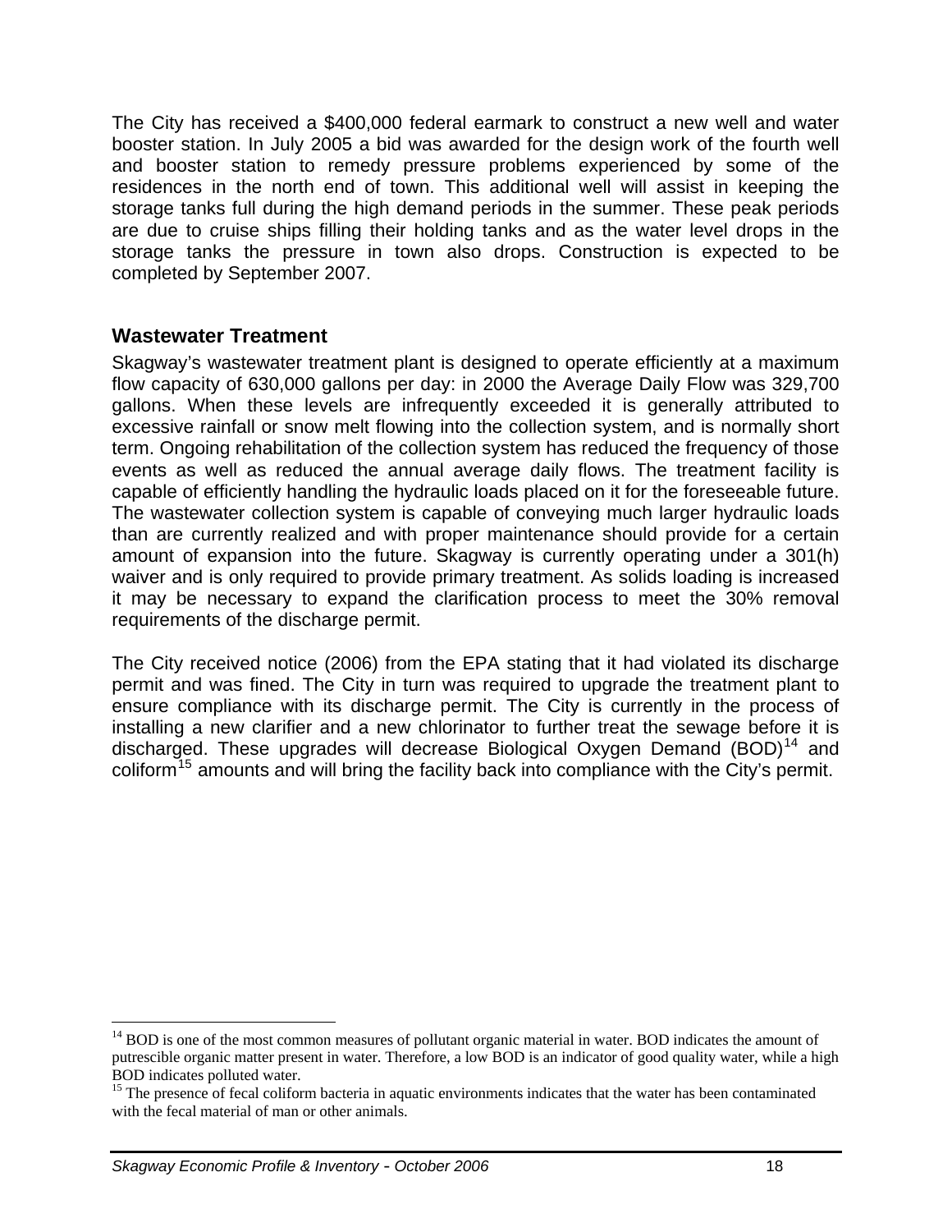The City has received a $400,000 federal earmark to construct a new well and water booster station. In July 2005 a bid was awarded for the design work of the fourth well and booster station to remedy pressure problems experienced by some of the residences in the north end of town. This additional well will assist in keeping the storage tanks full during the high demand periods in the summer. These peak periods are due to cruise ships filling their holding tanks and as the water level drops in the storage tanks the pressure in town also drops. Construction is expected to be completed by September 2007.

## Wastewater Treatment

Skagway's wastewater treatment plant is designed to operate efficiently at a maximum flow capacity of 630,000 gallons per day: in 2000 the Average Daily Flow was 329,700 gallons. When these levels are infrequently exceeded it is generally attributed to excessive rainfall or snow melt flowing into the collection system, and is normally short term. Ongoing rehabilitation of the collection system has reduced the frequency of those events as well as reduced the annual average daily flows. The treatment facility is capable of efficiently handling the hydraulic loads placed on it for the foreseeable future. The wastewater collection system is capable of conveying much larger hydraulic loads than are currently realized and with proper maintenance should provide for a certain amount of expansion into the future. Skagway is currently operating under a 301(h) waiver and is only required to provide primary treatment. As solids loading is increased it may be necessary to expand the clarification process to meet the 30% removal requirements of the discharge permit.

The City received notice (2006) from the EPA stating that it had violated its discharge permit and was fined. The City in turn was required to upgrade the treatment plant to ensure compliance with its discharge permit. The City is currently in the process of installing a new clarifier and a new chlorinator to further treat the sewage before it is discharged. These upgrades will decrease Biological Oxygen Demand (BOD)[14] and coliform[15] amounts and will bring the facility back into compliance with the City's permit.

[14] BOD is one of the most common measures of pollutant organic material in water. BOD indicates the amount of putrescible organic matter present in water. Therefore, a low BOD is an indicator of good quality water, while a high BOD indicates polluted water.

[15] The presence of fecal coliform bacteria in aquatic environments indicates that the water has been contaminated with the fecal material of man or other animals.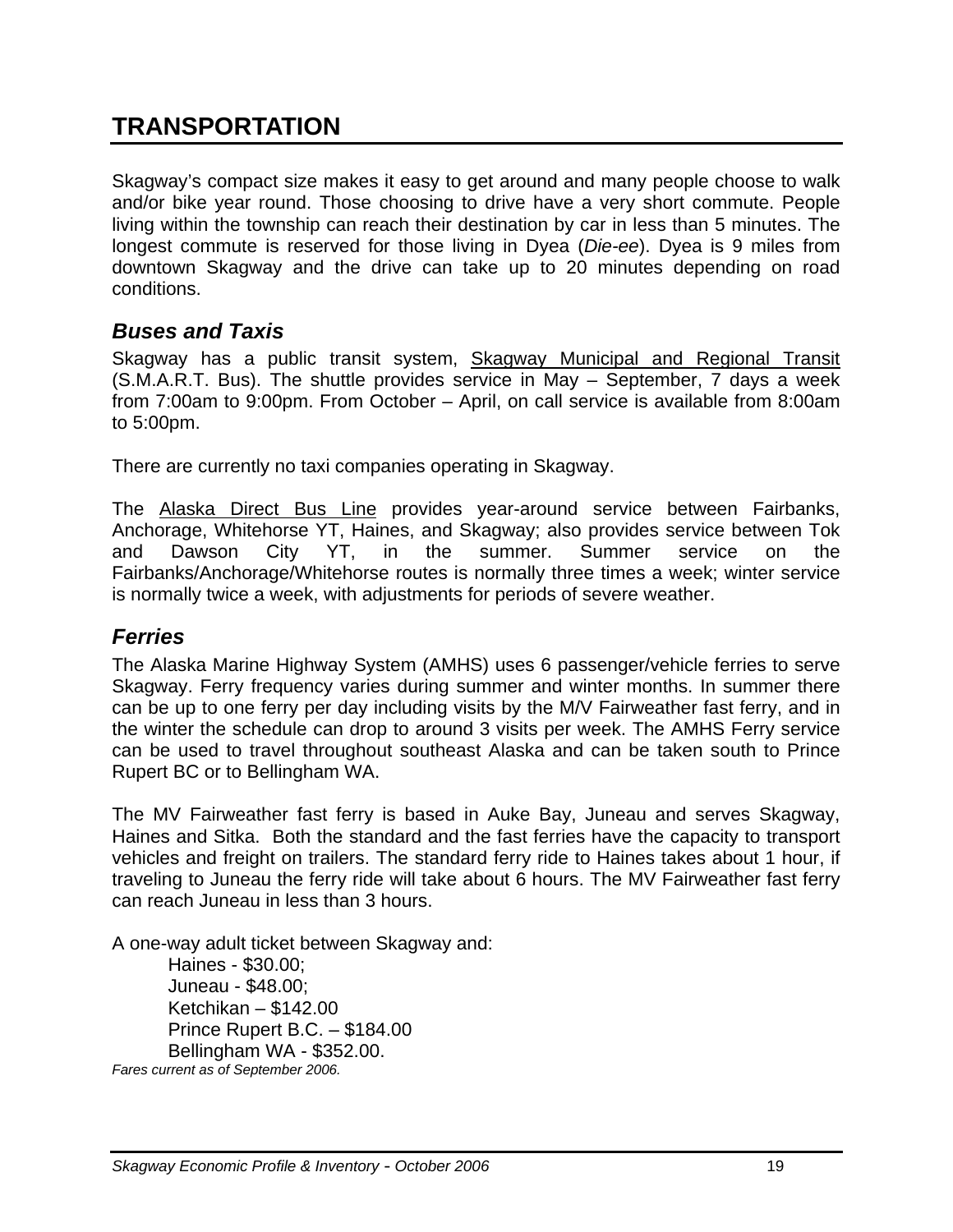# TRANSPORTATION

Skagway's compact size makes it easy to get around and many people choose to walk and/or bike year round. Those choosing to drive have a very short commute. People living within the township can reach their destination by car in less than 5 minutes. The longest commute is reserved for those living in Dyea (*Die-ee*). Dyea is 9 miles from downtown Skagway and the drive can take up to 20 minutes depending on road conditions.

## *Buses and Taxis*

Skagway has a public transit system, Skagway Municipal and Regional Transit (S.M.A.R.T. Bus). The shuttle provides service in May – September, 7 days a week from 7:00am to 9:00pm. From October – April, on call service is available from 8:00am to 5:00pm.

There are currently no taxi companies operating in Skagway.

The Alaska Direct Bus Line provides year-around service between Fairbanks, Anchorage, Whitehorse YT, Haines, and Skagway; also provides service between Tok and Dawson City YT, in the summer. Summer service on the Fairbanks/Anchorage/Whitehorse routes is normally three times a week; winter service is normally twice a week, with adjustments for periods of severe weather.

## *Ferries*

The Alaska Marine Highway System (AMHS) uses 6 passenger/vehicle ferries to serve Skagway. Ferry frequency varies during summer and winter months. In summer there can be up to one ferry per day including visits by the M/V Fairweather fast ferry, and in the winter the schedule can drop to around 3 visits per week. The AMHS Ferry service can be used to travel throughout southeast Alaska and can be taken south to Prince Rupert BC or to Bellingham WA.

The MV Fairweather fast ferry is based in Auke Bay, Juneau and serves Skagway, Haines and Sitka. Both the standard and the fast ferries have the capacity to transport vehicles and freight on trailers. The standard ferry ride to Haines takes about 1 hour, if traveling to Juneau the ferry ride will take about 6 hours. The MV Fairweather fast ferry can reach Juneau in less than 3 hours.

A one-way adult ticket between Skagway and:

- Haines - $30.00;
- Juneau - $48.00;
- Ketchikan – $142.00
- Prince Rupert B.C. – $184.00
- Bellingham WA - $352.00.

*Fares current as of September 2006.*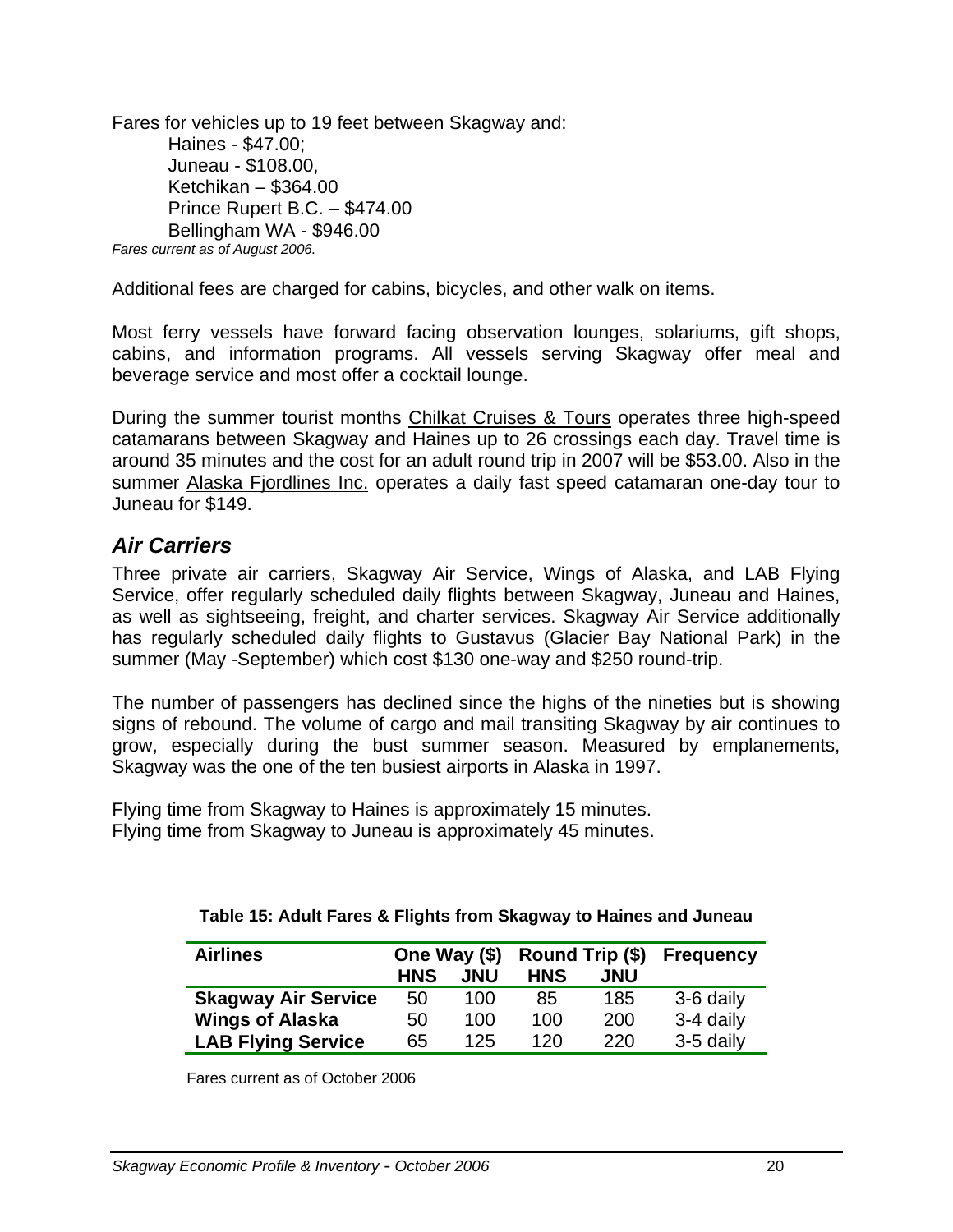Fares for vehicles up to 19 feet between Skagway and:

- Haines - $47.00;
- Juneau - $108.00,
- Ketchikan – $364.00
- Prince Rupert B.C. – $474.00
- Bellingham WA - $946.00

*Fares current as of August 2006.*

Additional fees are charged for cabins, bicycles, and other walk on items.

Most ferry vessels have forward facing observation lounges, solariums, gift shops, cabins, and information programs. All vessels serving Skagway offer meal and beverage service and most offer a cocktail lounge.

During the summer tourist months Chilkat Cruises & Tours operates three high-speed catamarans between Skagway and Haines up to 26 crossings each day. Travel time is around 35 minutes and the cost for an adult round trip in 2007 will be $53.00. Also in the summer Alaska Fjordlines Inc. operates a daily fast speed catamaran one-day tour to Juneau for $149.

## *Air Carriers*

Three private air carriers, Skagway Air Service, Wings of Alaska, and LAB Flying Service, offer regularly scheduled daily flights between Skagway, Juneau and Haines, as well as sightseeing, freight, and charter services. Skagway Air Service additionally has regularly scheduled daily flights to Gustavus (Glacier Bay National Park) in the summer (May -September) which cost $130 one-way and $250 round-trip.

The number of passengers has declined since the highs of the nineties but is showing signs of rebound. The volume of cargo and mail transiting Skagway by air continues to grow, especially during the bust summer season. Measured by emplanements, Skagway was the one of the ten busiest airports in Alaska in 1997.

Flying time from Skagway to Haines is approximately 15 minutes.
Flying time from Skagway to Juneau is approximately 45 minutes.

**Table 15: Adult Fares & Flights from Skagway to Haines and Juneau**

| Airlines | One Way ($) | | Round Trip ($) | | Frequency |
|---|---|---|---|---|---|
| | HNS | JNU | HNS | JNU | |
| **Skagway Air Service** | 50 | 100 | 85 | 185 | 3-6 daily |
| **Wings of Alaska** | 50 | 100 | 100 | 200 | 3-4 daily |
| **LAB Flying Service** | 65 | 125 | 120 | 220 | 3-5 daily |

Fares current as of October 2006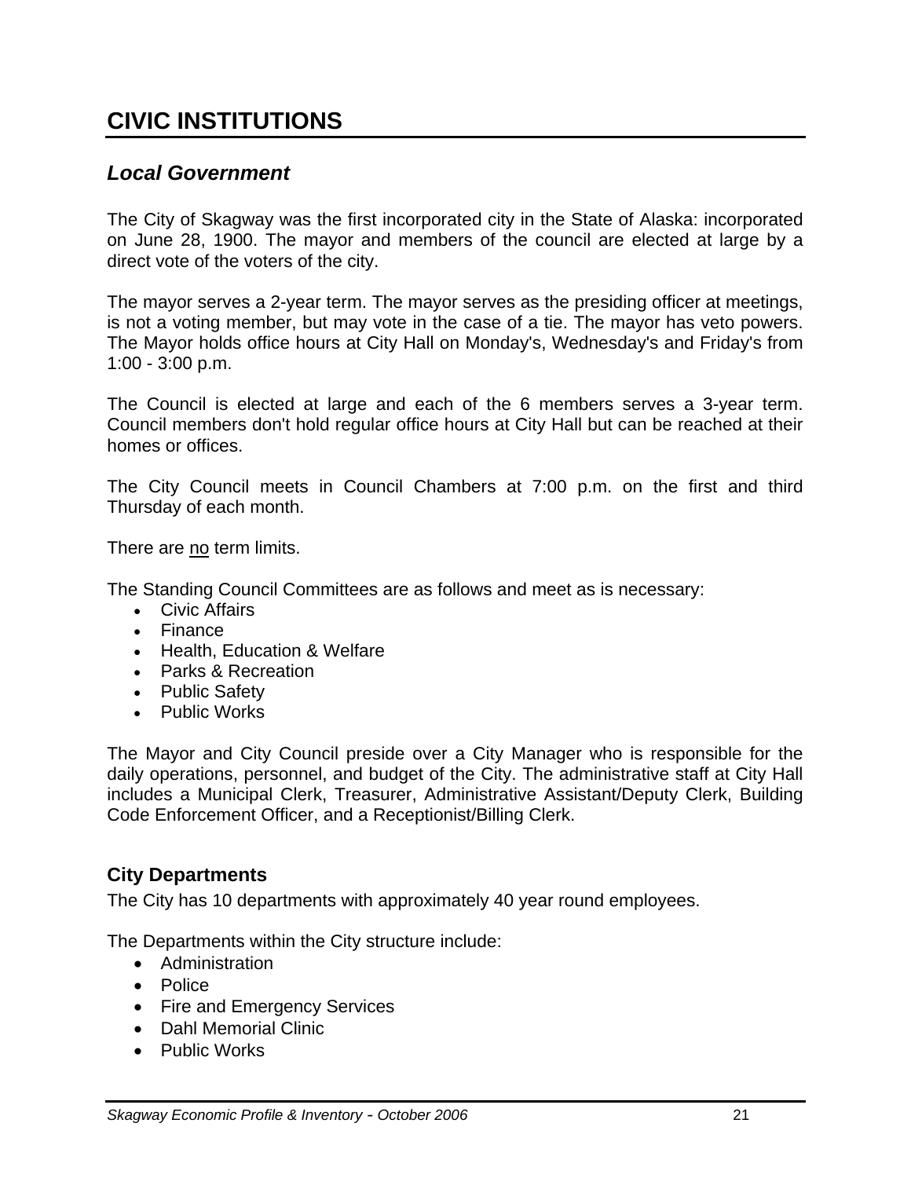# CIVIC INSTITUTIONS

## *Local Government*

The City of Skagway was the first incorporated city in the State of Alaska: incorporated on June 28, 1900. The mayor and members of the council are elected at large by a direct vote of the voters of the city.

The mayor serves a 2-year term. The mayor serves as the presiding officer at meetings, is not a voting member, but may vote in the case of a tie. The mayor has veto powers. The Mayor holds office hours at City Hall on Monday's, Wednesday's and Friday's from 1:00 - 3:00 p.m.

The Council is elected at large and each of the 6 members serves a 3-year term. Council members don't hold regular office hours at City Hall but can be reached at their homes or offices.

The City Council meets in Council Chambers at 7:00 p.m. on the first and third Thursday of each month.

There are <u>no</u> term limits.

The Standing Council Committees are as follows and meet as is necessary:

- Civic Affairs
- Finance
- Health, Education & Welfare
- Parks & Recreation
- Public Safety
- Public Works

The Mayor and City Council preside over a City Manager who is responsible for the daily operations, personnel, and budget of the City. The administrative staff at City Hall includes a Municipal Clerk, Treasurer, Administrative Assistant/Deputy Clerk, Building Code Enforcement Officer, and a Receptionist/Billing Clerk.

### City Departments

The City has 10 departments with approximately 40 year round employees.

The Departments within the City structure include:

- Administration
- Police
- Fire and Emergency Services
- Dahl Memorial Clinic
- Public Works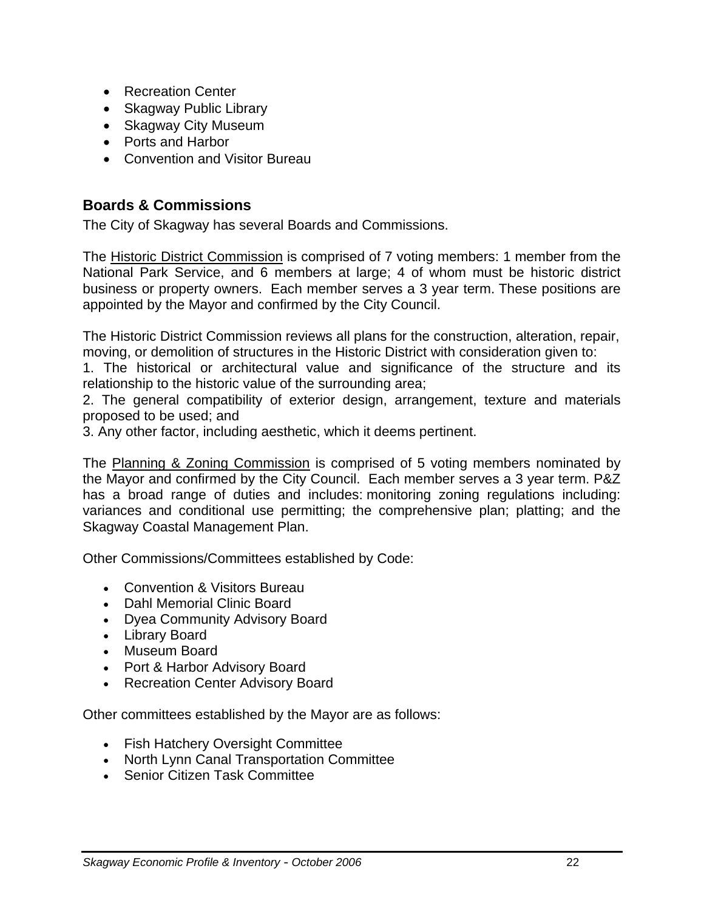- Recreation Center
- Skagway Public Library
- Skagway City Museum
- Ports and Harbor
- Convention and Visitor Bureau

### Boards & Commissions

The City of Skagway has several Boards and Commissions.

The Historic District Commission is comprised of 7 voting members: 1 member from the National Park Service, and 6 members at large; 4 of whom must be historic district business or property owners. Each member serves a 3 year term. These positions are appointed by the Mayor and confirmed by the City Council.

The Historic District Commission reviews all plans for the construction, alteration, repair, moving, or demolition of structures in the Historic District with consideration given to:
1. The historical or architectural value and significance of the structure and its relationship to the historic value of the surrounding area;
2. The general compatibility of exterior design, arrangement, texture and materials proposed to be used; and
3. Any other factor, including aesthetic, which it deems pertinent.

The Planning & Zoning Commission is comprised of 5 voting members nominated by the Mayor and confirmed by the City Council. Each member serves a 3 year term. P&Z has a broad range of duties and includes: monitoring zoning regulations including: variances and conditional use permitting; the comprehensive plan; platting; and the Skagway Coastal Management Plan.

Other Commissions/Committees established by Code:

- Convention & Visitors Bureau
- Dahl Memorial Clinic Board
- Dyea Community Advisory Board
- Library Board
- Museum Board
- Port & Harbor Advisory Board
- Recreation Center Advisory Board

Other committees established by the Mayor are as follows:

- Fish Hatchery Oversight Committee
- North Lynn Canal Transportation Committee
- Senior Citizen Task Committee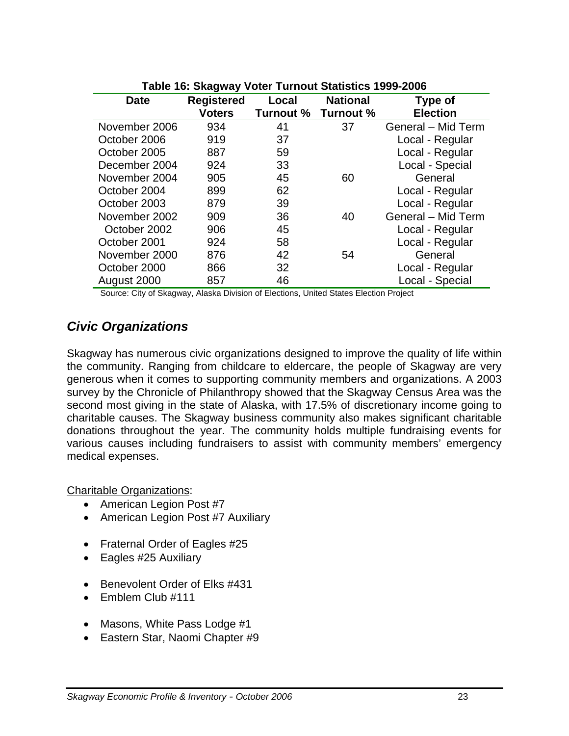**Table 16: Skagway Voter Turnout Statistics 1999-2006**

| Date | Registered Voters | Local Turnout % | National Turnout % | Type of Election |
|---|---|---|---|---|
| November 2006 | 934 | 41 | 37 | General – Mid Term |
| October 2006 | 919 | 37 | | Local - Regular |
| October 2005 | 887 | 59 | | Local - Regular |
| December 2004 | 924 | 33 | | Local - Special |
| November 2004 | 905 | 45 | 60 | General |
| October 2004 | 899 | 62 | | Local - Regular |
| October 2003 | 879 | 39 | | Local - Regular |
| November 2002 | 909 | 36 | 40 | General – Mid Term |
| October 2002 | 906 | 45 | | Local - Regular |
| October 2001 | 924 | 58 | | Local - Regular |
| November 2000 | 876 | 42 | 54 | General |
| October 2000 | 866 | 32 | | Local - Regular |
| August 2000 | 857 | 46 | | Local - Special |

Source: City of Skagway, Alaska Division of Elections, United States Election Project

## *Civic Organizations*

Skagway has numerous civic organizations designed to improve the quality of life within the community. Ranging from childcare to eldercare, the people of Skagway are very generous when it comes to supporting community members and organizations. A 2003 survey by the Chronicle of Philanthropy showed that the Skagway Census Area was the second most giving in the state of Alaska, with 17.5% of discretionary income going to charitable causes. The Skagway business community also makes significant charitable donations throughout the year. The community holds multiple fundraising events for various causes including fundraisers to assist with community members' emergency medical expenses.

Charitable Organizations:

- American Legion Post #7
- American Legion Post #7 Auxiliary

- Fraternal Order of Eagles #25
- Eagles #25 Auxiliary

- Benevolent Order of Elks #431
- Emblem Club #111

- Masons, White Pass Lodge #1
- Eastern Star, Naomi Chapter #9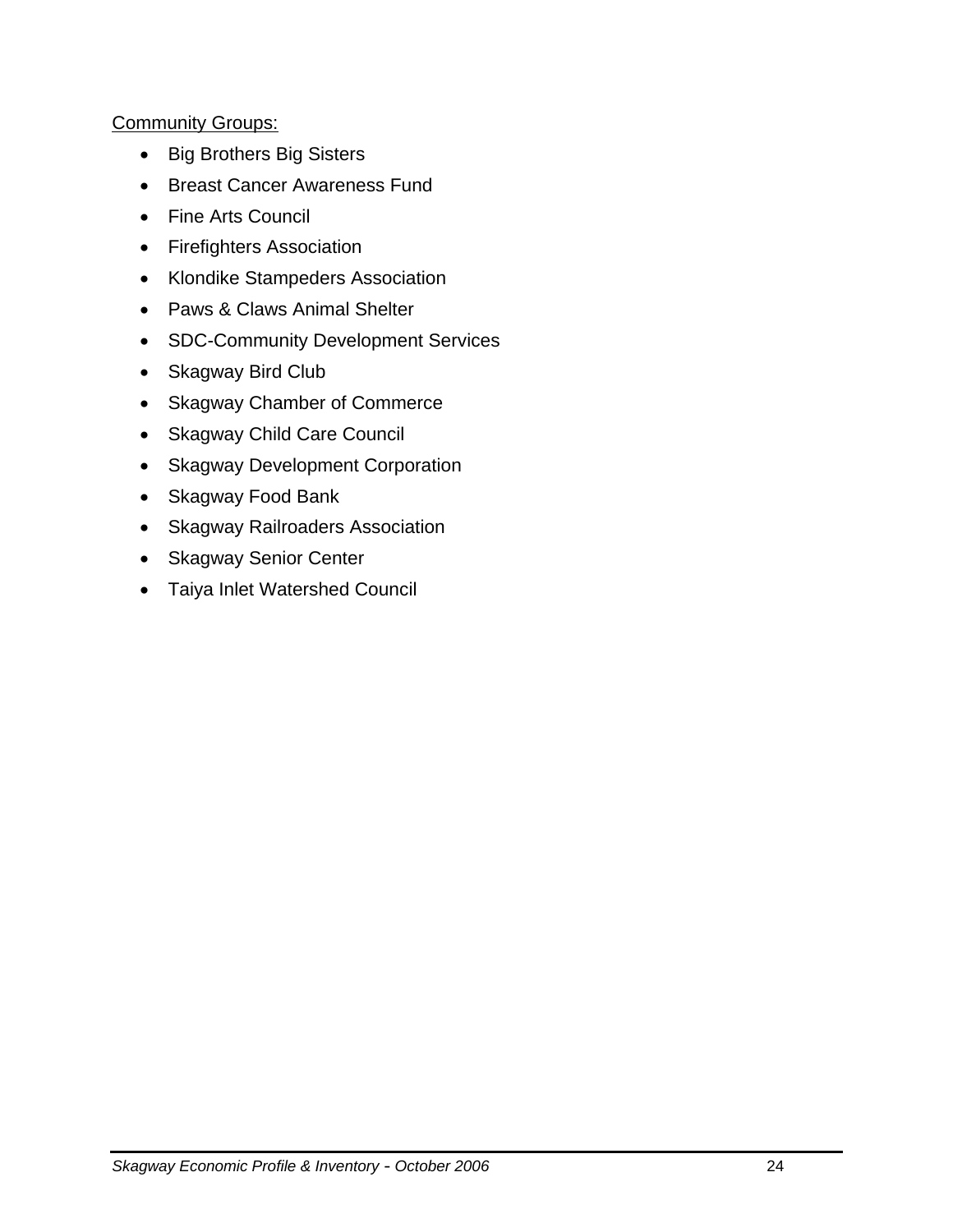<u>Community Groups:</u>

- Big Brothers Big Sisters
- Breast Cancer Awareness Fund
- Fine Arts Council
- Firefighters Association
- Klondike Stampeders Association
- Paws & Claws Animal Shelter
- SDC-Community Development Services
- Skagway Bird Club
- Skagway Chamber of Commerce
- Skagway Child Care Council
- Skagway Development Corporation
- Skagway Food Bank
- Skagway Railroaders Association
- Skagway Senior Center
- Taiya Inlet Watershed Council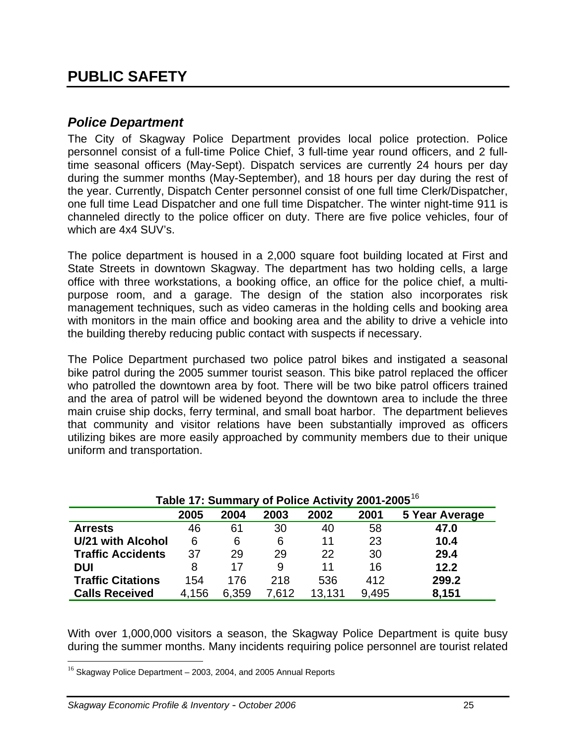# PUBLIC SAFETY

## *Police Department*

The City of Skagway Police Department provides local police protection. Police personnel consist of a full-time Police Chief, 3 full-time year round officers, and 2 full-time seasonal officers (May-Sept). Dispatch services are currently 24 hours per day during the summer months (May-September), and 18 hours per day during the rest of the year. Currently, Dispatch Center personnel consist of one full time Clerk/Dispatcher, one full time Lead Dispatcher and one full time Dispatcher. The winter night-time 911 is channeled directly to the police officer on duty. There are five police vehicles, four of which are 4x4 SUV's.

The police department is housed in a 2,000 square foot building located at First and State Streets in downtown Skagway. The department has two holding cells, a large office with three workstations, a booking office, an office for the police chief, a multi-purpose room, and a garage. The design of the station also incorporates risk management techniques, such as video cameras in the holding cells and booking area with monitors in the main office and booking area and the ability to drive a vehicle into the building thereby reducing public contact with suspects if necessary.

The Police Department purchased two police patrol bikes and instigated a seasonal bike patrol during the 2005 summer tourist season. This bike patrol replaced the officer who patrolled the downtown area by foot. There will be two bike patrol officers trained and the area of patrol will be widened beyond the downtown area to include the three main cruise ship docks, ferry terminal, and small boat harbor. The department believes that community and visitor relations have been substantially improved as officers utilizing bikes are more easily approached by community members due to their unique uniform and transportation.

**Table 17: Summary of Police Activity 2001-2005**[16]

| | 2005 | 2004 | 2003 | 2002 | 2001 | 5 Year Average |
|---|---|---|---|---|---|---|
| **Arrests** | 46 | 61 | 30 | 40 | 58 | **47.0** |
| **U/21 with Alcohol** | 6 | 6 | 6 | 11 | 23 | **10.4** |
| **Traffic Accidents** | 37 | 29 | 29 | 22 | 30 | **29.4** |
| **DUI** | 8 | 17 | 9 | 11 | 16 | **12.2** |
| **Traffic Citations** | 154 | 176 | 218 | 536 | 412 | **299.2** |
| **Calls Received** | 4,156 | 6,359 | 7,612 | 13,131 | 9,495 | **8,151** |

With over 1,000,000 visitors a season, the Skagway Police Department is quite busy during the summer months. Many incidents requiring police personnel are tourist related

[16] Skagway Police Department – 2003, 2004, and 2005 Annual Reports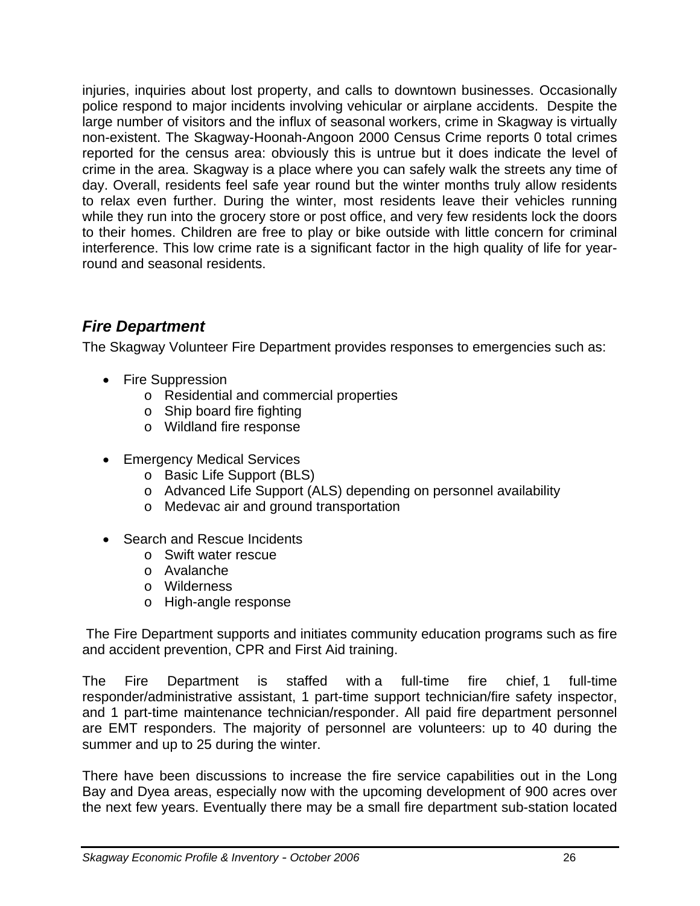injuries, inquiries about lost property, and calls to downtown businesses. Occasionally police respond to major incidents involving vehicular or airplane accidents. Despite the large number of visitors and the influx of seasonal workers, crime in Skagway is virtually non-existent. The Skagway-Hoonah-Angoon 2000 Census Crime reports 0 total crimes reported for the census area: obviously this is untrue but it does indicate the level of crime in the area. Skagway is a place where you can safely walk the streets any time of day. Overall, residents feel safe year round but the winter months truly allow residents to relax even further. During the winter, most residents leave their vehicles running while they run into the grocery store or post office, and very few residents lock the doors to their homes. Children are free to play or bike outside with little concern for criminal interference. This low crime rate is a significant factor in the high quality of life for year-round and seasonal residents.

### *Fire Department*

The Skagway Volunteer Fire Department provides responses to emergencies such as:

- Fire Suppression
  - Residential and commercial properties
  - Ship board fire fighting
  - Wildland fire response
- Emergency Medical Services
  - Basic Life Support (BLS)
  - Advanced Life Support (ALS) depending on personnel availability
  - Medevac air and ground transportation
- Search and Rescue Incidents
  - Swift water rescue
  - Avalanche
  - Wilderness
  - High-angle response

The Fire Department supports and initiates community education programs such as fire and accident prevention, CPR and First Aid training.

The Fire Department is staffed with a full-time fire chief, 1 full-time responder/administrative assistant, 1 part-time support technician/fire safety inspector, and 1 part-time maintenance technician/responder. All paid fire department personnel are EMT responders. The majority of personnel are volunteers: up to 40 during the summer and up to 25 during the winter.

There have been discussions to increase the fire service capabilities out in the Long Bay and Dyea areas, especially now with the upcoming development of 900 acres over the next few years. Eventually there may be a small fire department sub-station located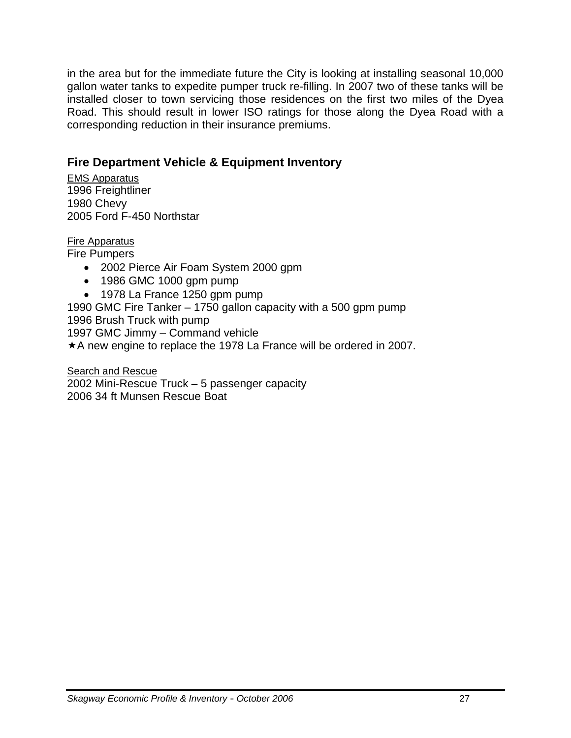in the area but for the immediate future the City is looking at installing seasonal 10,000 gallon water tanks to expedite pumper truck re-filling. In 2007 two of these tanks will be installed closer to town servicing those residences on the first two miles of the Dyea Road. This should result in lower ISO ratings for those along the Dyea Road with a corresponding reduction in their insurance premiums.

## Fire Department Vehicle & Equipment Inventory

EMS Apparatus
1996 Freightliner
1980 Chevy
2005 Ford F-450 Northstar

Fire Apparatus
Fire Pumpers

- 2002 Pierce Air Foam System 2000 gpm
- 1986 GMC 1000 gpm pump
- 1978 La France 1250 gpm pump

1990 GMC Fire Tanker – 1750 gallon capacity with a 500 gpm pump
1996 Brush Truck with pump
1997 GMC Jimmy – Command vehicle
★A new engine to replace the 1978 La France will be ordered in 2007.

Search and Rescue
2002 Mini-Rescue Truck – 5 passenger capacity
2006 34 ft Munsen Rescue Boat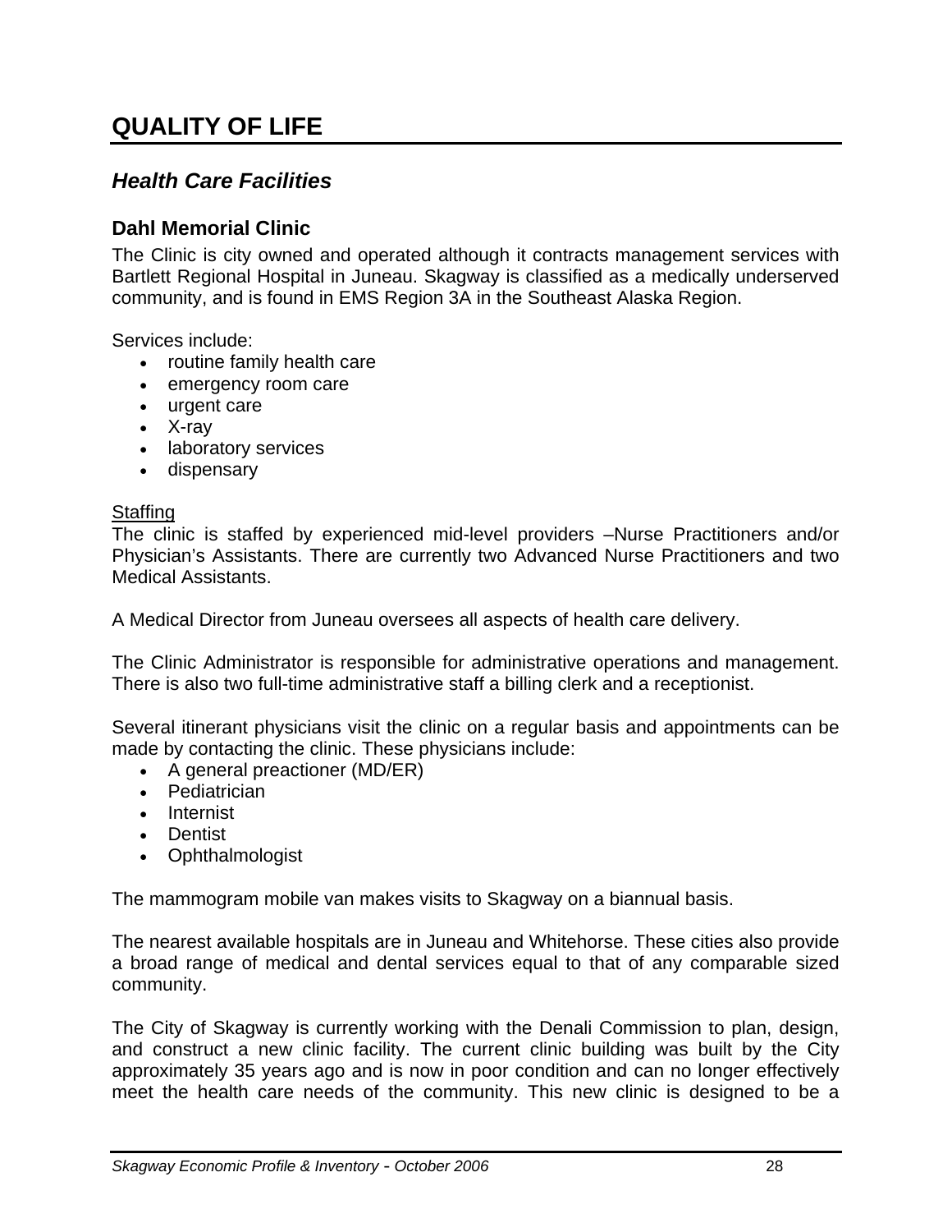# QUALITY OF LIFE

## *Health Care Facilities*

### Dahl Memorial Clinic

The Clinic is city owned and operated although it contracts management services with Bartlett Regional Hospital in Juneau. Skagway is classified as a medically underserved community, and is found in EMS Region 3A in the Southeast Alaska Region.

Services include:

- routine family health care
- emergency room care
- urgent care
- X-ray
- laboratory services
- dispensary

<u>Staffing</u>

The clinic is staffed by experienced mid-level providers –Nurse Practitioners and/or Physician's Assistants. There are currently two Advanced Nurse Practitioners and two Medical Assistants.

A Medical Director from Juneau oversees all aspects of health care delivery.

The Clinic Administrator is responsible for administrative operations and management. There is also two full-time administrative staff a billing clerk and a receptionist.

Several itinerant physicians visit the clinic on a regular basis and appointments can be made by contacting the clinic. These physicians include:

- A general preactioner (MD/ER)
- Pediatrician
- Internist
- Dentist
- Ophthalmologist

The mammogram mobile van makes visits to Skagway on a biannual basis.

The nearest available hospitals are in Juneau and Whitehorse. These cities also provide a broad range of medical and dental services equal to that of any comparable sized community.

The City of Skagway is currently working with the Denali Commission to plan, design, and construct a new clinic facility. The current clinic building was built by the City approximately 35 years ago and is now in poor condition and can no longer effectively meet the health care needs of the community. This new clinic is designed to be a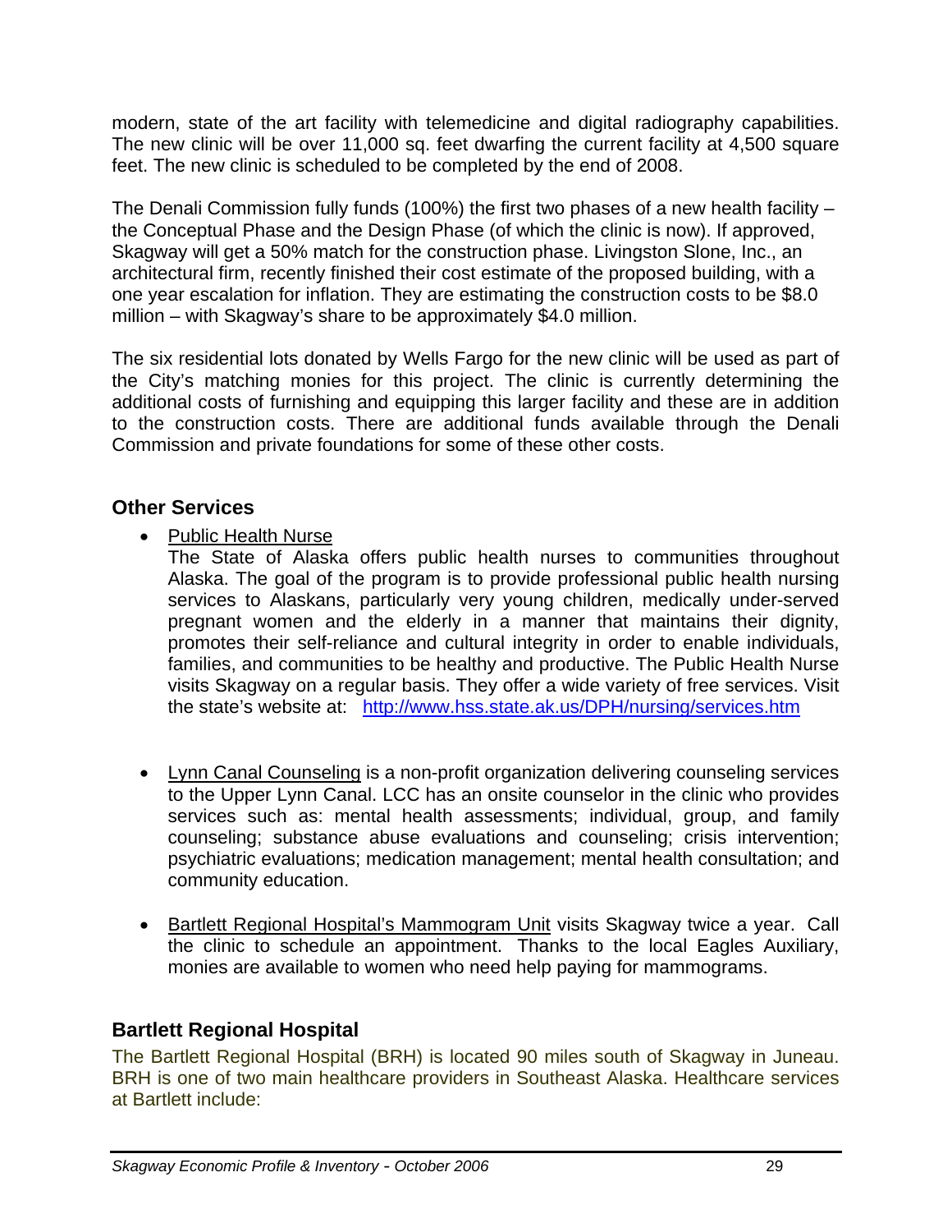modern, state of the art facility with telemedicine and digital radiography capabilities. The new clinic will be over 11,000 sq. feet dwarfing the current facility at 4,500 square feet. The new clinic is scheduled to be completed by the end of 2008.

The Denali Commission fully funds (100%) the first two phases of a new health facility – the Conceptual Phase and the Design Phase (of which the clinic is now). If approved, Skagway will get a 50% match for the construction phase. Livingston Slone, Inc., an architectural firm, recently finished their cost estimate of the proposed building, with a one year escalation for inflation. They are estimating the construction costs to be $8.0 million – with Skagway's share to be approximately $4.0 million.

The six residential lots donated by Wells Fargo for the new clinic will be used as part of the City's matching monies for this project. The clinic is currently determining the additional costs of furnishing and equipping this larger facility and these are in addition to the construction costs. There are additional funds available through the Denali Commission and private foundations for some of these other costs.

### Other Services

- Public Health Nurse
  The State of Alaska offers public health nurses to communities throughout Alaska. The goal of the program is to provide professional public health nursing services to Alaskans, particularly very young children, medically under-served pregnant women and the elderly in a manner that maintains their dignity, promotes their self-reliance and cultural integrity in order to enable individuals, families, and communities to be healthy and productive. The Public Health Nurse visits Skagway on a regular basis. They offer a wide variety of free services. Visit the state's website at: http://www.hss.state.ak.us/DPH/nursing/services.htm

- Lynn Canal Counseling is a non-profit organization delivering counseling services to the Upper Lynn Canal. LCC has an onsite counselor in the clinic who provides services such as: mental health assessments; individual, group, and family counseling; substance abuse evaluations and counseling; crisis intervention; psychiatric evaluations; medication management; mental health consultation; and community education.

- Bartlett Regional Hospital's Mammogram Unit visits Skagway twice a year. Call the clinic to schedule an appointment. Thanks to the local Eagles Auxiliary, monies are available to women who need help paying for mammograms.

### Bartlett Regional Hospital

The Bartlett Regional Hospital (BRH) is located 90 miles south of Skagway in Juneau. BRH is one of two main healthcare providers in Southeast Alaska. Healthcare services at Bartlett include: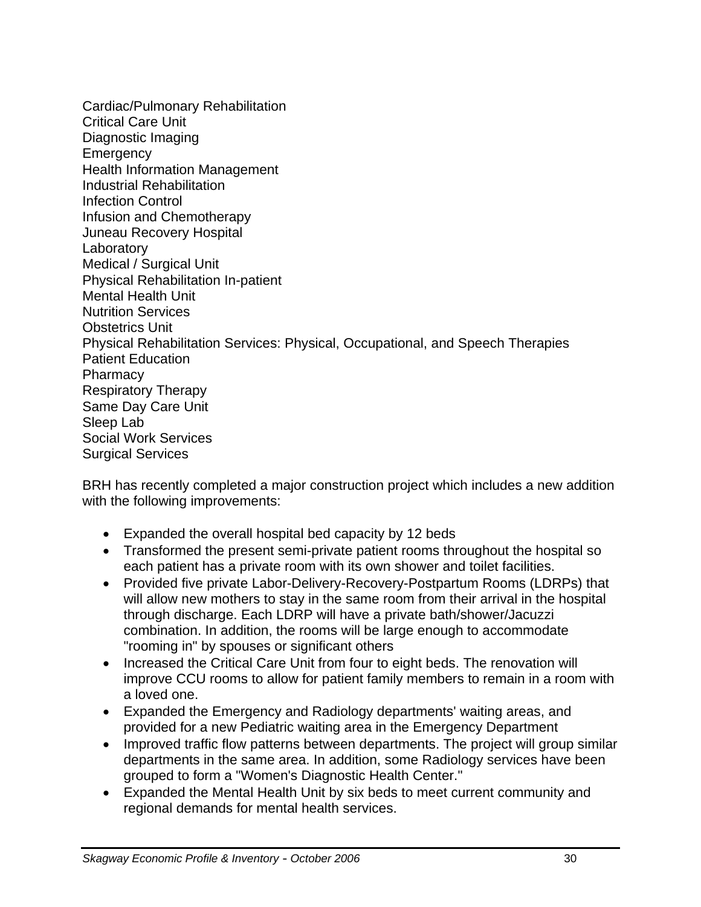Cardiac/Pulmonary Rehabilitation
Critical Care Unit
Diagnostic Imaging
Emergency
Health Information Management
Industrial Rehabilitation
Infection Control
Infusion and Chemotherapy
Juneau Recovery Hospital
Laboratory
Medical / Surgical Unit
Physical Rehabilitation In-patient
Mental Health Unit
Nutrition Services
Obstetrics Unit
Physical Rehabilitation Services: Physical, Occupational, and Speech Therapies
Patient Education
Pharmacy
Respiratory Therapy
Same Day Care Unit
Sleep Lab
Social Work Services
Surgical Services

BRH has recently completed a major construction project which includes a new addition with the following improvements:

- Expanded the overall hospital bed capacity by 12 beds
- Transformed the present semi-private patient rooms throughout the hospital so each patient has a private room with its own shower and toilet facilities.
- Provided five private Labor-Delivery-Recovery-Postpartum Rooms (LDRPs) that will allow new mothers to stay in the same room from their arrival in the hospital through discharge. Each LDRP will have a private bath/shower/Jacuzzi combination. In addition, the rooms will be large enough to accommodate "rooming in" by spouses or significant others
- Increased the Critical Care Unit from four to eight beds. The renovation will improve CCU rooms to allow for patient family members to remain in a room with a loved one.
- Expanded the Emergency and Radiology departments' waiting areas, and provided for a new Pediatric waiting area in the Emergency Department
- Improved traffic flow patterns between departments. The project will group similar departments in the same area. In addition, some Radiology services have been grouped to form a "Women's Diagnostic Health Center."
- Expanded the Mental Health Unit by six beds to meet current community and regional demands for mental health services.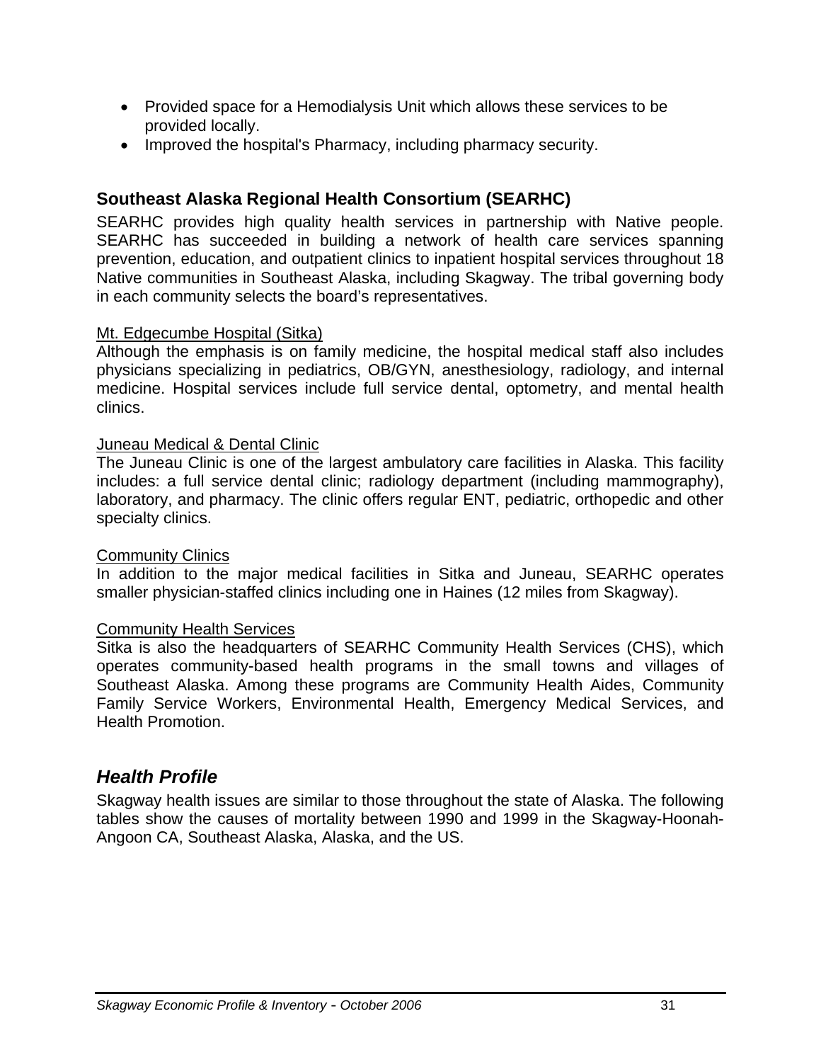- Provided space for a Hemodialysis Unit which allows these services to be provided locally.
- Improved the hospital's Pharmacy, including pharmacy security.

### Southeast Alaska Regional Health Consortium (SEARHC)

SEARHC provides high quality health services in partnership with Native people. SEARHC has succeeded in building a network of health care services spanning prevention, education, and outpatient clinics to inpatient hospital services throughout 18 Native communities in Southeast Alaska, including Skagway. The tribal governing body in each community selects the board's representatives.

Mt. Edgecumbe Hospital (Sitka)

Although the emphasis is on family medicine, the hospital medical staff also includes physicians specializing in pediatrics, OB/GYN, anesthesiology, radiology, and internal medicine. Hospital services include full service dental, optometry, and mental health clinics.

Juneau Medical & Dental Clinic

The Juneau Clinic is one of the largest ambulatory care facilities in Alaska. This facility includes: a full service dental clinic; radiology department (including mammography), laboratory, and pharmacy. The clinic offers regular ENT, pediatric, orthopedic and other specialty clinics.

Community Clinics

In addition to the major medical facilities in Sitka and Juneau, SEARHC operates smaller physician-staffed clinics including one in Haines (12 miles from Skagway).

Community Health Services

Sitka is also the headquarters of SEARHC Community Health Services (CHS), which operates community-based health programs in the small towns and villages of Southeast Alaska. Among these programs are Community Health Aides, Community Family Service Workers, Environmental Health, Emergency Medical Services, and Health Promotion.

## *Health Profile*

Skagway health issues are similar to those throughout the state of Alaska. The following tables show the causes of mortality between 1990 and 1999 in the Skagway-Hoonah-Angoon CA, Southeast Alaska, Alaska, and the US.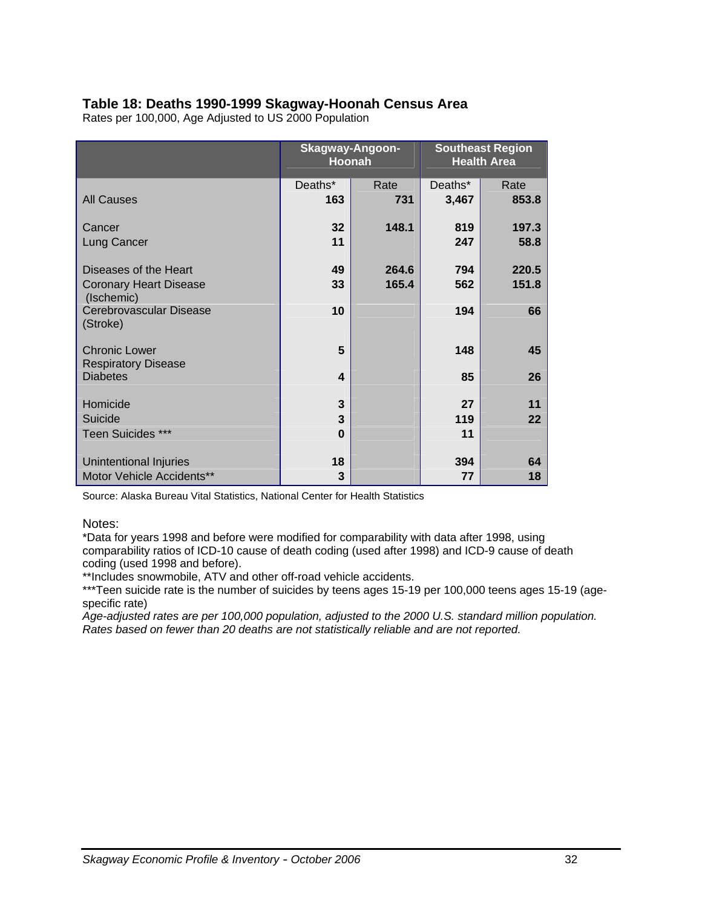### Table 18: Deaths 1990-1999 Skagway-Hoonah Census Area

Rates per 100,000, Age Adjusted to US 2000 Population

| | Skagway-Angoon-Hoonah | | Southeast Region Health Area | |
|---|---|---|---|---|
| | Deaths* | Rate | Deaths* | Rate |
| All Causes | **163** | **731** | **3,467** | **853.8** |
| Cancer | **32** | **148.1** | **819** | **197.3** |
| Lung Cancer | **11** | | **247** | **58.8** |
| Diseases of the Heart | **49** | **264.6** | **794** | **220.5** |
| Coronary Heart Disease (Ischemic) | **33** | **165.4** | **562** | **151.8** |
| Cerebrovascular Disease (Stroke) | **10** | | **194** | **66** |
| Chronic Lower Respiratory Disease | **5** | | **148** | **45** |
| Diabetes | **4** | | **85** | **26** |
| Homicide | **3** | | **27** | **11** |
| Suicide | **3** | | **119** | **22** |
| Teen Suicides *** | **0** | | **11** | |
| Unintentional Injuries | **18** | | **394** | **64** |
| Motor Vehicle Accidents** | **3** | | **77** | **18** |

Source: Alaska Bureau Vital Statistics, National Center for Health Statistics

Notes:

*Data for years 1998 and before were modified for comparability with data after 1998, using comparability ratios of ICD-10 cause of death coding (used after 1998) and ICD-9 cause of death coding (used 1998 and before).

**Includes snowmobile, ATV and other off-road vehicle accidents.

***Teen suicide rate is the number of suicides by teens ages 15-19 per 100,000 teens ages 15-19 (age-specific rate)

*Age-adjusted rates are per 100,000 population, adjusted to the 2000 U.S. standard million population. Rates based on fewer than 20 deaths are not statistically reliable and are not reported.*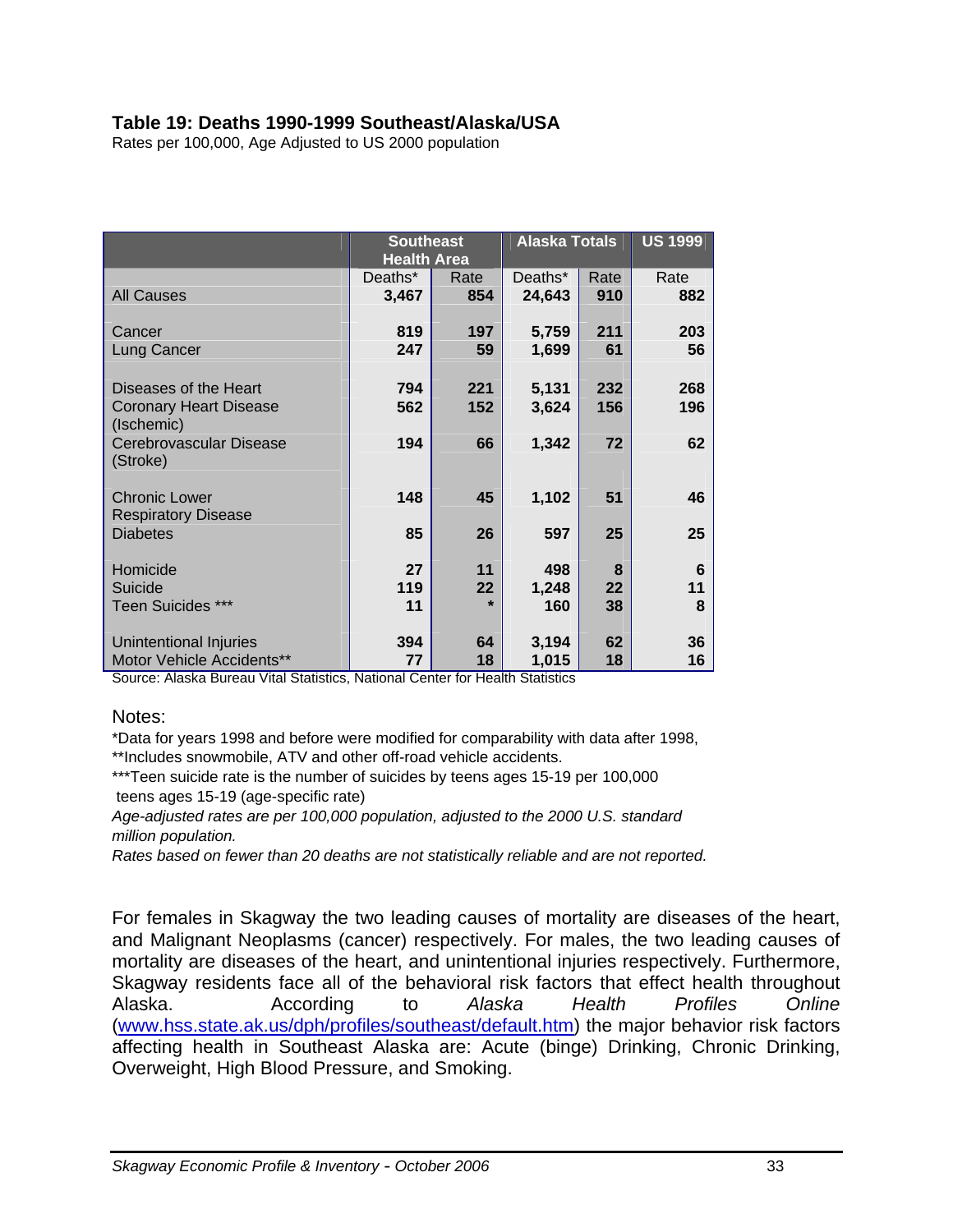### Table 19: Deaths 1990-1999 Southeast/Alaska/USA

Rates per 100,000, Age Adjusted to US 2000 population

| | Southeast Health Area | | Alaska Totals | | US 1999 |
|---|---|---|---|---|---|
| | Deaths* | Rate | Deaths* | Rate | Rate |
| All Causes | **3,467** | **854** | **24,643** | **910** | **882** |
| | | | | | |
| Cancer | **819** | **197** | **5,759** | **211** | **203** |
| Lung Cancer | **247** | **59** | **1,699** | **61** | **56** |
| | | | | | |
| Diseases of the Heart | **794** | **221** | **5,131** | **232** | **268** |
| Coronary Heart Disease (Ischemic) | **562** | **152** | **3,624** | **156** | **196** |
| Cerebrovascular Disease (Stroke) | **194** | **66** | **1,342** | **72** | **62** |
| | | | | | |
| Chronic Lower Respiratory Disease | **148** | **45** | **1,102** | **51** | **46** |
| Diabetes | **85** | **26** | **597** | **25** | **25** |
| | | | | | |
| Homicide | **27** | **11** | **498** | **8** | **6** |
| Suicide | **119** | **22** | **1,248** | **22** | **11** |
| Teen Suicides *** | **11** | ***** | **160** | **38** | **8** |
| | | | | | |
| Unintentional Injuries | **394** | **64** | **3,194** | **62** | **36** |
| Motor Vehicle Accidents** | **77** | **18** | **1,015** | **18** | **16** |

Source: Alaska Bureau Vital Statistics, National Center for Health Statistics

Notes:

*Data for years 1998 and before were modified for comparability with data after 1998,

**Includes snowmobile, ATV and other off-road vehicle accidents.

***Teen suicide rate is the number of suicides by teens ages 15-19 per 100,000 teens ages 15-19 (age-specific rate)

*Age-adjusted rates are per 100,000 population, adjusted to the 2000 U.S. standard million population.*

*Rates based on fewer than 20 deaths are not statistically reliable and are not reported.*

For females in Skagway the two leading causes of mortality are diseases of the heart, and Malignant Neoplasms (cancer) respectively. For males, the two leading causes of mortality are diseases of the heart, and unintentional injuries respectively. Furthermore, Skagway residents face all of the behavioral risk factors that effect health throughout Alaska. According to *Alaska Health Profiles Online* (www.hss.state.ak.us/dph/profiles/southeast/default.htm) the major behavior risk factors affecting health in Southeast Alaska are: Acute (binge) Drinking, Chronic Drinking, Overweight, High Blood Pressure, and Smoking.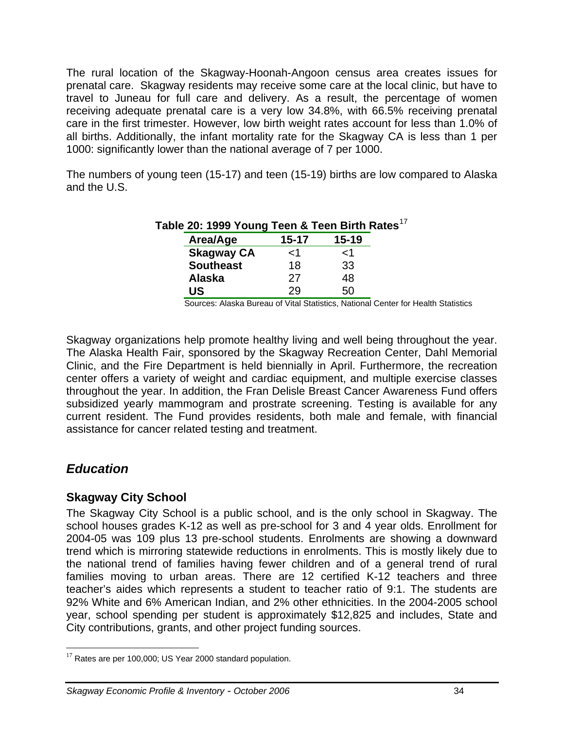The rural location of the Skagway-Hoonah-Angoon census area creates issues for prenatal care. Skagway residents may receive some care at the local clinic, but have to travel to Juneau for full care and delivery. As a result, the percentage of women receiving adequate prenatal care is a very low 34.8%, with 66.5% receiving prenatal care in the first trimester. However, low birth weight rates account for less than 1.0% of all births. Additionally, the infant mortality rate for the Skagway CA is less than 1 per 1000: significantly lower than the national average of 7 per 1000.

The numbers of young teen (15-17) and teen (15-19) births are low compared to Alaska and the U.S.

**Table 20: 1999 Young Teen & Teen Birth Rates**[17]

| Area/Age | 15-17 | 15-19 |
|---|---|---|
| **Skagway CA** | <1 | <1 |
| **Southeast** | 18 | 33 |
| **Alaska** | 27 | 48 |
| **US** | 29 | 50 |

Sources: Alaska Bureau of Vital Statistics, National Center for Health Statistics

Skagway organizations help promote healthy living and well being throughout the year. The Alaska Health Fair, sponsored by the Skagway Recreation Center, Dahl Memorial Clinic, and the Fire Department is held biennially in April. Furthermore, the recreation center offers a variety of weight and cardiac equipment, and multiple exercise classes throughout the year. In addition, the Fran Delisle Breast Cancer Awareness Fund offers subsidized yearly mammogram and prostrate screening. Testing is available for any current resident. The Fund provides residents, both male and female, with financial assistance for cancer related testing and treatment.

## *Education*

### Skagway City School

The Skagway City School is a public school, and is the only school in Skagway. The school houses grades K-12 as well as pre-school for 3 and 4 year olds. Enrollment for 2004-05 was 109 plus 13 pre-school students. Enrolments are showing a downward trend which is mirroring statewide reductions in enrolments. This is mostly likely due to the national trend of families having fewer children and of a general trend of rural families moving to urban areas. There are 12 certified K-12 teachers and three teacher's aides which represents a student to teacher ratio of 9:1. The students are 92% White and 6% American Indian, and 2% other ethnicities. In the 2004-2005 school year, school spending per student is approximately $12,825 and includes, State and City contributions, grants, and other project funding sources.

[17] Rates are per 100,000; US Year 2000 standard population.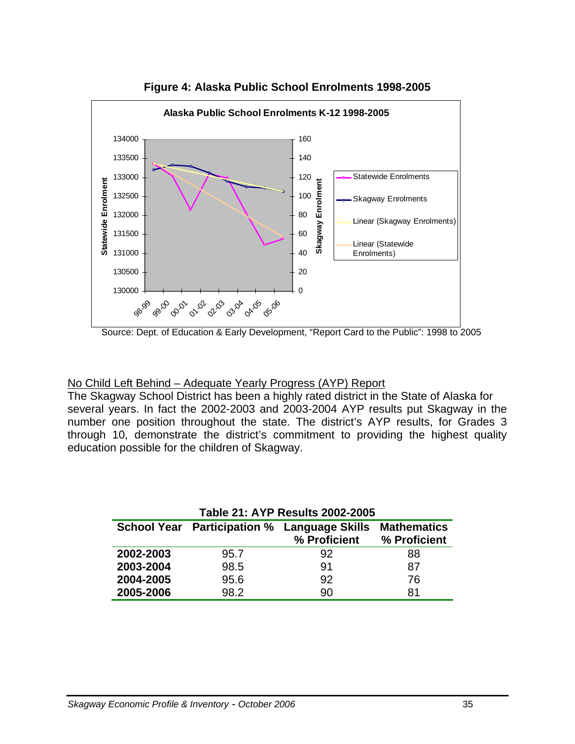**Figure 4: Alaska Public School Enrolments 1998-2005**

Alaska Public School Enrolments K-12 1998-2005

Statewide Enrolment

134000
133500
133000
132500
132000
131500
131000
130500
130000

Skagway Enrolment

160
140
120
100
80
60
40
20
0

98-99 99-00 00-01 01-02 02-03 03-04 04-05 05-06

Statewide Enrolments
Skagway Enrolments
Linear (Skagway Enrolments)
Linear (Statewide Enrolments)

Source: Dept. of Education & Early Development, "Report Card to the Public": 1998 to 2005

No Child Left Behind – Adequate Yearly Progress (AYP) Report

The Skagway School District has been a highly rated district in the State of Alaska for several years. In fact the 2002-2003 and 2003-2004 AYP results put Skagway in the number one position throughout the state. The district's AYP results, for Grades 3 through 10, demonstrate the district's commitment to providing the highest quality education possible for the children of Skagway.

**Table 21: AYP Results 2002-2005**

| School Year | Participation % | Language Skills % Proficient | Mathematics % Proficient |
|---|---|---|---|
| **2002-2003** | 95.7 | 92 | 88 |
| **2003-2004** | 98.5 | 91 | 87 |
| **2004-2005** | 95.6 | 92 | 76 |
| **2005-2006** | 98.2 | 90 | 81 |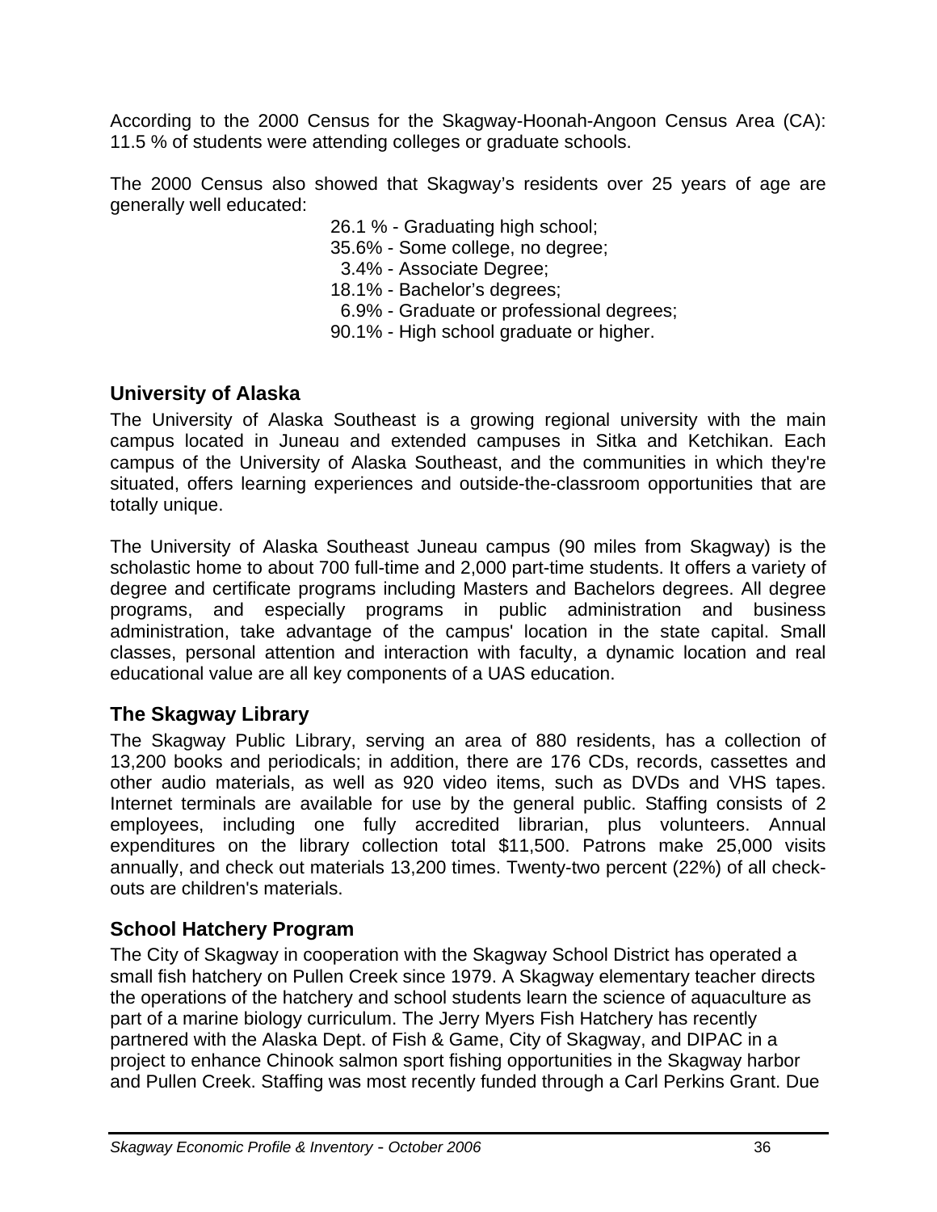According to the 2000 Census for the Skagway-Hoonah-Angoon Census Area (CA): 11.5 % of students were attending colleges or graduate schools.

The 2000 Census also showed that Skagway's residents over 25 years of age are generally well educated:

- 26.1 % - Graduating high school;
- 35.6% - Some college, no degree;
- 3.4% - Associate Degree;
- 18.1% - Bachelor's degrees;
- 6.9% - Graduate or professional degrees;
- 90.1% - High school graduate or higher.

## University of Alaska

The University of Alaska Southeast is a growing regional university with the main campus located in Juneau and extended campuses in Sitka and Ketchikan. Each campus of the University of Alaska Southeast, and the communities in which they're situated, offers learning experiences and outside-the-classroom opportunities that are totally unique.

The University of Alaska Southeast Juneau campus (90 miles from Skagway) is the scholastic home to about 700 full-time and 2,000 part-time students. It offers a variety of degree and certificate programs including Masters and Bachelors degrees. All degree programs, and especially programs in public administration and business administration, take advantage of the campus' location in the state capital. Small classes, personal attention and interaction with faculty, a dynamic location and real educational value are all key components of a UAS education.

## The Skagway Library

The Skagway Public Library, serving an area of 880 residents, has a collection of 13,200 books and periodicals; in addition, there are 176 CDs, records, cassettes and other audio materials, as well as 920 video items, such as DVDs and VHS tapes. Internet terminals are available for use by the general public. Staffing consists of 2 employees, including one fully accredited librarian, plus volunteers. Annual expenditures on the library collection total $11,500. Patrons make 25,000 visits annually, and check out materials 13,200 times. Twenty-two percent (22%) of all check-outs are children's materials.

## School Hatchery Program

The City of Skagway in cooperation with the Skagway School District has operated a small fish hatchery on Pullen Creek since 1979. A Skagway elementary teacher directs the operations of the hatchery and school students learn the science of aquaculture as part of a marine biology curriculum. The Jerry Myers Fish Hatchery has recently partnered with the Alaska Dept. of Fish & Game, City of Skagway, and DIPAC in a project to enhance Chinook salmon sport fishing opportunities in the Skagway harbor and Pullen Creek. Staffing was most recently funded through a Carl Perkins Grant. Due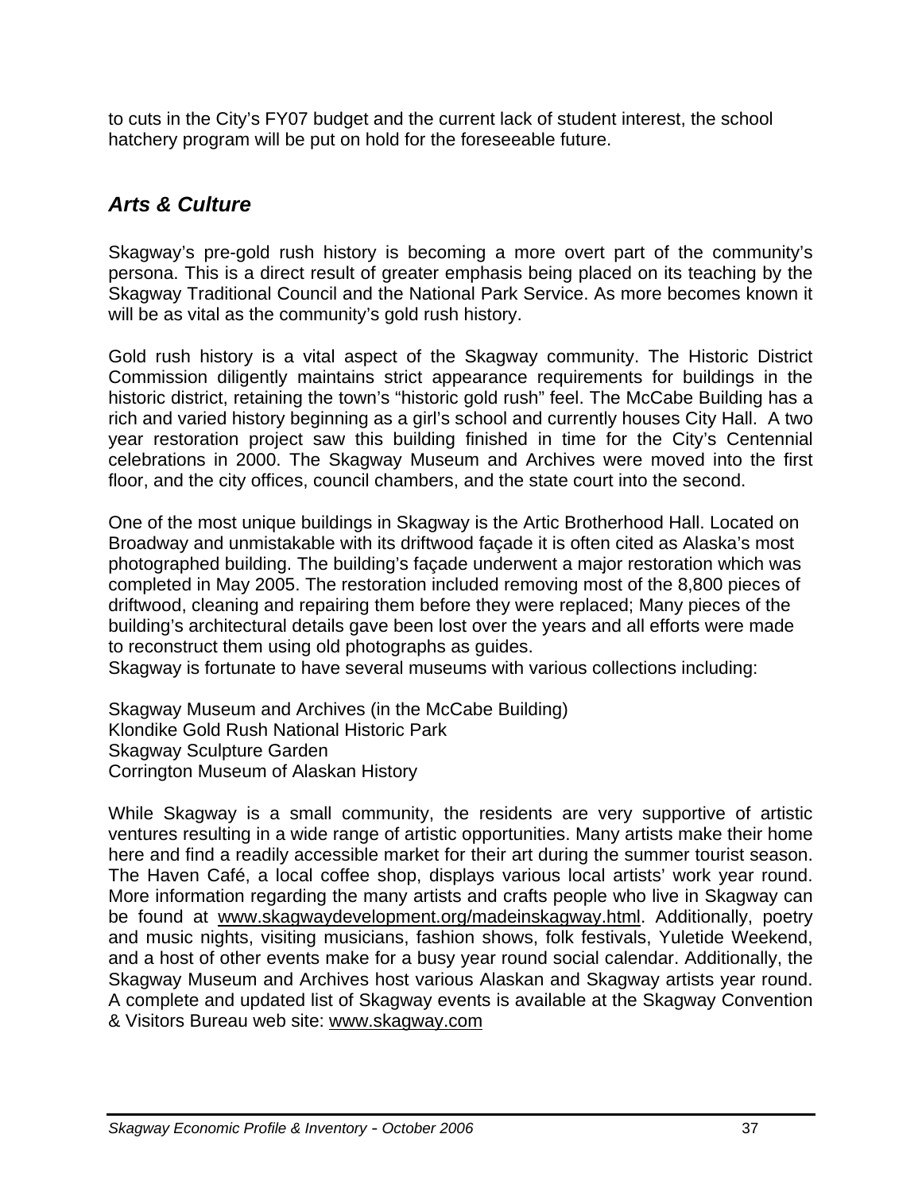to cuts in the City's FY07 budget and the current lack of student interest, the school hatchery program will be put on hold for the foreseeable future.

## *Arts & Culture*

Skagway's pre-gold rush history is becoming a more overt part of the community's persona. This is a direct result of greater emphasis being placed on its teaching by the Skagway Traditional Council and the National Park Service. As more becomes known it will be as vital as the community's gold rush history.

Gold rush history is a vital aspect of the Skagway community. The Historic District Commission diligently maintains strict appearance requirements for buildings in the historic district, retaining the town's "historic gold rush" feel. The McCabe Building has a rich and varied history beginning as a girl's school and currently houses City Hall. A two year restoration project saw this building finished in time for the City's Centennial celebrations in 2000. The Skagway Museum and Archives were moved into the first floor, and the city offices, council chambers, and the state court into the second.

One of the most unique buildings in Skagway is the Artic Brotherhood Hall. Located on Broadway and unmistakable with its driftwood façade it is often cited as Alaska's most photographed building. The building's façade underwent a major restoration which was completed in May 2005. The restoration included removing most of the 8,800 pieces of driftwood, cleaning and repairing them before they were replaced; Many pieces of the building's architectural details gave been lost over the years and all efforts were made to reconstruct them using old photographs as guides.
Skagway is fortunate to have several museums with various collections including:

Skagway Museum and Archives (in the McCabe Building)
Klondike Gold Rush National Historic Park
Skagway Sculpture Garden
Corrington Museum of Alaskan History

While Skagway is a small community, the residents are very supportive of artistic ventures resulting in a wide range of artistic opportunities. Many artists make their home here and find a readily accessible market for their art during the summer tourist season. The Haven Café, a local coffee shop, displays various local artists' work year round. More information regarding the many artists and crafts people who live in Skagway can be found at www.skagwaydevelopment.org/madeinskagway.html. Additionally, poetry and music nights, visiting musicians, fashion shows, folk festivals, Yuletide Weekend, and a host of other events make for a busy year round social calendar. Additionally, the Skagway Museum and Archives host various Alaskan and Skagway artists year round. A complete and updated list of Skagway events is available at the Skagway Convention & Visitors Bureau web site: www.skagway.com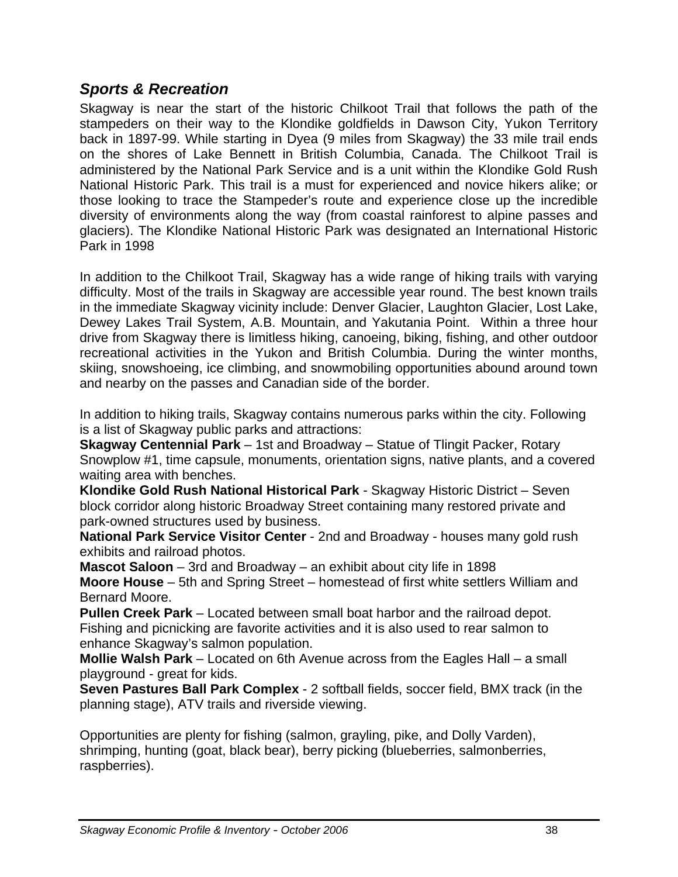## *Sports & Recreation*

Skagway is near the start of the historic Chilkoot Trail that follows the path of the stampeders on their way to the Klondike goldfields in Dawson City, Yukon Territory back in 1897-99. While starting in Dyea (9 miles from Skagway) the 33 mile trail ends on the shores of Lake Bennett in British Columbia, Canada. The Chilkoot Trail is administered by the National Park Service and is a unit within the Klondike Gold Rush National Historic Park. This trail is a must for experienced and novice hikers alike; or those looking to trace the Stampeder's route and experience close up the incredible diversity of environments along the way (from coastal rainforest to alpine passes and glaciers). The Klondike National Historic Park was designated an International Historic Park in 1998

In addition to the Chilkoot Trail, Skagway has a wide range of hiking trails with varying difficulty. Most of the trails in Skagway are accessible year round. The best known trails in the immediate Skagway vicinity include: Denver Glacier, Laughton Glacier, Lost Lake, Dewey Lakes Trail System, A.B. Mountain, and Yakutania Point. Within a three hour drive from Skagway there is limitless hiking, canoeing, biking, fishing, and other outdoor recreational activities in the Yukon and British Columbia. During the winter months, skiing, snowshoeing, ice climbing, and snowmobiling opportunities abound around town and nearby on the passes and Canadian side of the border.

In addition to hiking trails, Skagway contains numerous parks within the city. Following is a list of Skagway public parks and attractions:

**Skagway Centennial Park** – 1st and Broadway – Statue of Tlingit Packer, Rotary Snowplow #1, time capsule, monuments, orientation signs, native plants, and a covered waiting area with benches.

**Klondike Gold Rush National Historical Park** - Skagway Historic District – Seven block corridor along historic Broadway Street containing many restored private and park-owned structures used by business.

**National Park Service Visitor Center** - 2nd and Broadway - houses many gold rush exhibits and railroad photos.

**Mascot Saloon** – 3rd and Broadway – an exhibit about city life in 1898

**Moore House** – 5th and Spring Street – homestead of first white settlers William and Bernard Moore.

**Pullen Creek Park** – Located between small boat harbor and the railroad depot. Fishing and picnicking are favorite activities and it is also used to rear salmon to enhance Skagway's salmon population.

**Mollie Walsh Park** – Located on 6th Avenue across from the Eagles Hall – a small playground - great for kids.

**Seven Pastures Ball Park Complex** - 2 softball fields, soccer field, BMX track (in the planning stage), ATV trails and riverside viewing.

Opportunities are plenty for fishing (salmon, grayling, pike, and Dolly Varden), shrimping, hunting (goat, black bear), berry picking (blueberries, salmonberries, raspberries).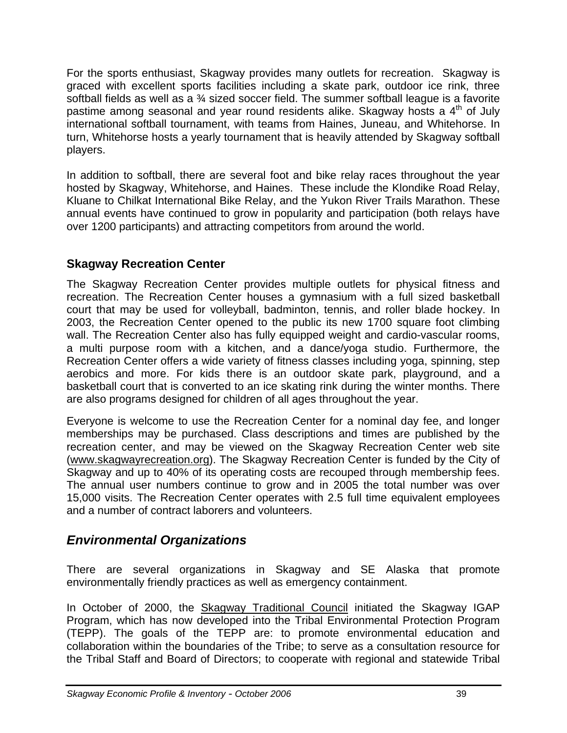For the sports enthusiast, Skagway provides many outlets for recreation. Skagway is graced with excellent sports facilities including a skate park, outdoor ice rink, three softball fields as well as a ¾ sized soccer field. The summer softball league is a favorite pastime among seasonal and year round residents alike. Skagway hosts a 4th of July international softball tournament, with teams from Haines, Juneau, and Whitehorse. In turn, Whitehorse hosts a yearly tournament that is heavily attended by Skagway softball players.

In addition to softball, there are several foot and bike relay races throughout the year hosted by Skagway, Whitehorse, and Haines. These include the Klondike Road Relay, Kluane to Chilkat International Bike Relay, and the Yukon River Trails Marathon. These annual events have continued to grow in popularity and participation (both relays have over 1200 participants) and attracting competitors from around the world.

### Skagway Recreation Center

The Skagway Recreation Center provides multiple outlets for physical fitness and recreation. The Recreation Center houses a gymnasium with a full sized basketball court that may be used for volleyball, badminton, tennis, and roller blade hockey. In 2003, the Recreation Center opened to the public its new 1700 square foot climbing wall. The Recreation Center also has fully equipped weight and cardio-vascular rooms, a multi purpose room with a kitchen, and a dance/yoga studio. Furthermore, the Recreation Center offers a wide variety of fitness classes including yoga, spinning, step aerobics and more. For kids there is an outdoor skate park, playground, and a basketball court that is converted to an ice skating rink during the winter months. There are also programs designed for children of all ages throughout the year.

Everyone is welcome to use the Recreation Center for a nominal day fee, and longer memberships may be purchased. Class descriptions and times are published by the recreation center, and may be viewed on the Skagway Recreation Center web site (www.skagwayrecreation.org). The Skagway Recreation Center is funded by the City of Skagway and up to 40% of its operating costs are recouped through membership fees. The annual user numbers continue to grow and in 2005 the total number was over 15,000 visits. The Recreation Center operates with 2.5 full time equivalent employees and a number of contract laborers and volunteers.

## *Environmental Organizations*

There are several organizations in Skagway and SE Alaska that promote environmentally friendly practices as well as emergency containment.

In October of 2000, the Skagway Traditional Council initiated the Skagway IGAP Program, which has now developed into the Tribal Environmental Protection Program (TEPP). The goals of the TEPP are: to promote environmental education and collaboration within the boundaries of the Tribe; to serve as a consultation resource for the Tribal Staff and Board of Directors; to cooperate with regional and statewide Tribal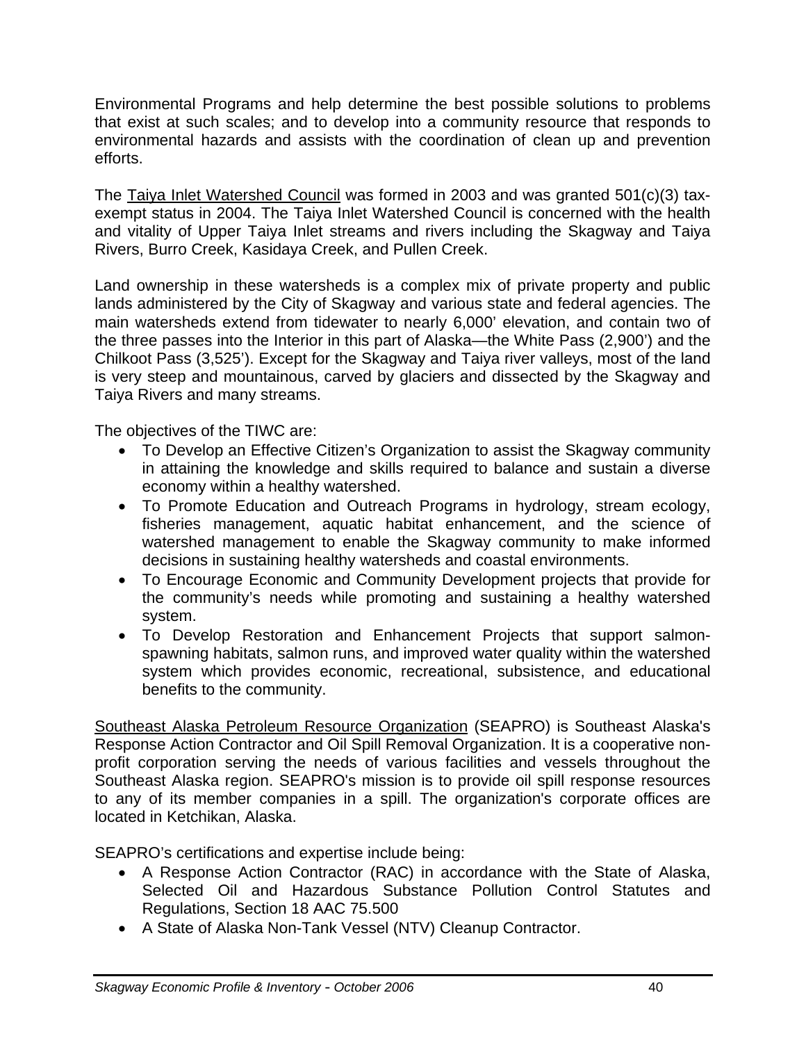Environmental Programs and help determine the best possible solutions to problems that exist at such scales; and to develop into a community resource that responds to environmental hazards and assists with the coordination of clean up and prevention efforts.

The Taiya Inlet Watershed Council was formed in 2003 and was granted 501(c)(3) tax-exempt status in 2004. The Taiya Inlet Watershed Council is concerned with the health and vitality of Upper Taiya Inlet streams and rivers including the Skagway and Taiya Rivers, Burro Creek, Kasidaya Creek, and Pullen Creek.

Land ownership in these watersheds is a complex mix of private property and public lands administered by the City of Skagway and various state and federal agencies. The main watersheds extend from tidewater to nearly 6,000' elevation, and contain two of the three passes into the Interior in this part of Alaska—the White Pass (2,900') and the Chilkoot Pass (3,525'). Except for the Skagway and Taiya river valleys, most of the land is very steep and mountainous, carved by glaciers and dissected by the Skagway and Taiya Rivers and many streams.

The objectives of the TIWC are:

- To Develop an Effective Citizen's Organization to assist the Skagway community in attaining the knowledge and skills required to balance and sustain a diverse economy within a healthy watershed.
- To Promote Education and Outreach Programs in hydrology, stream ecology, fisheries management, aquatic habitat enhancement, and the science of watershed management to enable the Skagway community to make informed decisions in sustaining healthy watersheds and coastal environments.
- To Encourage Economic and Community Development projects that provide for the community's needs while promoting and sustaining a healthy watershed system.
- To Develop Restoration and Enhancement Projects that support salmon-spawning habitats, salmon runs, and improved water quality within the watershed system which provides economic, recreational, subsistence, and educational benefits to the community.

Southeast Alaska Petroleum Resource Organization (SEAPRO) is Southeast Alaska's Response Action Contractor and Oil Spill Removal Organization. It is a cooperative non-profit corporation serving the needs of various facilities and vessels throughout the Southeast Alaska region. SEAPRO's mission is to provide oil spill response resources to any of its member companies in a spill. The organization's corporate offices are located in Ketchikan, Alaska.

SEAPRO's certifications and expertise include being:

- A Response Action Contractor (RAC) in accordance with the State of Alaska, Selected Oil and Hazardous Substance Pollution Control Statutes and Regulations, Section 18 AAC 75.500
- A State of Alaska Non-Tank Vessel (NTV) Cleanup Contractor.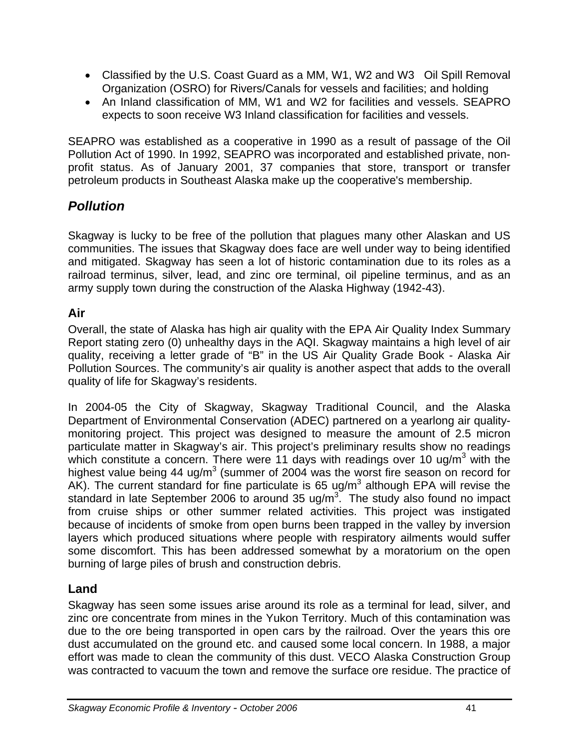- Classified by the U.S. Coast Guard as a MM, W1, W2 and W3 Oil Spill Removal Organization (OSRO) for Rivers/Canals for vessels and facilities; and holding
- An Inland classification of MM, W1 and W2 for facilities and vessels. SEAPRO expects to soon receive W3 Inland classification for facilities and vessels.

SEAPRO was established as a cooperative in 1990 as a result of passage of the Oil Pollution Act of 1990. In 1992, SEAPRO was incorporated and established private, non-profit status. As of January 2001, 37 companies that store, transport or transfer petroleum products in Southeast Alaska make up the cooperative's membership.

## *Pollution*

Skagway is lucky to be free of the pollution that plagues many other Alaskan and US communities. The issues that Skagway does face are well under way to being identified and mitigated. Skagway has seen a lot of historic contamination due to its roles as a railroad terminus, silver, lead, and zinc ore terminal, oil pipeline terminus, and as an army supply town during the construction of the Alaska Highway (1942-43).

### Air

Overall, the state of Alaska has high air quality with the EPA Air Quality Index Summary Report stating zero (0) unhealthy days in the AQI. Skagway maintains a high level of air quality, receiving a letter grade of "B" in the US Air Quality Grade Book - Alaska Air Pollution Sources. The community's air quality is another aspect that adds to the overall quality of life for Skagway's residents.

In 2004-05 the City of Skagway, Skagway Traditional Council, and the Alaska Department of Environmental Conservation (ADEC) partnered on a yearlong air quality-monitoring project. This project was designed to measure the amount of 2.5 micron particulate matter in Skagway's air. This project's preliminary results show no readings which constitute a concern. There were 11 days with readings over 10 ug/m$^3$ with the highest value being 44 ug/m$^3$ (summer of 2004 was the worst fire season on record for AK). The current standard for fine particulate is 65 ug/m$^3$ although EPA will revise the standard in late September 2006 to around 35 ug/m$^3$. The study also found no impact from cruise ships or other summer related activities. This project was instigated because of incidents of smoke from open burns been trapped in the valley by inversion layers which produced situations where people with respiratory ailments would suffer some discomfort. This has been addressed somewhat by a moratorium on the open burning of large piles of brush and construction debris.

### Land

Skagway has seen some issues arise around its role as a terminal for lead, silver, and zinc ore concentrate from mines in the Yukon Territory. Much of this contamination was due to the ore being transported in open cars by the railroad. Over the years this ore dust accumulated on the ground etc. and caused some local concern. In 1988, a major effort was made to clean the community of this dust. VECO Alaska Construction Group was contracted to vacuum the town and remove the surface ore residue. The practice of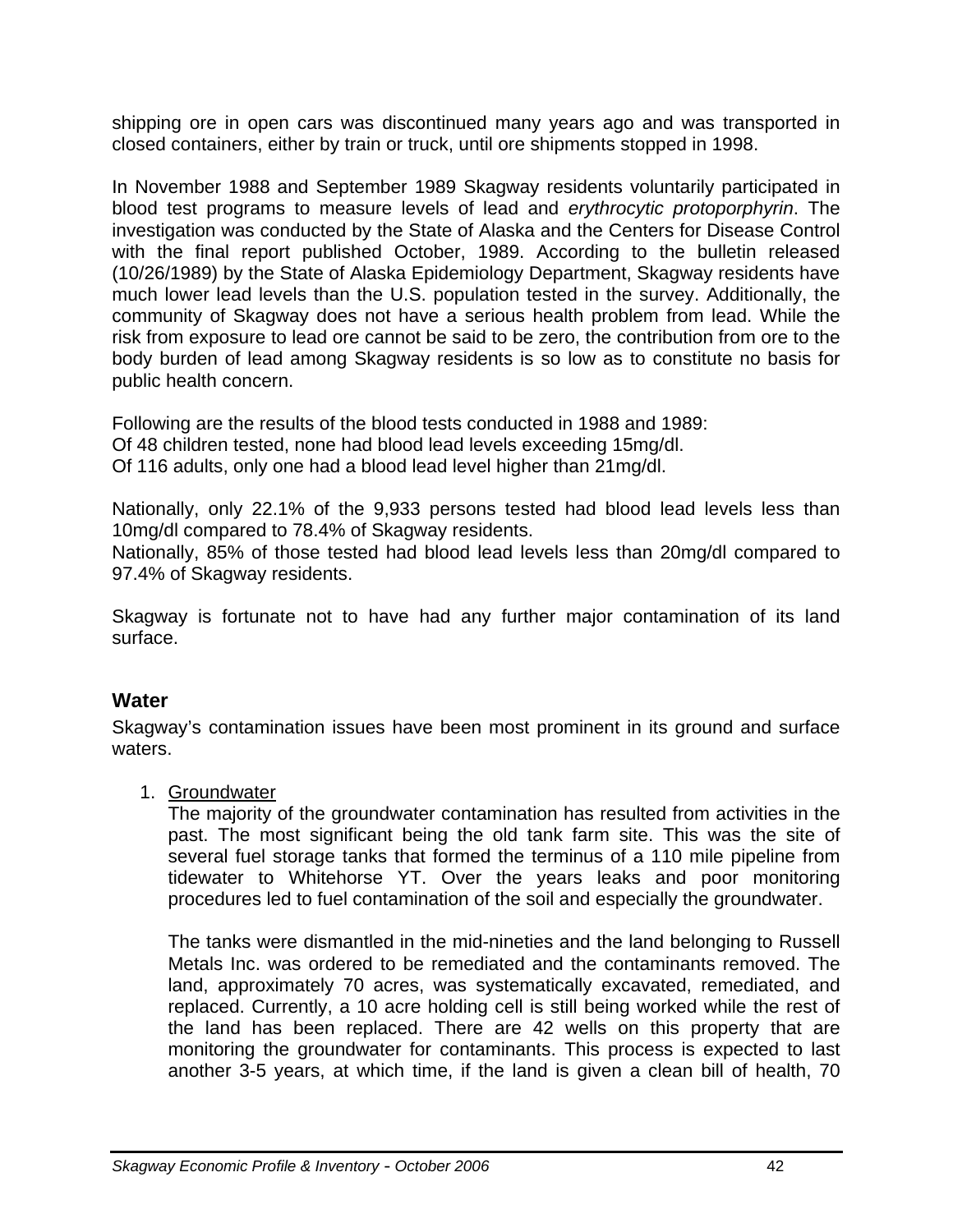shipping ore in open cars was discontinued many years ago and was transported in closed containers, either by train or truck, until ore shipments stopped in 1998.

In November 1988 and September 1989 Skagway residents voluntarily participated in blood test programs to measure levels of lead and *erythrocytic protoporphyrin*. The investigation was conducted by the State of Alaska and the Centers for Disease Control with the final report published October, 1989. According to the bulletin released (10/26/1989) by the State of Alaska Epidemiology Department, Skagway residents have much lower lead levels than the U.S. population tested in the survey. Additionally, the community of Skagway does not have a serious health problem from lead. While the risk from exposure to lead ore cannot be said to be zero, the contribution from ore to the body burden of lead among Skagway residents is so low as to constitute no basis for public health concern.

Following are the results of the blood tests conducted in 1988 and 1989:
Of 48 children tested, none had blood lead levels exceeding 15mg/dl.
Of 116 adults, only one had a blood lead level higher than 21mg/dl.

Nationally, only 22.1% of the 9,933 persons tested had blood lead levels less than 10mg/dl compared to 78.4% of Skagway residents.
Nationally, 85% of those tested had blood lead levels less than 20mg/dl compared to 97.4% of Skagway residents.

Skagway is fortunate not to have had any further major contamination of its land surface.

## Water

Skagway's contamination issues have been most prominent in its ground and surface waters.

1. Groundwater

   The majority of the groundwater contamination has resulted from activities in the past. The most significant being the old tank farm site. This was the site of several fuel storage tanks that formed the terminus of a 110 mile pipeline from tidewater to Whitehorse YT. Over the years leaks and poor monitoring procedures led to fuel contamination of the soil and especially the groundwater.

   The tanks were dismantled in the mid-nineties and the land belonging to Russell Metals Inc. was ordered to be remediated and the contaminants removed. The land, approximately 70 acres, was systematically excavated, remediated, and replaced. Currently, a 10 acre holding cell is still being worked while the rest of the land has been replaced. There are 42 wells on this property that are monitoring the groundwater for contaminants. This process is expected to last another 3-5 years, at which time, if the land is given a clean bill of health, 70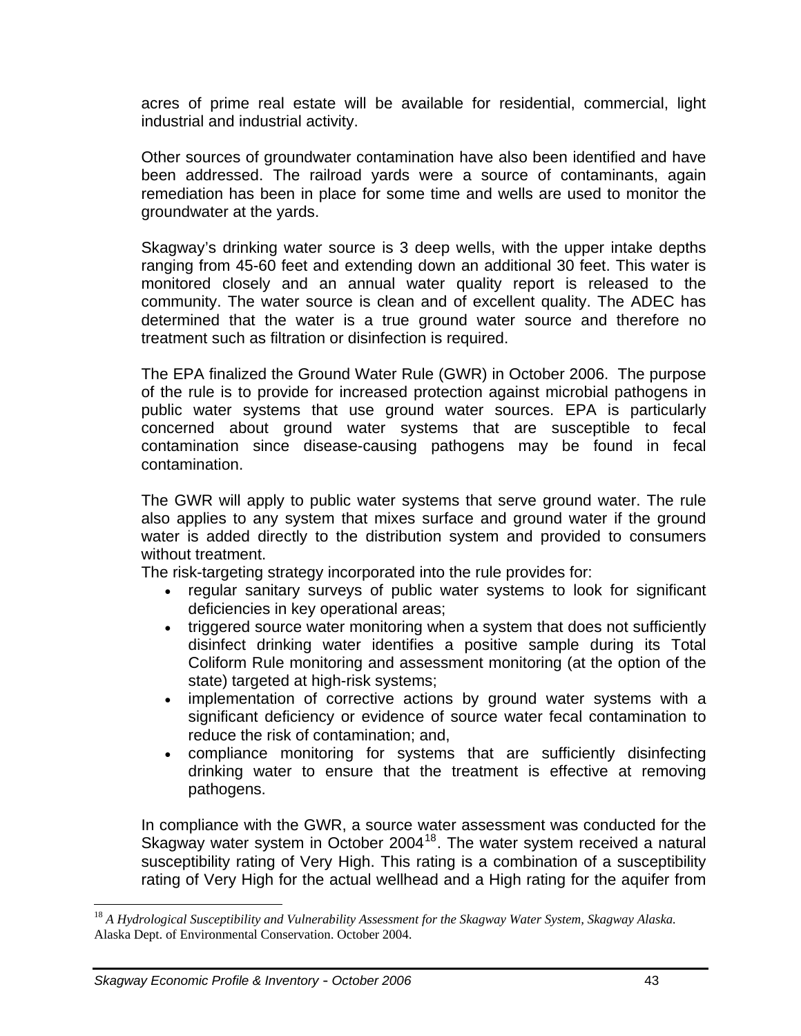acres of prime real estate will be available for residential, commercial, light industrial and industrial activity.

Other sources of groundwater contamination have also been identified and have been addressed. The railroad yards were a source of contaminants, again remediation has been in place for some time and wells are used to monitor the groundwater at the yards.

Skagway's drinking water source is 3 deep wells, with the upper intake depths ranging from 45-60 feet and extending down an additional 30 feet. This water is monitored closely and an annual water quality report is released to the community. The water source is clean and of excellent quality. The ADEC has determined that the water is a true ground water source and therefore no treatment such as filtration or disinfection is required.

The EPA finalized the Ground Water Rule (GWR) in October 2006. The purpose of the rule is to provide for increased protection against microbial pathogens in public water systems that use ground water sources. EPA is particularly concerned about ground water systems that are susceptible to fecal contamination since disease-causing pathogens may be found in fecal contamination.

The GWR will apply to public water systems that serve ground water. The rule also applies to any system that mixes surface and ground water if the ground water is added directly to the distribution system and provided to consumers without treatment.

The risk-targeting strategy incorporated into the rule provides for:

- regular sanitary surveys of public water systems to look for significant deficiencies in key operational areas;
- triggered source water monitoring when a system that does not sufficiently disinfect drinking water identifies a positive sample during its Total Coliform Rule monitoring and assessment monitoring (at the option of the state) targeted at high-risk systems;
- implementation of corrective actions by ground water systems with a significant deficiency or evidence of source water fecal contamination to reduce the risk of contamination; and,
- compliance monitoring for systems that are sufficiently disinfecting drinking water to ensure that the treatment is effective at removing pathogens.

In compliance with the GWR, a source water assessment was conducted for the Skagway water system in October 2004[18]. The water system received a natural susceptibility rating of Very High. This rating is a combination of a susceptibility rating of Very High for the actual wellhead and a High rating for the aquifer from

[18] *A Hydrological Susceptibility and Vulnerability Assessment for the Skagway Water System, Skagway Alaska.* Alaska Dept. of Environmental Conservation. October 2004.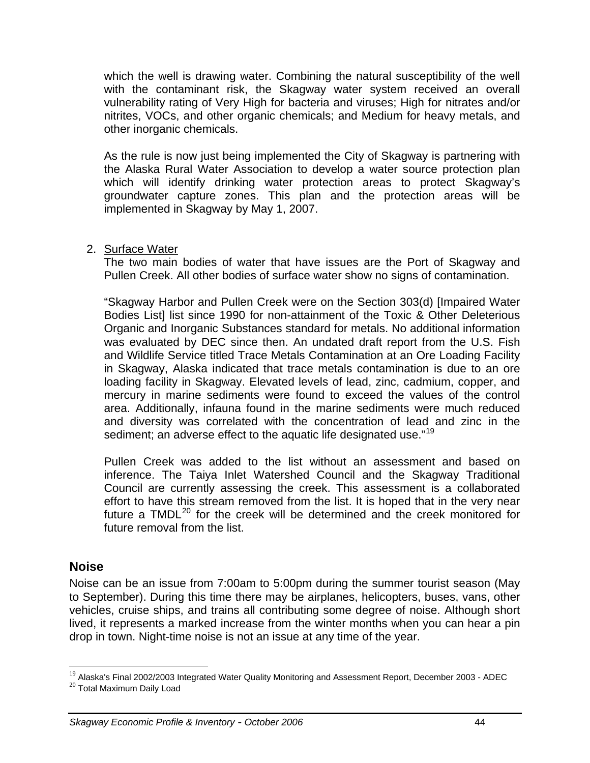which the well is drawing water. Combining the natural susceptibility of the well with the contaminant risk, the Skagway water system received an overall vulnerability rating of Very High for bacteria and viruses; High for nitrates and/or nitrites, VOCs, and other organic chemicals; and Medium for heavy metals, and other inorganic chemicals.

As the rule is now just being implemented the City of Skagway is partnering with the Alaska Rural Water Association to develop a water source protection plan which will identify drinking water protection areas to protect Skagway's groundwater capture zones. This plan and the protection areas will be implemented in Skagway by May 1, 2007.

2. Surface Water

The two main bodies of water that have issues are the Port of Skagway and Pullen Creek. All other bodies of surface water show no signs of contamination.

"Skagway Harbor and Pullen Creek were on the Section 303(d) [Impaired Water Bodies List] list since 1990 for non-attainment of the Toxic & Other Deleterious Organic and Inorganic Substances standard for metals. No additional information was evaluated by DEC since then. An undated draft report from the U.S. Fish and Wildlife Service titled Trace Metals Contamination at an Ore Loading Facility in Skagway, Alaska indicated that trace metals contamination is due to an ore loading facility in Skagway. Elevated levels of lead, zinc, cadmium, copper, and mercury in marine sediments were found to exceed the values of the control area. Additionally, infauna found in the marine sediments were much reduced and diversity was correlated with the concentration of lead and zinc in the sediment; an adverse effect to the aquatic life designated use."[19]

Pullen Creek was added to the list without an assessment and based on inference. The Taiya Inlet Watershed Council and the Skagway Traditional Council are currently assessing the creek. This assessment is a collaborated effort to have this stream removed from the list. It is hoped that in the very near future a TMDL[20] for the creek will be determined and the creek monitored for future removal from the list.

## Noise

Noise can be an issue from 7:00am to 5:00pm during the summer tourist season (May to September). During this time there may be airplanes, helicopters, buses, vans, other vehicles, cruise ships, and trains all contributing some degree of noise. Although short lived, it represents a marked increase from the winter months when you can hear a pin drop in town. Night-time noise is not an issue at any time of the year.

[19] Alaska's Final 2002/2003 Integrated Water Quality Monitoring and Assessment Report, December 2003 - ADEC

[20] Total Maximum Daily Load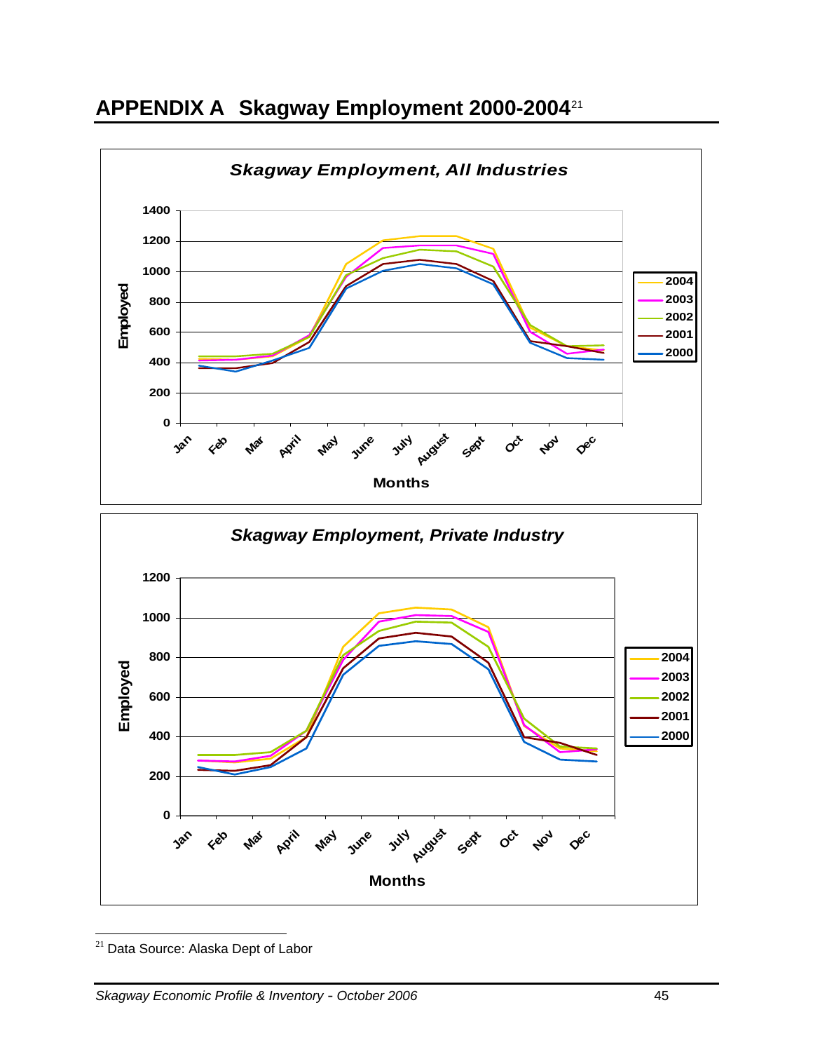# APPENDIX A Skagway Employment 2000-2004[21]

**Skagway Employment, All Industries**

**Skagway Employment, Private Industry**

---

[21] Data Source: Alaska Dept of Labor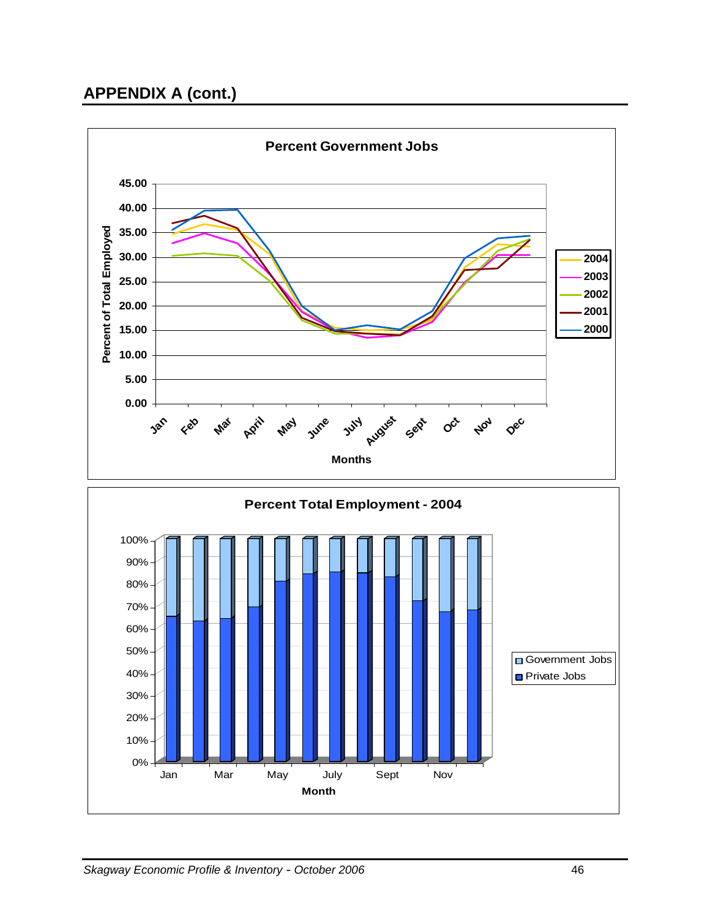## APPENDIX A (cont.)

**Percent Government Jobs**

Percent of Total Employed

45.00
40.00
35.00
30.00
25.00
20.00
15.00
10.00
5.00
0.00

Jan Feb Mar April May June July August Sept Oct Nov Dec

**Months**

2004
2003
2002
2001
2000

**Percent Total Employment - 2004**

100%
90%
80%
70%
60%
50%
40%
30%
20%
10%
0%

Jan Mar May July Sept Nov

**Month**

Government Jobs
Private Jobs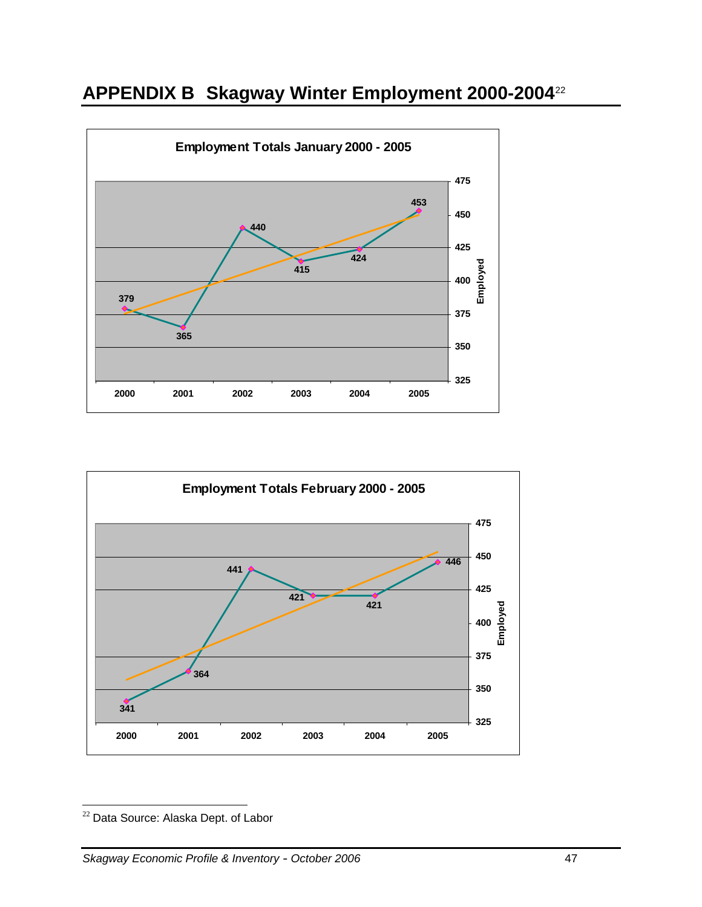# APPENDIX B Skagway Winter Employment 2000-2004[22]

Employment Totals January 2000 - 2005

475
450
425
400
375
350
325

Employed

379
365
440
415
424
453

2000
2001
2002
2003
2004
2005

Employment Totals February 2000 - 2005

475
450
425
400
375
350
325

Employed

341
364
441
421
421
446

2000
2001
2002
2003
2004
2005

---

[22] Data Source: Alaska Dept. of Labor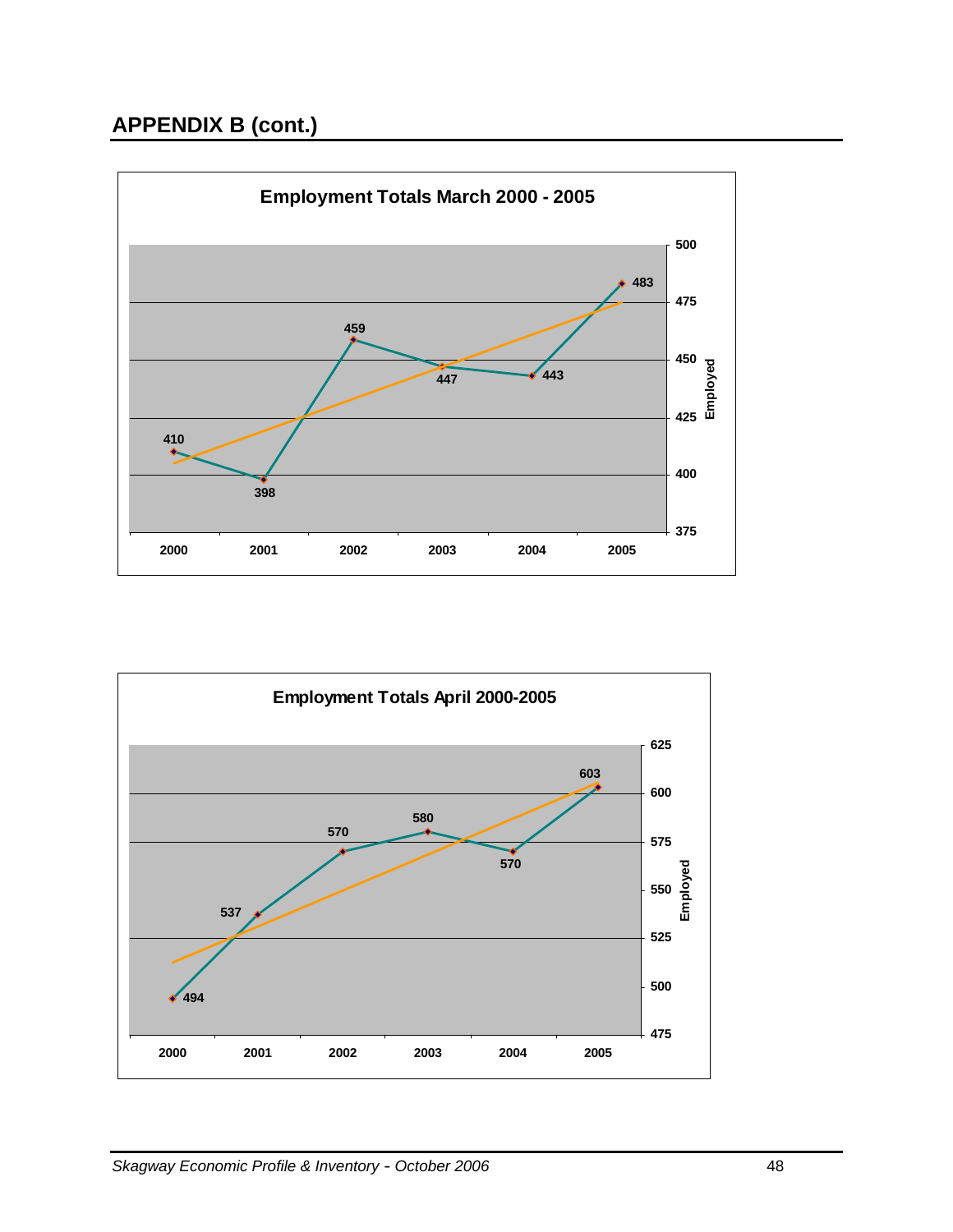## APPENDIX B (cont.)

**Employment Totals March 2000 - 2005**

500
475
450
425
400
375

Employed

410
398
459
447
443
483

2000
2001
2002
2003
2004
2005

**Employment Totals April 2000-2005**

625
600
575
550
525
500
475

Employed

494
537
570
580
570
603

2000
2001
2002
2003
2004
2005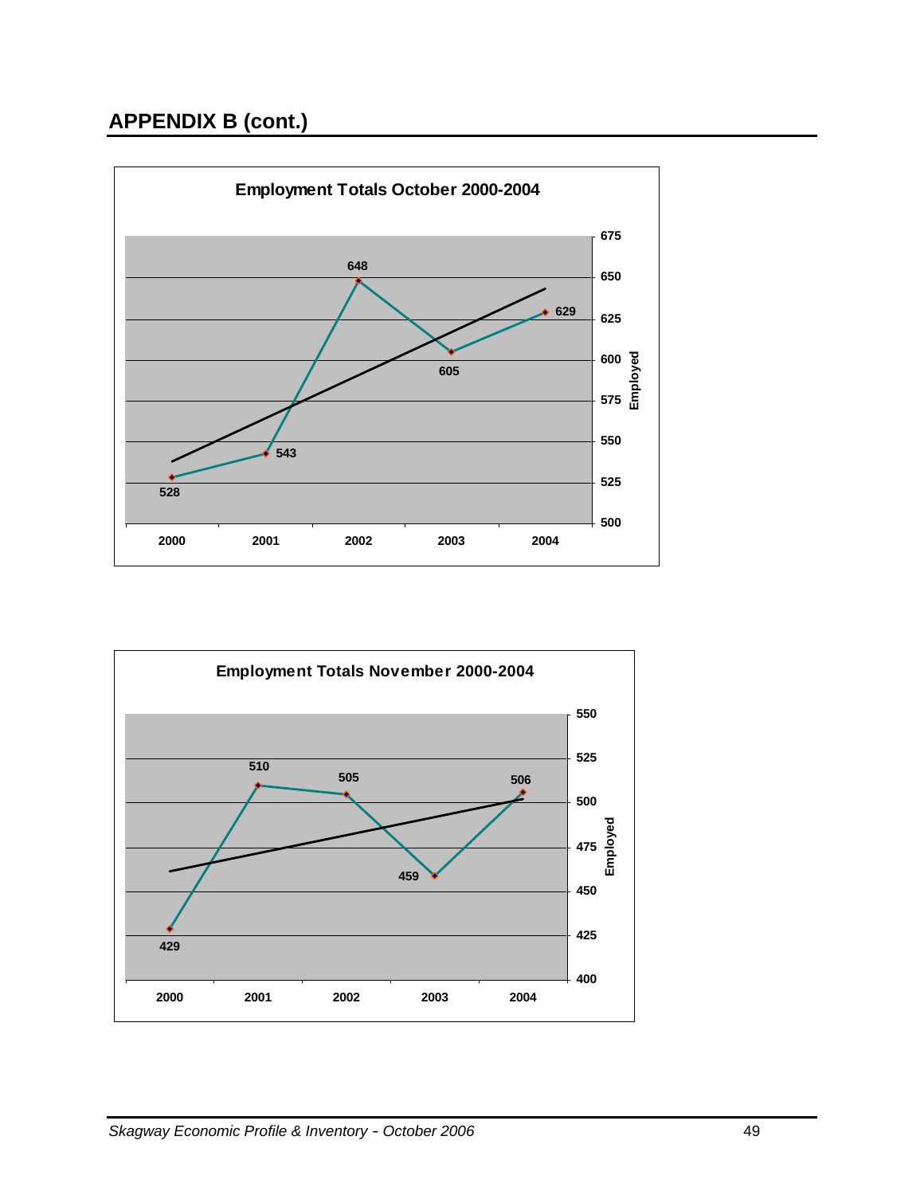## APPENDIX B (cont.)

**Employment Totals October 2000-2004**

675
650
625
600
575
550
525
500

Employed

648
629
605
543
528

2000
2001
2002
2003
2004

**Employment Totals November 2000-2004**

550
525
500
475
450
425
400

Employed

510
505
506
459
429

2000
2001
2002
2003
2004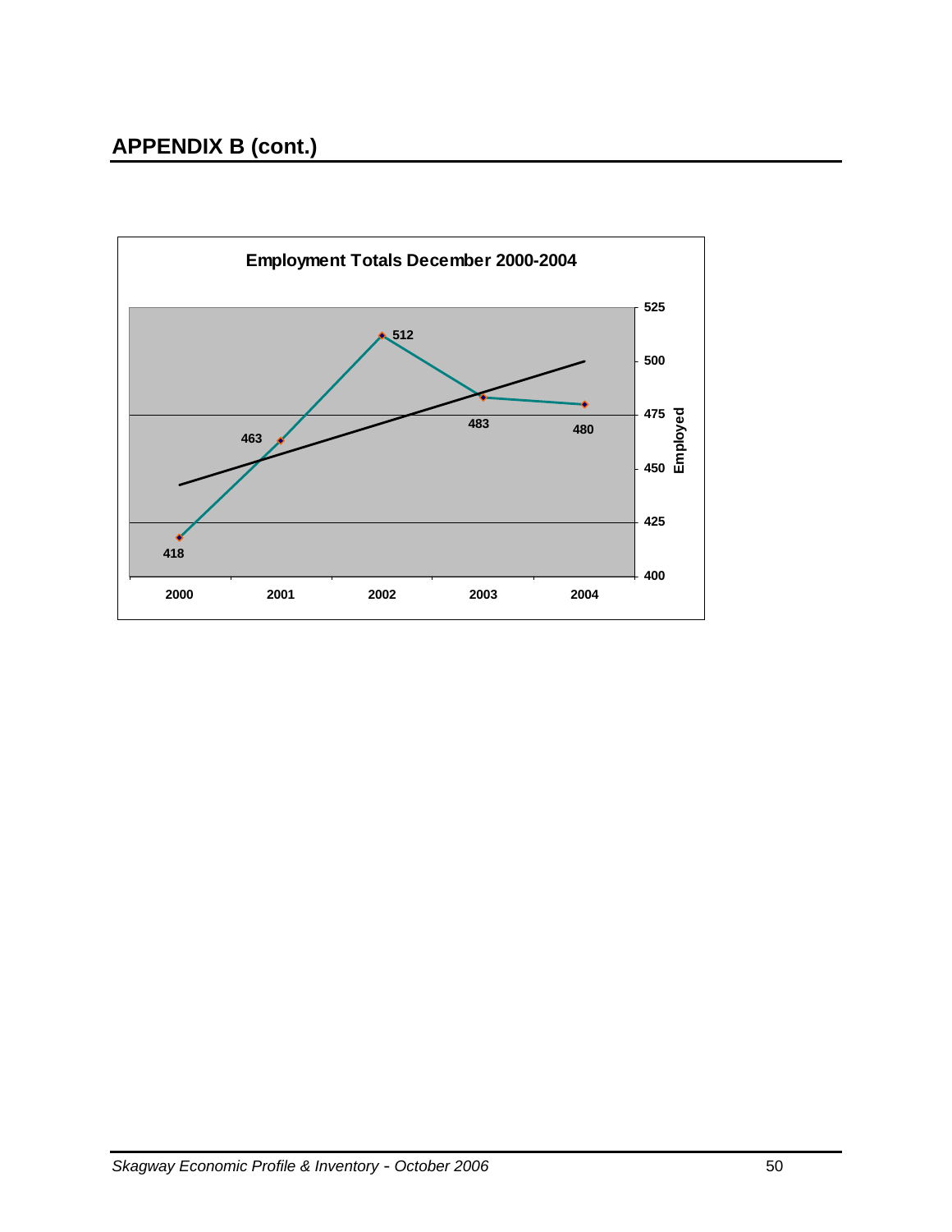## APPENDIX B (cont.)

Employment Totals December 2000-2004

525
500
475
450
425
400

Employed

512
463
483
480
418

2000
2001
2002
2003
2004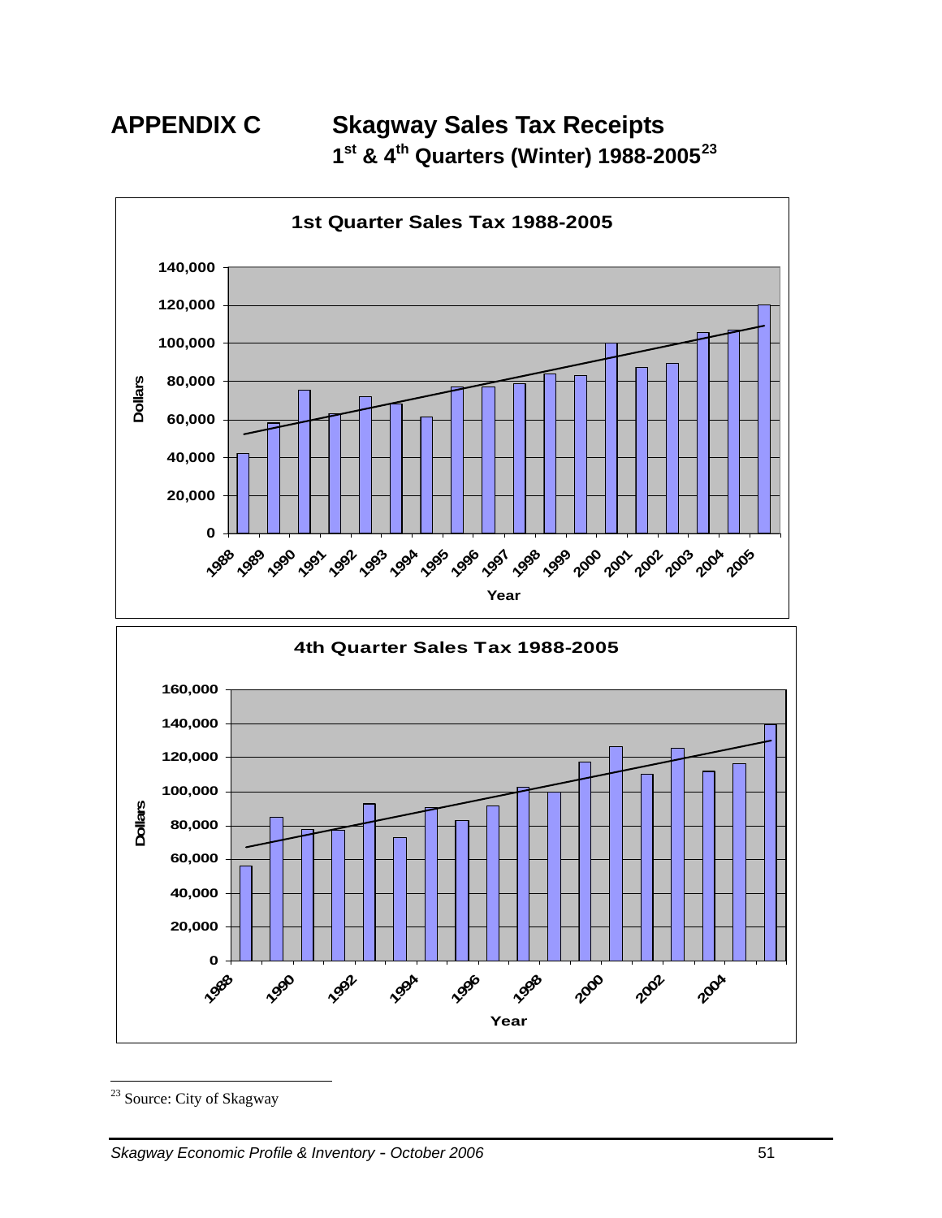# APPENDIX C Skagway Sales Tax Receipts

## 1st & 4th Quarters (Winter) 1988-2005[23]

1st Quarter Sales Tax 1988-2005

Dollars

140,000
120,000
100,000
80,000
60,000
40,000
20,000
0

1988 1989 1990 1991 1992 1993 1994 1995 1996 1997 1998 1999 2000 2001 2002 2003 2004 2005

Year

4th Quarter Sales Tax 1988-2005

Dollars

160,000
140,000
120,000
100,000
80,000
60,000
40,000
20,000
0

1988 1990 1992 1994 1996 1998 2000 2002 2004

Year

---

[23] Source: City of Skagway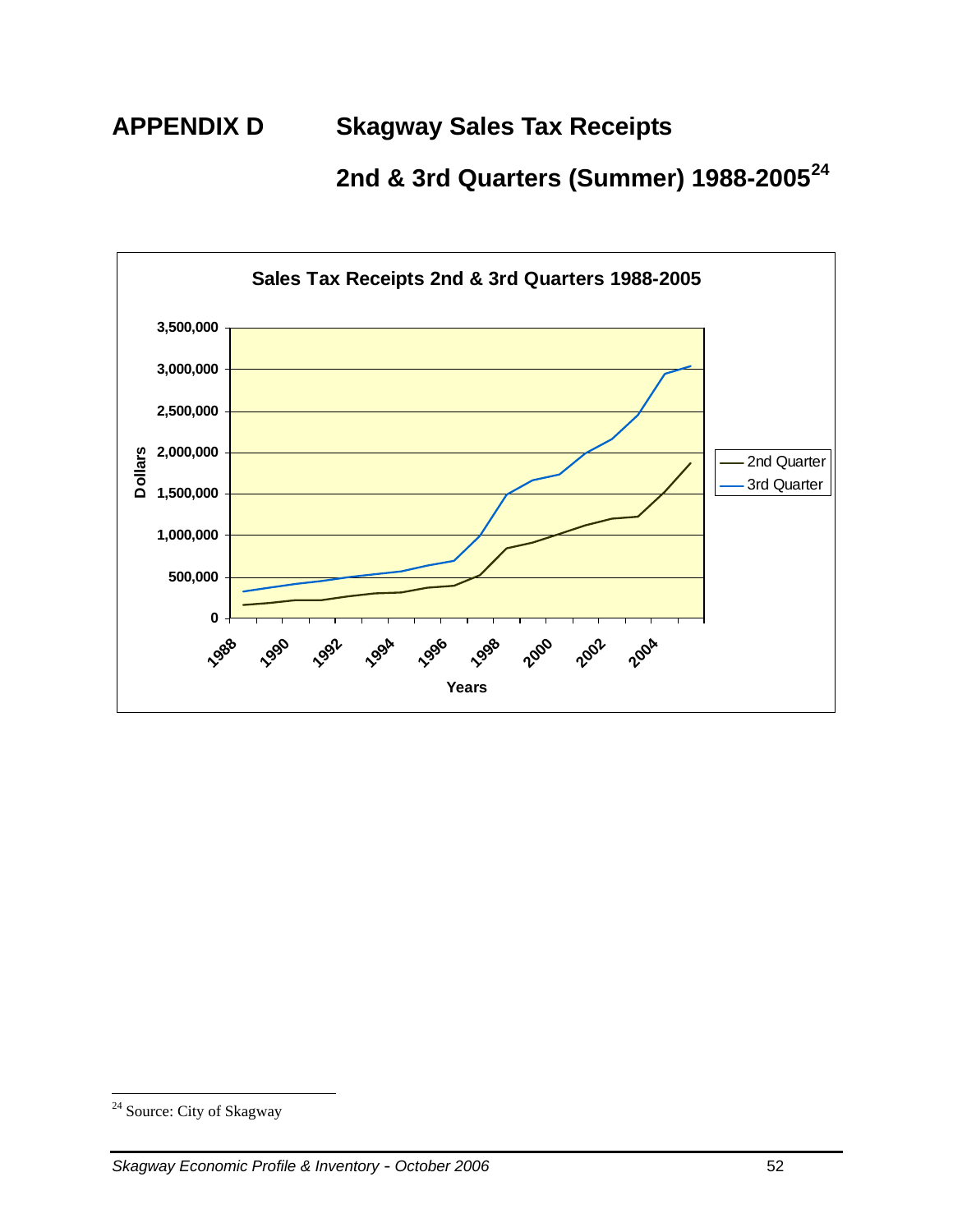# APPENDIX D Skagway Sales Tax Receipts

## 2nd & 3rd Quarters (Summer) 1988-2005[24]

Sales Tax Receipts 2nd & 3rd Quarters 1988-2005

Dollars

3,500,000
3,000,000
2,500,000
2,000,000
1,500,000
1,000,000
500,000
0

1988
1990
1992
1994
1996
1998
2000
2002
2004

Years

2nd Quarter
3rd Quarter

[24] Source: City of Skagway